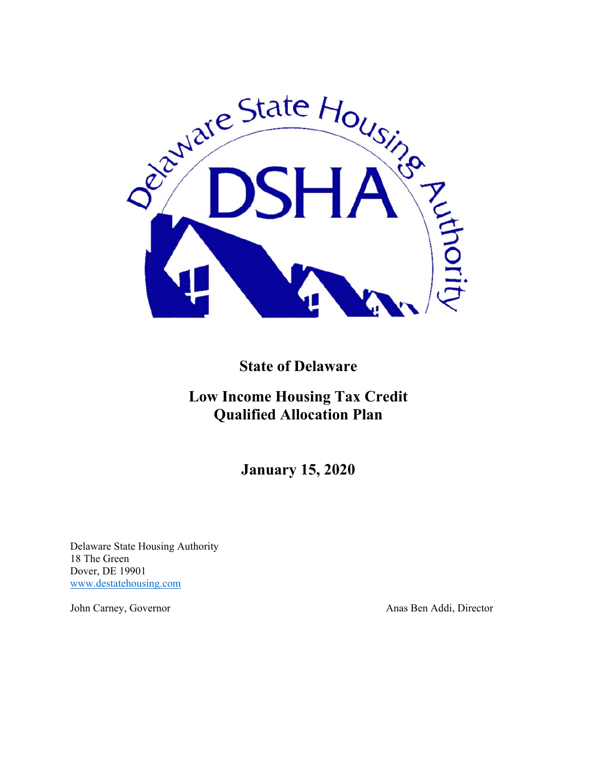**State of Delaware**

# Low Income Housing Tax Credit Qualified Allocation Plan

**January 15, 2020**

Delaware State Housing Authority
18 The Green
Dover, DE 19901
www.destatehousing.com

John Carney, Governor

Anas Ben Addi, Director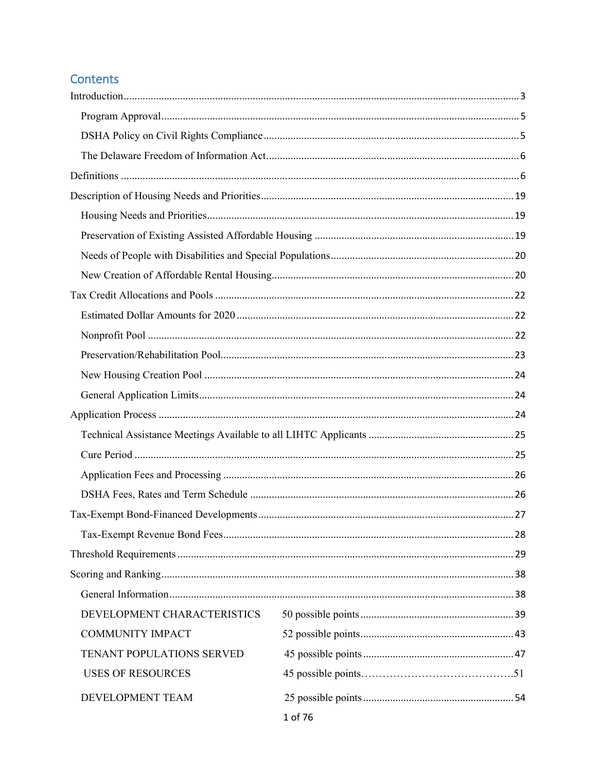# Contents

Introduction ........................................................................................................ 3

- Program Approval ........................................................................................ 5
- DSHA Policy on Civil Rights Compliance ................................................... 5
- The Delaware Freedom of Information Act ................................................. 6

Definitions ........................................................................................................ 6

Description of Housing Needs and Priorities .................................................. 19

- Housing Needs and Priorities ...................................................................... 19
- Preservation of Existing Assisted Affordable Housing ............................... 19
- Needs of People with Disabilities and Special Populations ........................ 20
- New Creation of Affordable Rental Housing .............................................. 20

Tax Credit Allocations and Pools ................................................................... 22

- Estimated Dollar Amounts for 2020 ........................................................... 22
- Nonprofit Pool ............................................................................................. 22
- Preservation/Rehabilitation Pool ................................................................. 23
- New Housing Creation Pool ........................................................................ 24
- General Application Limits ........................................................................ 24

Application Process ........................................................................................ 24

- Technical Assistance Meetings Available to all LIHTC Applicants ........... 25
- Cure Period .................................................................................................. 25
- Application Fees and Processing ................................................................ 26
- DSHA Fees, Rates and Term Schedule ....................................................... 26

Tax-Exempt Bond-Financed Developments ................................................... 27

- Tax-Exempt Revenue Bond Fees ................................................................ 28

Threshold Requirements ................................................................................. 29

Scoring and Ranking ....................................................................................... 38

- General Information .................................................................................... 38
- DEVELOPMENT CHARACTERISTICS 50 possible points ..................... 39
- COMMUNITY IMPACT 52 possible points ............................................... 43
- TENANT POPULATIONS SERVED 45 possible points ............................ 47
- USES OF RESOURCES 45 possible points ............................................... 51
- DEVELOPMENT TEAM 25 possible points .............................................. 54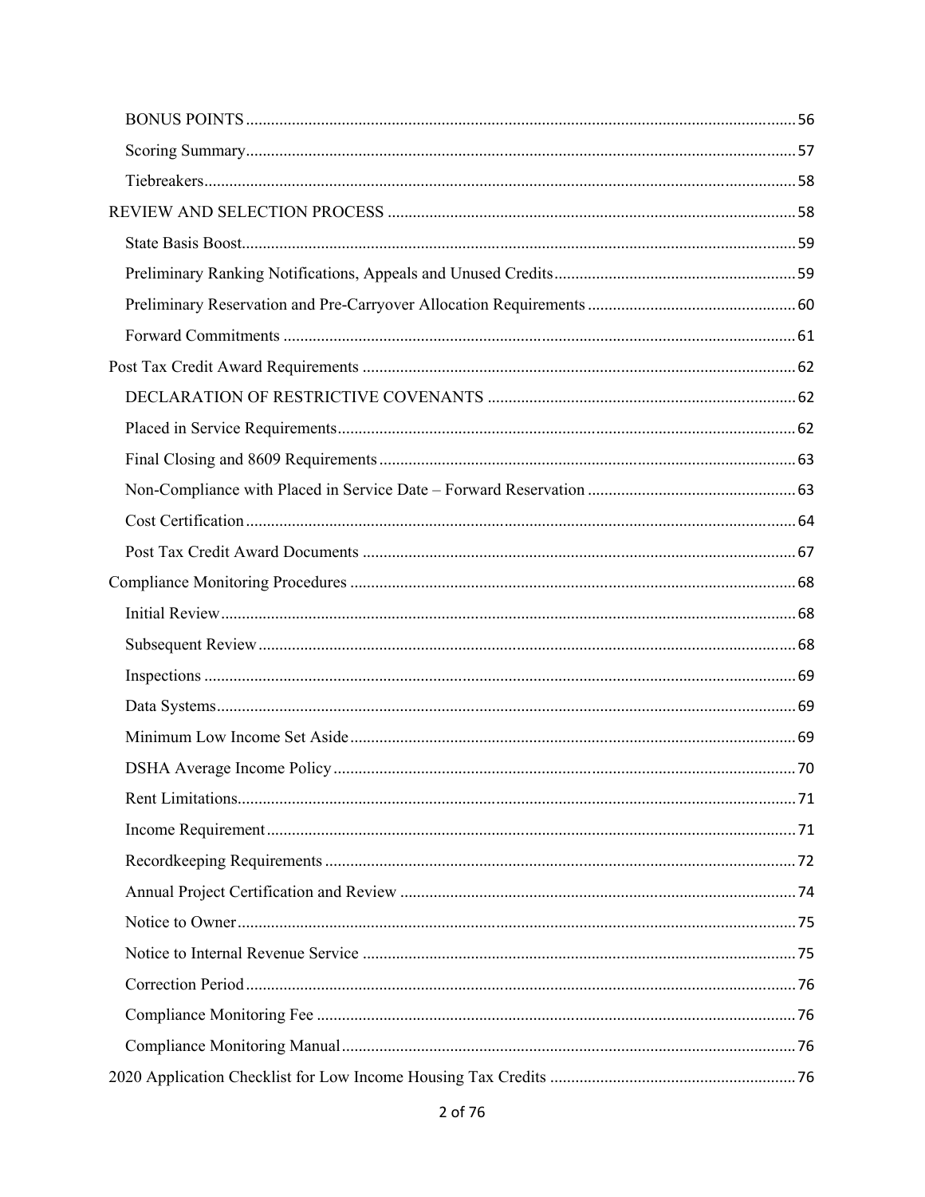BONUS POINTS ........ 56

Scoring Summary ........ 57

Tiebreakers ........ 58

REVIEW AND SELECTION PROCESS ........ 58

State Basis Boost ........ 59

Preliminary Ranking Notifications, Appeals and Unused Credits ........ 59

Preliminary Reservation and Pre-Carryover Allocation Requirements ........ 60

Forward Commitments ........ 61

Post Tax Credit Award Requirements ........ 62

DECLARATION OF RESTRICTIVE COVENANTS ........ 62

Placed in Service Requirements ........ 62

Final Closing and 8609 Requirements ........ 63

Non-Compliance with Placed in Service Date – Forward Reservation ........ 63

Cost Certification ........ 64

Post Tax Credit Award Documents ........ 67

Compliance Monitoring Procedures ........ 68

Initial Review ........ 68

Subsequent Review ........ 68

Inspections ........ 69

Data Systems ........ 69

Minimum Low Income Set Aside ........ 69

DSHA Average Income Policy ........ 70

Rent Limitations ........ 71

Income Requirement ........ 71

Recordkeeping Requirements ........ 72

Annual Project Certification and Review ........ 74

Notice to Owner ........ 75

Notice to Internal Revenue Service ........ 75

Correction Period ........ 76

Compliance Monitoring Fee ........ 76

Compliance Monitoring Manual ........ 76

2020 Application Checklist for Low Income Housing Tax Credits ........ 76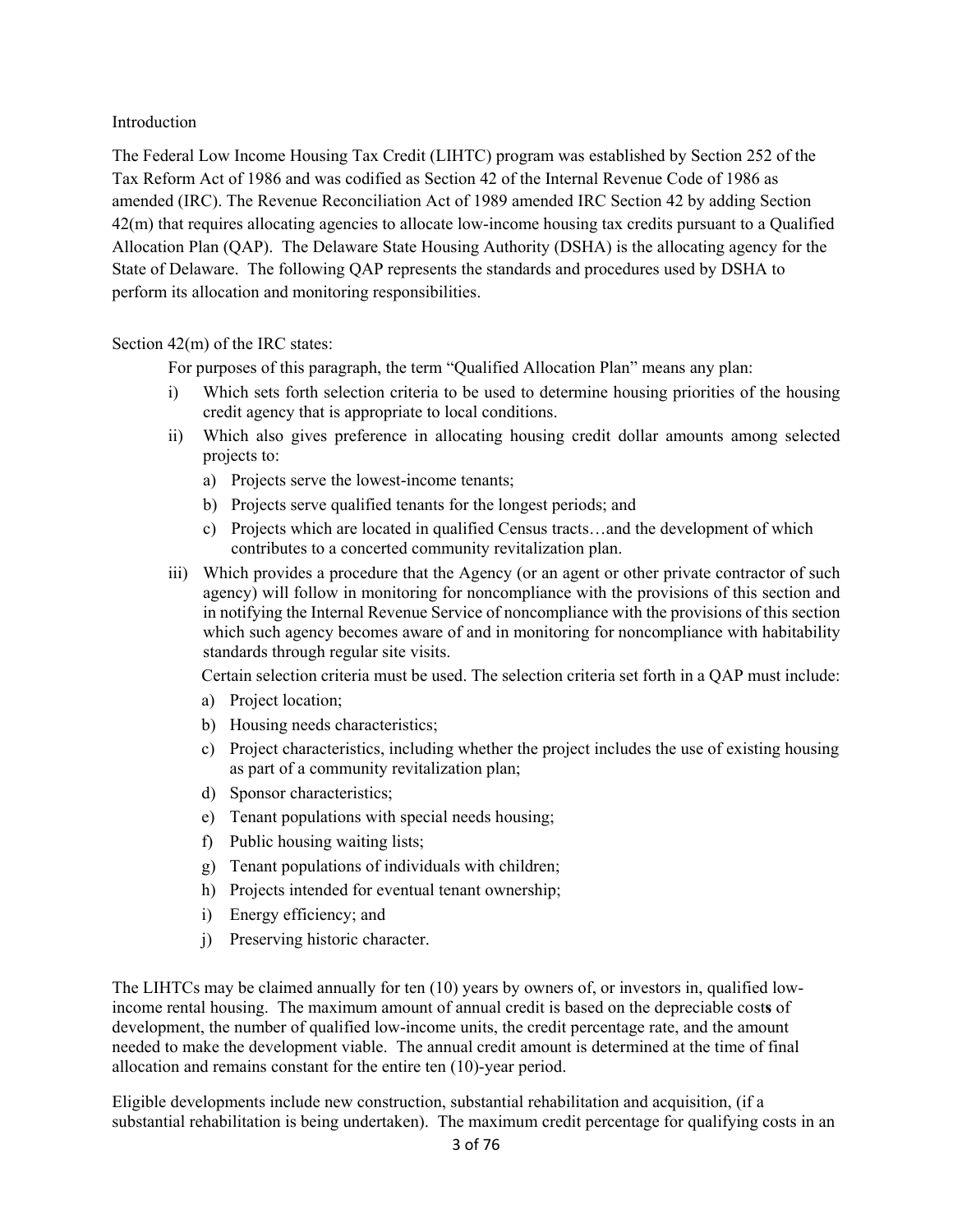Introduction

The Federal Low Income Housing Tax Credit (LIHTC) program was established by Section 252 of the Tax Reform Act of 1986 and was codified as Section 42 of the Internal Revenue Code of 1986 as amended (IRC). The Revenue Reconciliation Act of 1989 amended IRC Section 42 by adding Section 42(m) that requires allocating agencies to allocate low-income housing tax credits pursuant to a Qualified Allocation Plan (QAP). The Delaware State Housing Authority (DSHA) is the allocating agency for the State of Delaware. The following QAP represents the standards and procedures used by DSHA to perform its allocation and monitoring responsibilities.

Section 42(m) of the IRC states:

For purposes of this paragraph, the term "Qualified Allocation Plan" means any plan:

i) Which sets forth selection criteria to be used to determine housing priorities of the housing credit agency that is appropriate to local conditions.
ii) Which also gives preference in allocating housing credit dollar amounts among selected projects to:
    a) Projects serve the lowest-income tenants;
    b) Projects serve qualified tenants for the longest periods; and
    c) Projects which are located in qualified Census tracts…and the development of which contributes to a concerted community revitalization plan.
iii) Which provides a procedure that the Agency (or an agent or other private contractor of such agency) will follow in monitoring for noncompliance with the provisions of this section and in notifying the Internal Revenue Service of noncompliance with the provisions of this section which such agency becomes aware of and in monitoring for noncompliance with habitability standards through regular site visits.

    Certain selection criteria must be used. The selection criteria set forth in a QAP must include:
    a) Project location;
    b) Housing needs characteristics;
    c) Project characteristics, including whether the project includes the use of existing housing as part of a community revitalization plan;
    d) Sponsor characteristics;
    e) Tenant populations with special needs housing;
    f) Public housing waiting lists;
    g) Tenant populations of individuals with children;
    h) Projects intended for eventual tenant ownership;
    i) Energy efficiency; and
    j) Preserving historic character.

The LIHTCs may be claimed annually for ten (10) years by owners of, or investors in, qualified low-income rental housing. The maximum amount of annual credit is based on the depreciable costs of development, the number of qualified low-income units, the credit percentage rate, and the amount needed to make the development viable. The annual credit amount is determined at the time of final allocation and remains constant for the entire ten (10)-year period.

Eligible developments include new construction, substantial rehabilitation and acquisition, (if a substantial rehabilitation is being undertaken). The maximum credit percentage for qualifying costs in an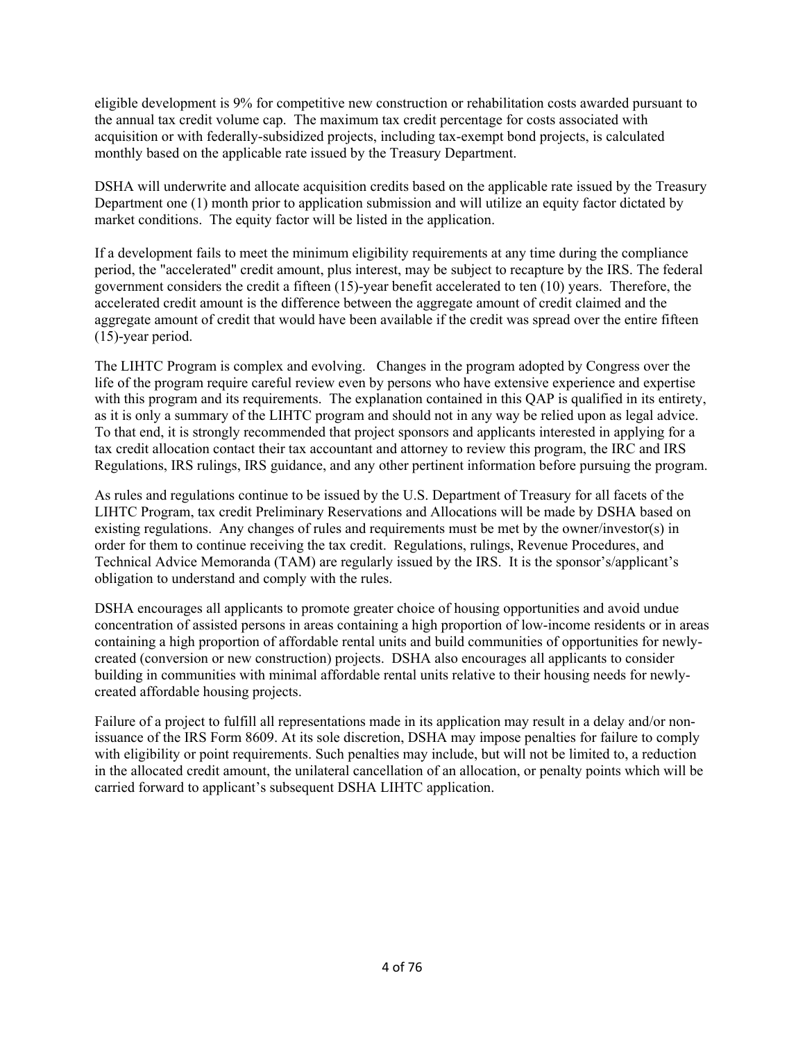eligible development is 9% for competitive new construction or rehabilitation costs awarded pursuant to the annual tax credit volume cap. The maximum tax credit percentage for costs associated with acquisition or with federally-subsidized projects, including tax-exempt bond projects, is calculated monthly based on the applicable rate issued by the Treasury Department.

DSHA will underwrite and allocate acquisition credits based on the applicable rate issued by the Treasury Department one (1) month prior to application submission and will utilize an equity factor dictated by market conditions. The equity factor will be listed in the application.

If a development fails to meet the minimum eligibility requirements at any time during the compliance period, the "accelerated" credit amount, plus interest, may be subject to recapture by the IRS. The federal government considers the credit a fifteen (15)-year benefit accelerated to ten (10) years. Therefore, the accelerated credit amount is the difference between the aggregate amount of credit claimed and the aggregate amount of credit that would have been available if the credit was spread over the entire fifteen (15)-year period.

The LIHTC Program is complex and evolving. Changes in the program adopted by Congress over the life of the program require careful review even by persons who have extensive experience and expertise with this program and its requirements. The explanation contained in this QAP is qualified in its entirety, as it is only a summary of the LIHTC program and should not in any way be relied upon as legal advice. To that end, it is strongly recommended that project sponsors and applicants interested in applying for a tax credit allocation contact their tax accountant and attorney to review this program, the IRC and IRS Regulations, IRS rulings, IRS guidance, and any other pertinent information before pursuing the program.

As rules and regulations continue to be issued by the U.S. Department of Treasury for all facets of the LIHTC Program, tax credit Preliminary Reservations and Allocations will be made by DSHA based on existing regulations. Any changes of rules and requirements must be met by the owner/investor(s) in order for them to continue receiving the tax credit. Regulations, rulings, Revenue Procedures, and Technical Advice Memoranda (TAM) are regularly issued by the IRS. It is the sponsor's/applicant's obligation to understand and comply with the rules.

DSHA encourages all applicants to promote greater choice of housing opportunities and avoid undue concentration of assisted persons in areas containing a high proportion of low-income residents or in areas containing a high proportion of affordable rental units and build communities of opportunities for newly-created (conversion or new construction) projects. DSHA also encourages all applicants to consider building in communities with minimal affordable rental units relative to their housing needs for newly-created affordable housing projects.

Failure of a project to fulfill all representations made in its application may result in a delay and/or non-issuance of the IRS Form 8609. At its sole discretion, DSHA may impose penalties for failure to comply with eligibility or point requirements. Such penalties may include, but will not be limited to, a reduction in the allocated credit amount, the unilateral cancellation of an allocation, or penalty points which will be carried forward to applicant's subsequent DSHA LIHTC application.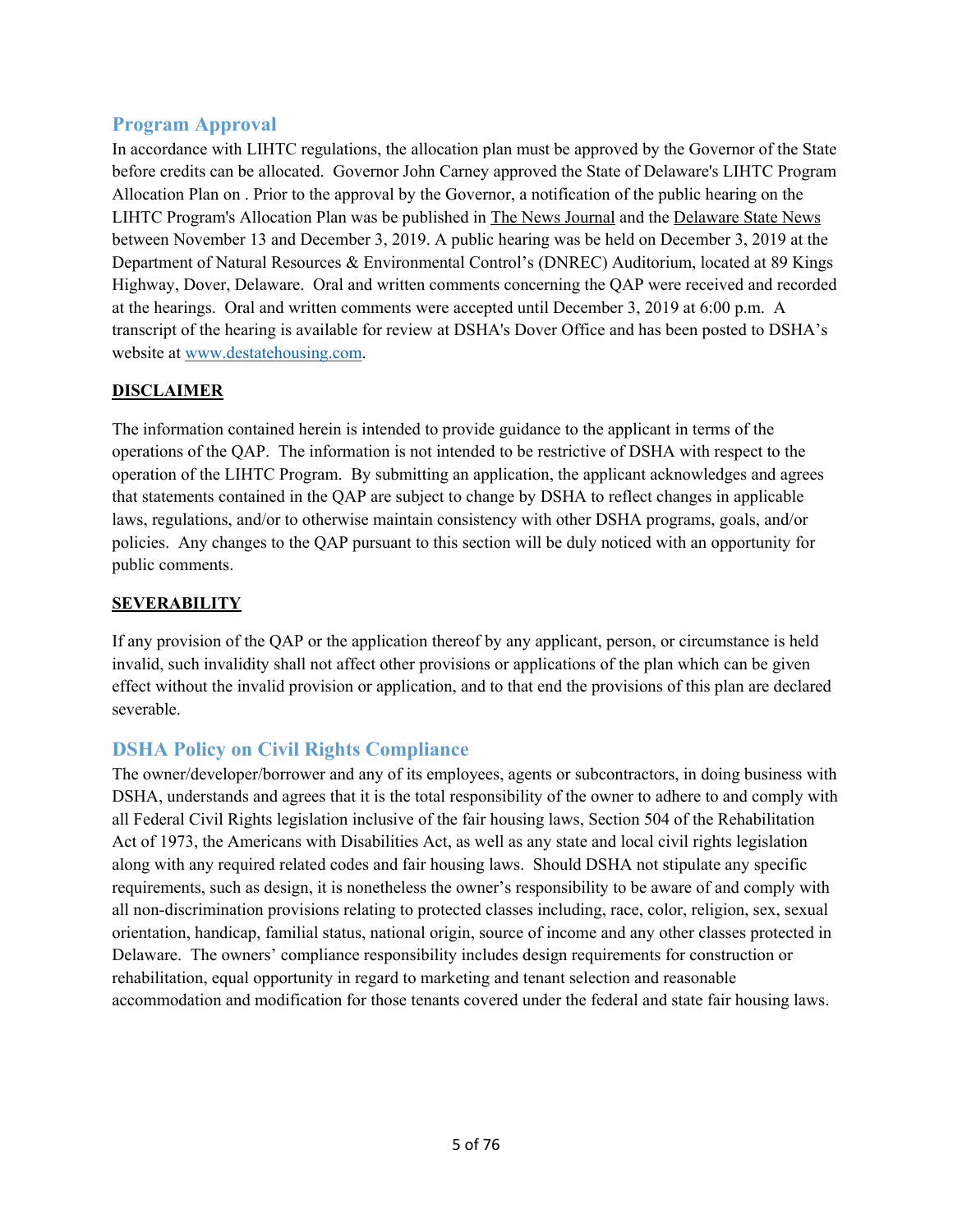## Program Approval

In accordance with LIHTC regulations, the allocation plan must be approved by the Governor of the State before credits can be allocated. Governor John Carney approved the State of Delaware's LIHTC Program Allocation Plan on . Prior to the approval by the Governor, a notification of the public hearing on the LIHTC Program's Allocation Plan was be published in The News Journal and the Delaware State News between November 13 and December 3, 2019. A public hearing was be held on December 3, 2019 at the Department of Natural Resources & Environmental Control's (DNREC) Auditorium, located at 89 Kings Highway, Dover, Delaware. Oral and written comments concerning the QAP were received and recorded at the hearings. Oral and written comments were accepted until December 3, 2019 at 6:00 p.m. A transcript of the hearing is available for review at DSHA's Dover Office and has been posted to DSHA's website at [www.destatehousing.com](http://www.destatehousing.com).

**DISCLAIMER**

The information contained herein is intended to provide guidance to the applicant in terms of the operations of the QAP. The information is not intended to be restrictive of DSHA with respect to the operation of the LIHTC Program. By submitting an application, the applicant acknowledges and agrees that statements contained in the QAP are subject to change by DSHA to reflect changes in applicable laws, regulations, and/or to otherwise maintain consistency with other DSHA programs, goals, and/or policies. Any changes to the QAP pursuant to this section will be duly noticed with an opportunity for public comments.

**SEVERABILITY**

If any provision of the QAP or the application thereof by any applicant, person, or circumstance is held invalid, such invalidity shall not affect other provisions or applications of the plan which can be given effect without the invalid provision or application, and to that end the provisions of this plan are declared severable.

## DSHA Policy on Civil Rights Compliance

The owner/developer/borrower and any of its employees, agents or subcontractors, in doing business with DSHA, understands and agrees that it is the total responsibility of the owner to adhere to and comply with all Federal Civil Rights legislation inclusive of the fair housing laws, Section 504 of the Rehabilitation Act of 1973, the Americans with Disabilities Act, as well as any state and local civil rights legislation along with any required related codes and fair housing laws. Should DSHA not stipulate any specific requirements, such as design, it is nonetheless the owner's responsibility to be aware of and comply with all non-discrimination provisions relating to protected classes including, race, color, religion, sex, sexual orientation, handicap, familial status, national origin, source of income and any other classes protected in Delaware. The owners' compliance responsibility includes design requirements for construction or rehabilitation, equal opportunity in regard to marketing and tenant selection and reasonable accommodation and modification for those tenants covered under the federal and state fair housing laws.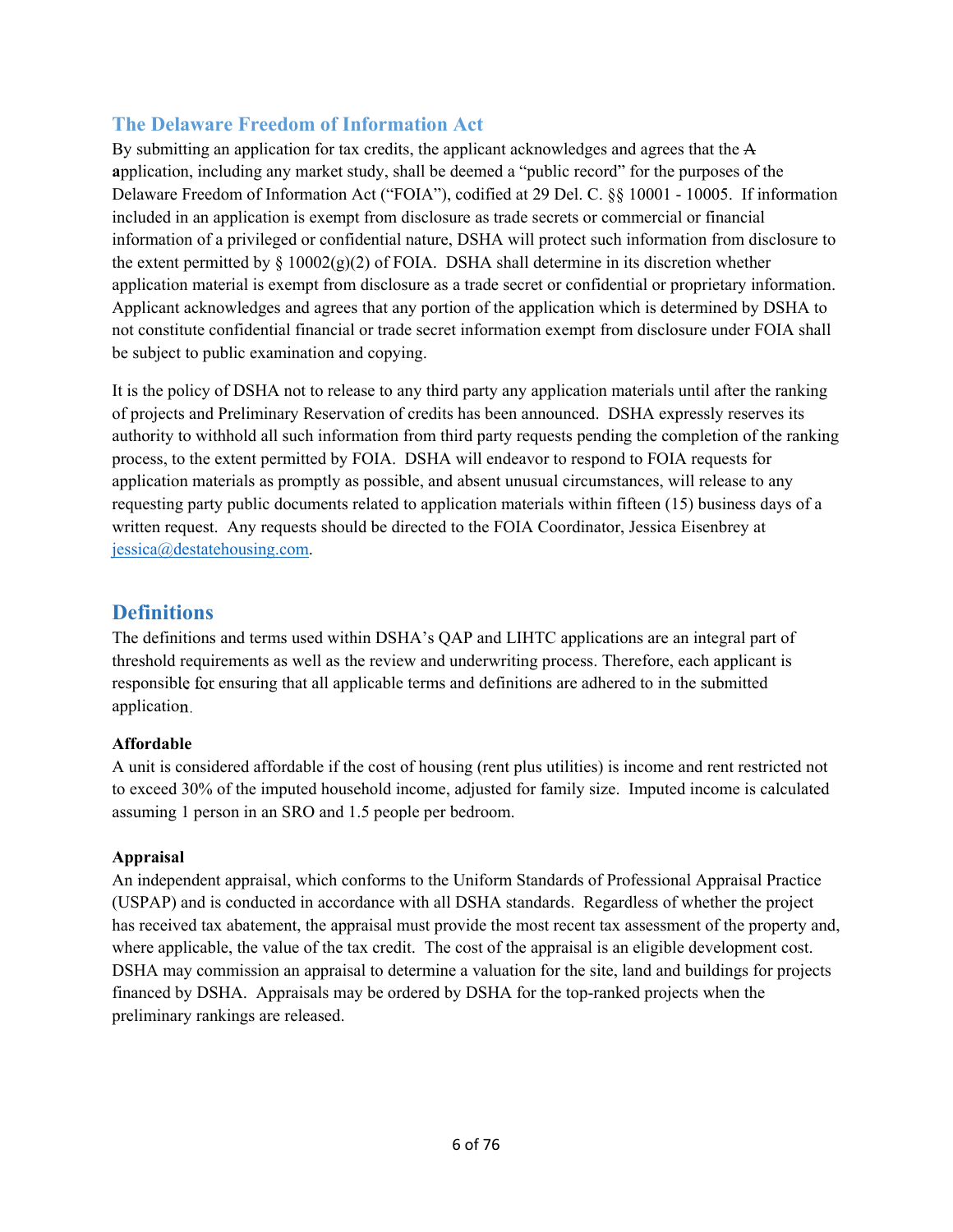## The Delaware Freedom of Information Act

By submitting an application for tax credits, the applicant acknowledges and agrees that the ~~A~~ **a**pplication, including any market study, shall be deemed a "public record" for the purposes of the Delaware Freedom of Information Act ("FOIA"), codified at 29 Del. C. §§ 10001 - 10005. If information included in an application is exempt from disclosure as trade secrets or commercial or financial information of a privileged or confidential nature, DSHA will protect such information from disclosure to the extent permitted by § 10002(g)(2) of FOIA. DSHA shall determine in its discretion whether application material is exempt from disclosure as a trade secret or confidential or proprietary information. Applicant acknowledges and agrees that any portion of the application which is determined by DSHA to not constitute confidential financial or trade secret information exempt from disclosure under FOIA shall be subject to public examination and copying.

It is the policy of DSHA not to release to any third party any application materials until after the ranking of projects and Preliminary Reservation of credits has been announced. DSHA expressly reserves its authority to withhold all such information from third party requests pending the completion of the ranking process, to the extent permitted by FOIA. DSHA will endeavor to respond to FOIA requests for application materials as promptly as possible, and absent unusual circumstances, will release to any requesting party public documents related to application materials within fifteen (15) business days of a written request. Any requests should be directed to the FOIA Coordinator, Jessica Eisenbrey at jessica@destatehousing.com.

# Definitions

The definitions and terms used within DSHA's QAP and LIHTC applications are an integral part of threshold requirements as well as the review and underwriting process. Therefore, each applicant is responsible for ensuring that all applicable terms and definitions are adhered to in the submitted application.

**Affordable**

A unit is considered affordable if the cost of housing (rent plus utilities) is income and rent restricted not to exceed 30% of the imputed household income, adjusted for family size. Imputed income is calculated assuming 1 person in an SRO and 1.5 people per bedroom.

**Appraisal**

An independent appraisal, which conforms to the Uniform Standards of Professional Appraisal Practice (USPAP) and is conducted in accordance with all DSHA standards. Regardless of whether the project has received tax abatement, the appraisal must provide the most recent tax assessment of the property and, where applicable, the value of the tax credit. The cost of the appraisal is an eligible development cost. DSHA may commission an appraisal to determine a valuation for the site, land and buildings for projects financed by DSHA. Appraisals may be ordered by DSHA for the top-ranked projects when the preliminary rankings are released.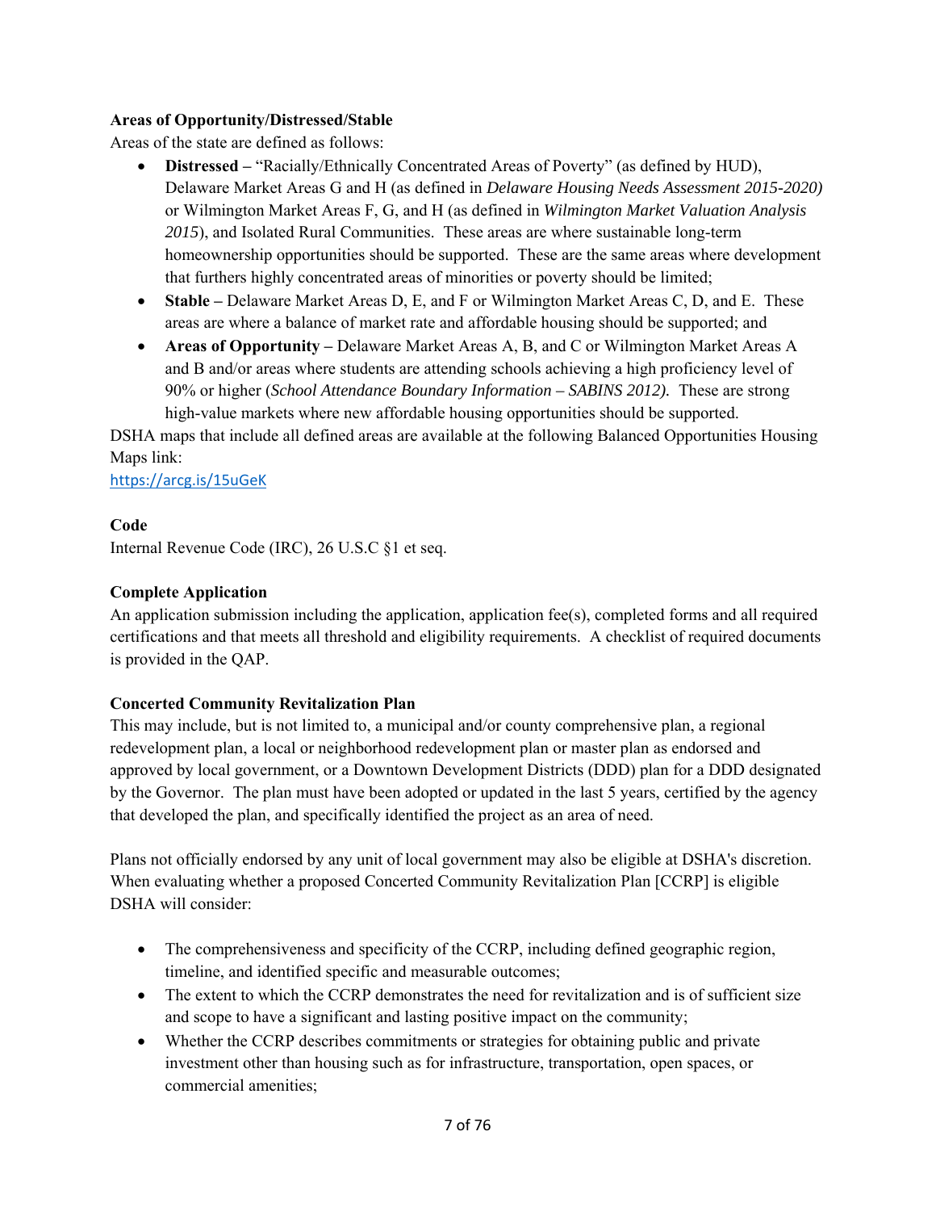**Areas of Opportunity/Distressed/Stable**

Areas of the state are defined as follows:

- **Distressed –** "Racially/Ethnically Concentrated Areas of Poverty" (as defined by HUD), Delaware Market Areas G and H (as defined in *Delaware Housing Needs Assessment 2015-2020)* or Wilmington Market Areas F, G, and H (as defined in *Wilmington Market Valuation Analysis 2015*), and Isolated Rural Communities. These areas are where sustainable long-term homeownership opportunities should be supported. These are the same areas where development that furthers highly concentrated areas of minorities or poverty should be limited;
- **Stable –** Delaware Market Areas D, E, and F or Wilmington Market Areas C, D, and E. These areas are where a balance of market rate and affordable housing should be supported; and
- **Areas of Opportunity –** Delaware Market Areas A, B, and C or Wilmington Market Areas A and B and/or areas where students are attending schools achieving a high proficiency level of 90% or higher (*School Attendance Boundary Information – SABINS 2012).* These are strong high-value markets where new affordable housing opportunities should be supported.

DSHA maps that include all defined areas are available at the following Balanced Opportunities Housing Maps link:
https://arcg.is/15uGeK

**Code**

Internal Revenue Code (IRC), 26 U.S.C §1 et seq.

**Complete Application**

An application submission including the application, application fee(s), completed forms and all required certifications and that meets all threshold and eligibility requirements. A checklist of required documents is provided in the QAP.

**Concerted Community Revitalization Plan**

This may include, but is not limited to, a municipal and/or county comprehensive plan, a regional redevelopment plan, a local or neighborhood redevelopment plan or master plan as endorsed and approved by local government, or a Downtown Development Districts (DDD) plan for a DDD designated by the Governor. The plan must have been adopted or updated in the last 5 years, certified by the agency that developed the plan, and specifically identified the project as an area of need.

Plans not officially endorsed by any unit of local government may also be eligible at DSHA's discretion. When evaluating whether a proposed Concerted Community Revitalization Plan [CCRP] is eligible DSHA will consider:

- The comprehensiveness and specificity of the CCRP, including defined geographic region, timeline, and identified specific and measurable outcomes;
- The extent to which the CCRP demonstrates the need for revitalization and is of sufficient size and scope to have a significant and lasting positive impact on the community;
- Whether the CCRP describes commitments or strategies for obtaining public and private investment other than housing such as for infrastructure, transportation, open spaces, or commercial amenities;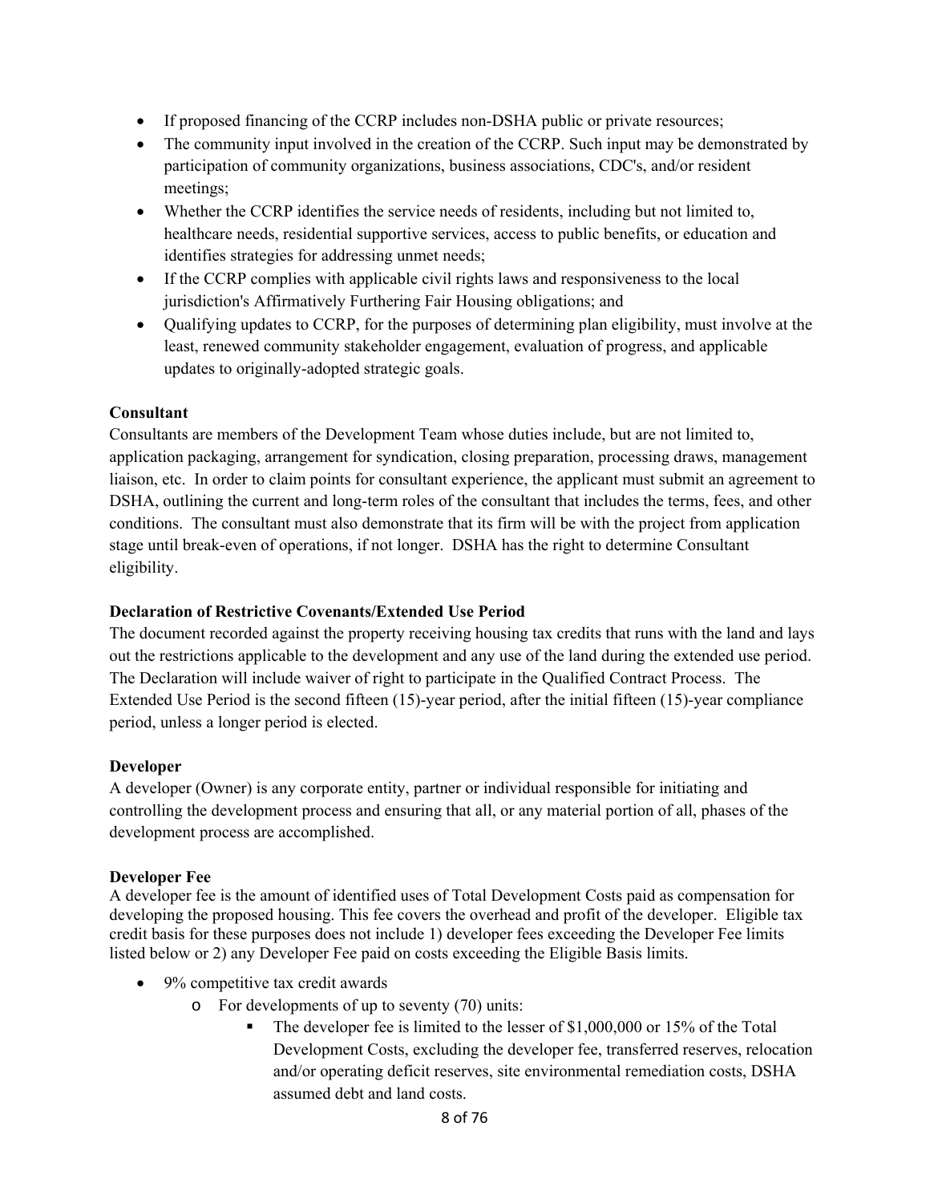- If proposed financing of the CCRP includes non-DSHA public or private resources;
- The community input involved in the creation of the CCRP. Such input may be demonstrated by participation of community organizations, business associations, CDC's, and/or resident meetings;
- Whether the CCRP identifies the service needs of residents, including but not limited to, healthcare needs, residential supportive services, access to public benefits, or education and identifies strategies for addressing unmet needs;
- If the CCRP complies with applicable civil rights laws and responsiveness to the local jurisdiction's Affirmatively Furthering Fair Housing obligations; and
- Qualifying updates to CCRP, for the purposes of determining plan eligibility, must involve at the least, renewed community stakeholder engagement, evaluation of progress, and applicable updates to originally-adopted strategic goals.

**Consultant**

Consultants are members of the Development Team whose duties include, but are not limited to, application packaging, arrangement for syndication, closing preparation, processing draws, management liaison, etc. In order to claim points for consultant experience, the applicant must submit an agreement to DSHA, outlining the current and long-term roles of the consultant that includes the terms, fees, and other conditions. The consultant must also demonstrate that its firm will be with the project from application stage until break-even of operations, if not longer. DSHA has the right to determine Consultant eligibility.

**Declaration of Restrictive Covenants/Extended Use Period**

The document recorded against the property receiving housing tax credits that runs with the land and lays out the restrictions applicable to the development and any use of the land during the extended use period. The Declaration will include waiver of right to participate in the Qualified Contract Process. The Extended Use Period is the second fifteen (15)-year period, after the initial fifteen (15)-year compliance period, unless a longer period is elected.

**Developer**

A developer (Owner) is any corporate entity, partner or individual responsible for initiating and controlling the development process and ensuring that all, or any material portion of all, phases of the development process are accomplished.

**Developer Fee**

A developer fee is the amount of identified uses of Total Development Costs paid as compensation for developing the proposed housing. This fee covers the overhead and profit of the developer. Eligible tax credit basis for these purposes does not include 1) developer fees exceeding the Developer Fee limits listed below or 2) any Developer Fee paid on costs exceeding the Eligible Basis limits.

- 9% competitive tax credit awards
  - For developments of up to seventy (70) units:
    - The developer fee is limited to the lesser of $1,000,000 or 15% of the Total Development Costs, excluding the developer fee, transferred reserves, relocation and/or operating deficit reserves, site environmental remediation costs, DSHA assumed debt and land costs.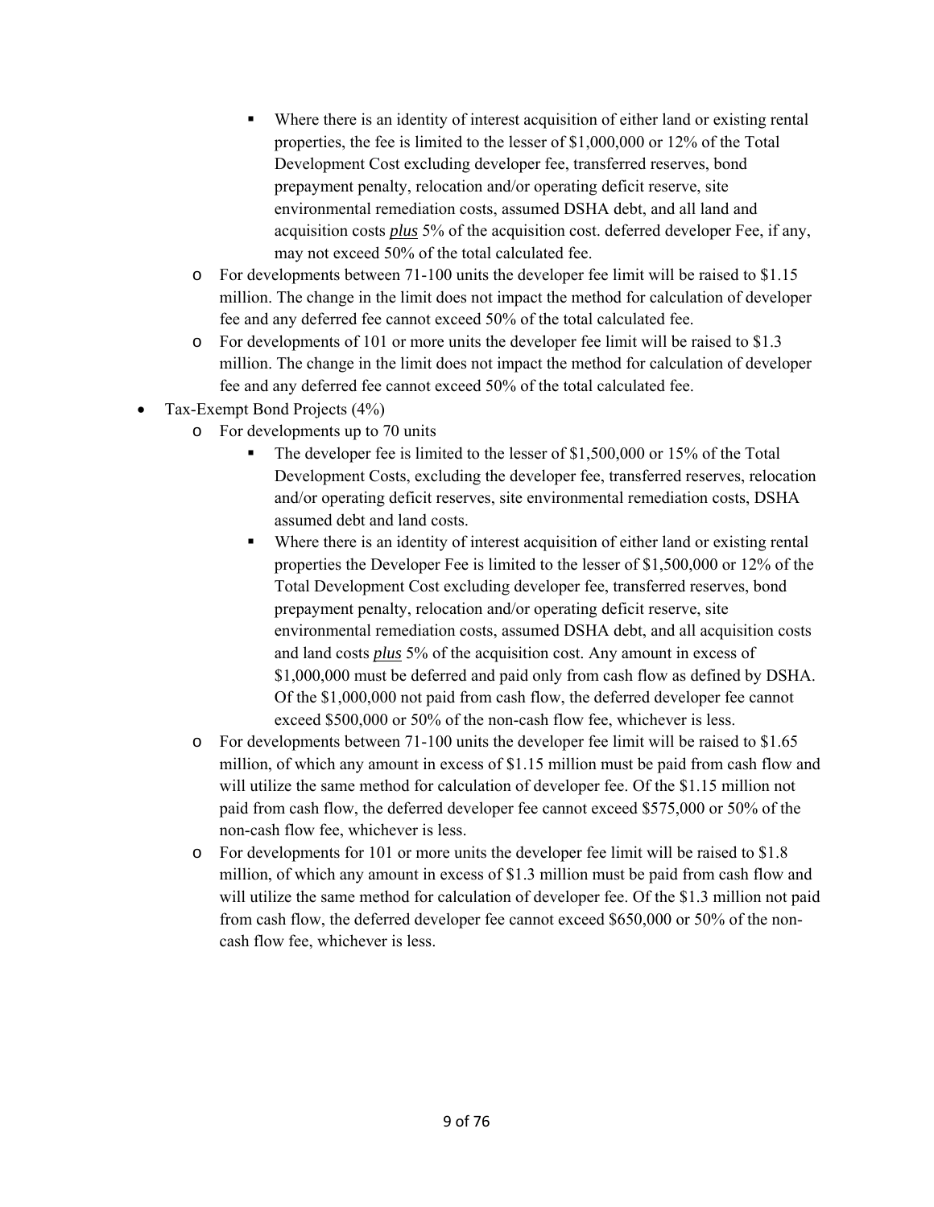- Where there is an identity of interest acquisition of either land or existing rental properties, the fee is limited to the lesser of $1,000,000 or 12% of the Total Development Cost excluding developer fee, transferred reserves, bond prepayment penalty, relocation and/or operating deficit reserve, site environmental remediation costs, assumed DSHA debt, and all land and acquisition costs ***plus*** 5% of the acquisition cost. deferred developer Fee, if any, may not exceed 50% of the total calculated fee.
    - For developments between 71-100 units the developer fee limit will be raised to $1.15 million. The change in the limit does not impact the method for calculation of developer fee and any deferred fee cannot exceed 50% of the total calculated fee.
    - For developments of 101 or more units the developer fee limit will be raised to $1.3 million. The change in the limit does not impact the method for calculation of developer fee and any deferred fee cannot exceed 50% of the total calculated fee.
- Tax-Exempt Bond Projects (4%)
    - For developments up to 70 units
        - The developer fee is limited to the lesser of $1,500,000 or 15% of the Total Development Costs, excluding the developer fee, transferred reserves, relocation and/or operating deficit reserves, site environmental remediation costs, DSHA assumed debt and land costs.
        - Where there is an identity of interest acquisition of either land or existing rental properties the Developer Fee is limited to the lesser of $1,500,000 or 12% of the Total Development Cost excluding developer fee, transferred reserves, bond prepayment penalty, relocation and/or operating deficit reserve, site environmental remediation costs, assumed DSHA debt, and all acquisition costs and land costs ***plus*** 5% of the acquisition cost. Any amount in excess of $1,000,000 must be deferred and paid only from cash flow as defined by DSHA. Of the $1,000,000 not paid from cash flow, the deferred developer fee cannot exceed $500,000 or 50% of the non-cash flow fee, whichever is less.
    - For developments between 71-100 units the developer fee limit will be raised to $1.65 million, of which any amount in excess of $1.15 million must be paid from cash flow and will utilize the same method for calculation of developer fee. Of the $1.15 million not paid from cash flow, the deferred developer fee cannot exceed $575,000 or 50% of the non-cash flow fee, whichever is less.
    - For developments for 101 or more units the developer fee limit will be raised to $1.8 million, of which any amount in excess of $1.3 million must be paid from cash flow and will utilize the same method for calculation of developer fee. Of the $1.3 million not paid from cash flow, the deferred developer fee cannot exceed $650,000 or 50% of the non-cash flow fee, whichever is less.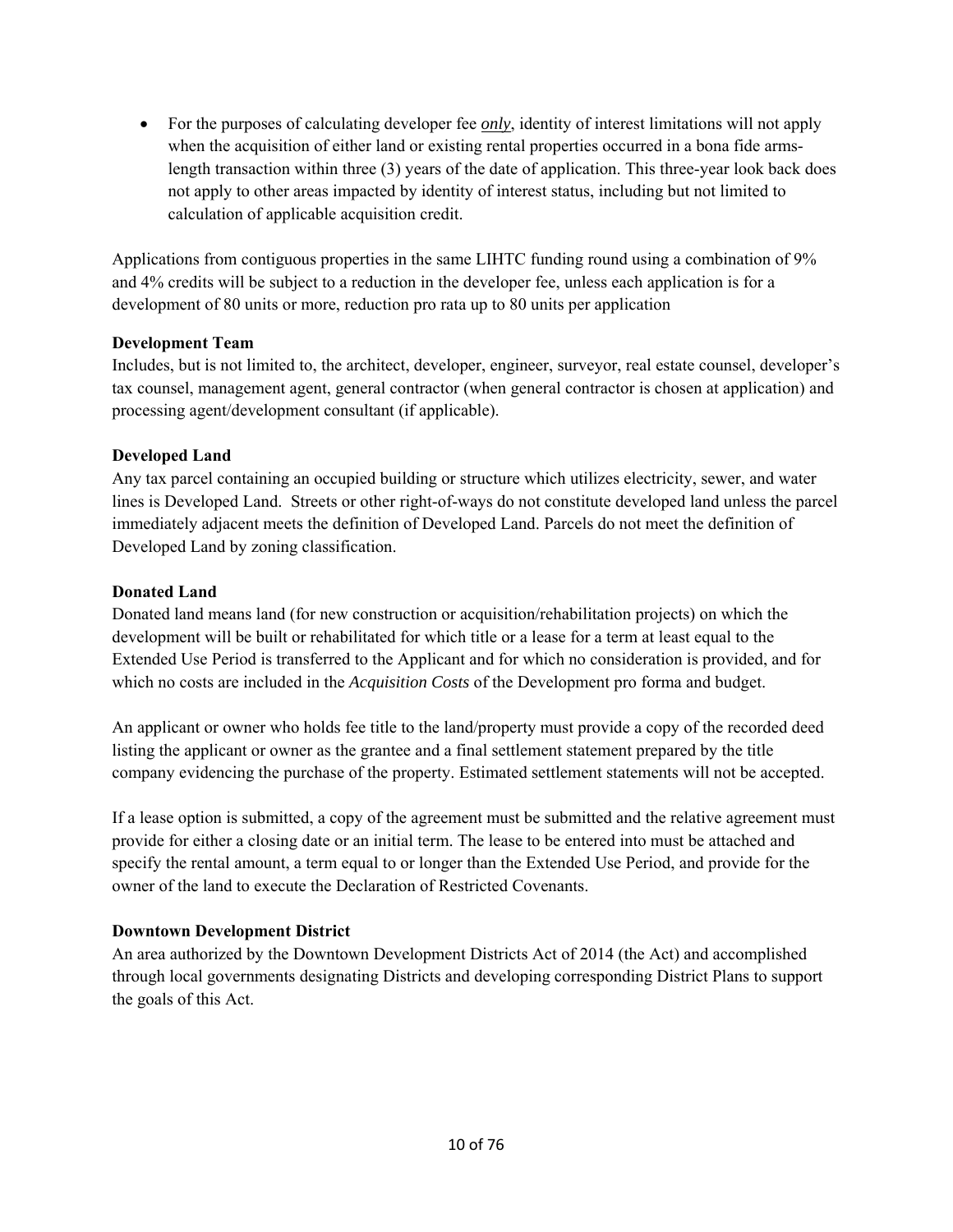- For the purposes of calculating developer fee ***only***, identity of interest limitations will not apply when the acquisition of either land or existing rental properties occurred in a bona fide arms-length transaction within three (3) years of the date of application. This three-year look back does not apply to other areas impacted by identity of interest status, including but not limited to calculation of applicable acquisition credit.

Applications from contiguous properties in the same LIHTC funding round using a combination of 9% and 4% credits will be subject to a reduction in the developer fee, unless each application is for a development of 80 units or more, reduction pro rata up to 80 units per application

**Development Team**
Includes, but is not limited to, the architect, developer, engineer, surveyor, real estate counsel, developer's tax counsel, management agent, general contractor (when general contractor is chosen at application) and processing agent/development consultant (if applicable).

**Developed Land**
Any tax parcel containing an occupied building or structure which utilizes electricity, sewer, and water lines is Developed Land. Streets or other right-of-ways do not constitute developed land unless the parcel immediately adjacent meets the definition of Developed Land. Parcels do not meet the definition of Developed Land by zoning classification.

**Donated Land**
Donated land means land (for new construction or acquisition/rehabilitation projects) on which the development will be built or rehabilitated for which title or a lease for a term at least equal to the Extended Use Period is transferred to the Applicant and for which no consideration is provided, and for which no costs are included in the *Acquisition Costs* of the Development pro forma and budget.

An applicant or owner who holds fee title to the land/property must provide a copy of the recorded deed listing the applicant or owner as the grantee and a final settlement statement prepared by the title company evidencing the purchase of the property. Estimated settlement statements will not be accepted.

If a lease option is submitted, a copy of the agreement must be submitted and the relative agreement must provide for either a closing date or an initial term. The lease to be entered into must be attached and specify the rental amount, a term equal to or longer than the Extended Use Period, and provide for the owner of the land to execute the Declaration of Restricted Covenants.

**Downtown Development District**
An area authorized by the Downtown Development Districts Act of 2014 (the Act) and accomplished through local governments designating Districts and developing corresponding District Plans to support the goals of this Act.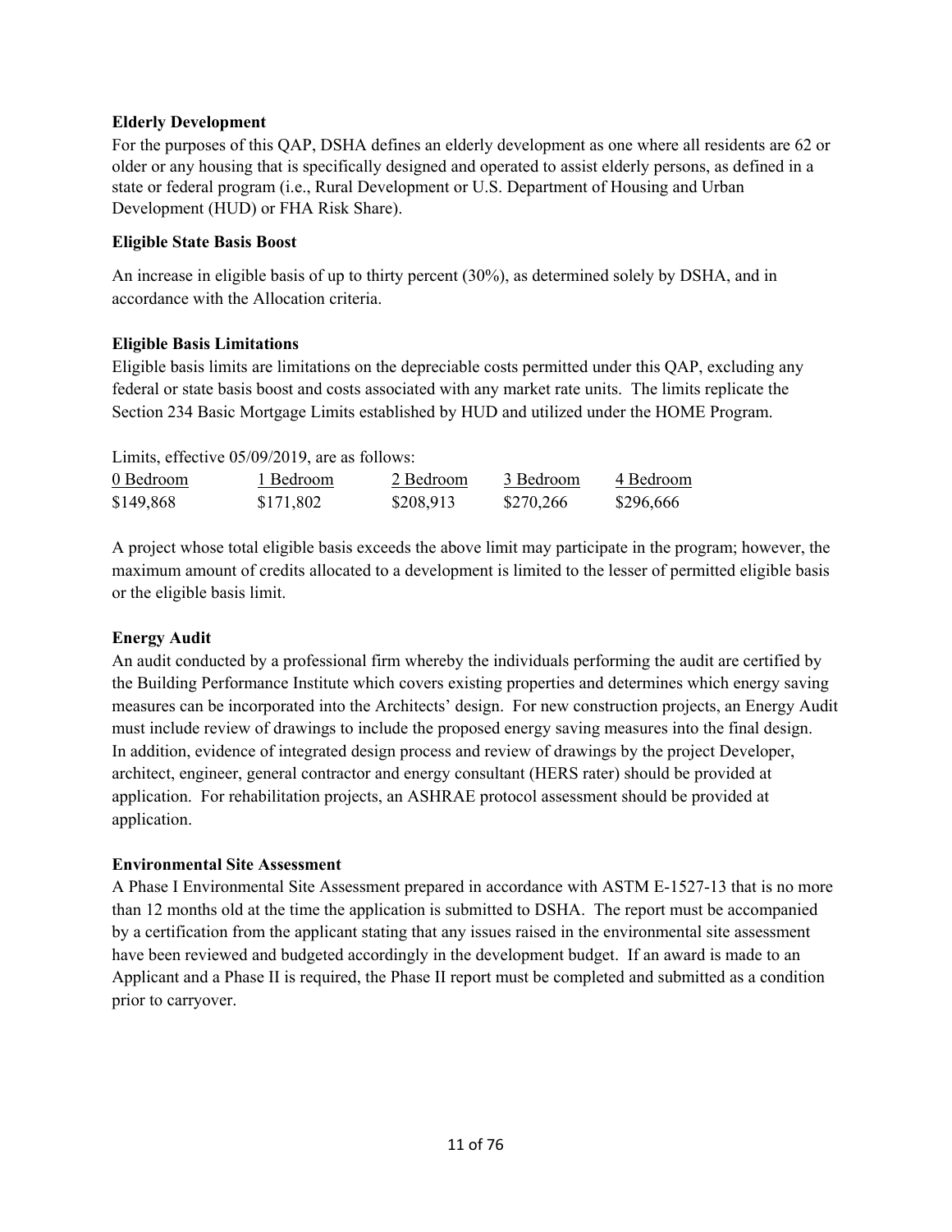**Elderly Development**

For the purposes of this QAP, DSHA defines an elderly development as one where all residents are 62 or older or any housing that is specifically designed and operated to assist elderly persons, as defined in a state or federal program (i.e., Rural Development or U.S. Department of Housing and Urban Development (HUD) or FHA Risk Share).

**Eligible State Basis Boost**

An increase in eligible basis of up to thirty percent (30%), as determined solely by DSHA, and in accordance with the Allocation criteria.

**Eligible Basis Limitations**

Eligible basis limits are limitations on the depreciable costs permitted under this QAP, excluding any federal or state basis boost and costs associated with any market rate units. The limits replicate the Section 234 Basic Mortgage Limits established by HUD and utilized under the HOME Program.

Limits, effective 05/09/2019, are as follows:

| 0 Bedroom | 1 Bedroom | 2 Bedroom | 3 Bedroom | 4 Bedroom |
|---|---|---|---|---|
| $149,868 | $171,802 | $208,913 | $270,266 | $296,666 |

A project whose total eligible basis exceeds the above limit may participate in the program; however, the maximum amount of credits allocated to a development is limited to the lesser of permitted eligible basis or the eligible basis limit.

**Energy Audit**

An audit conducted by a professional firm whereby the individuals performing the audit are certified by the Building Performance Institute which covers existing properties and determines which energy saving measures can be incorporated into the Architects' design. For new construction projects, an Energy Audit must include review of drawings to include the proposed energy saving measures into the final design. In addition, evidence of integrated design process and review of drawings by the project Developer, architect, engineer, general contractor and energy consultant (HERS rater) should be provided at application. For rehabilitation projects, an ASHRAE protocol assessment should be provided at application.

**Environmental Site Assessment**

A Phase I Environmental Site Assessment prepared in accordance with ASTM E-1527-13 that is no more than 12 months old at the time the application is submitted to DSHA. The report must be accompanied by a certification from the applicant stating that any issues raised in the environmental site assessment have been reviewed and budgeted accordingly in the development budget. If an award is made to an Applicant and a Phase II is required, the Phase II report must be completed and submitted as a condition prior to carryover.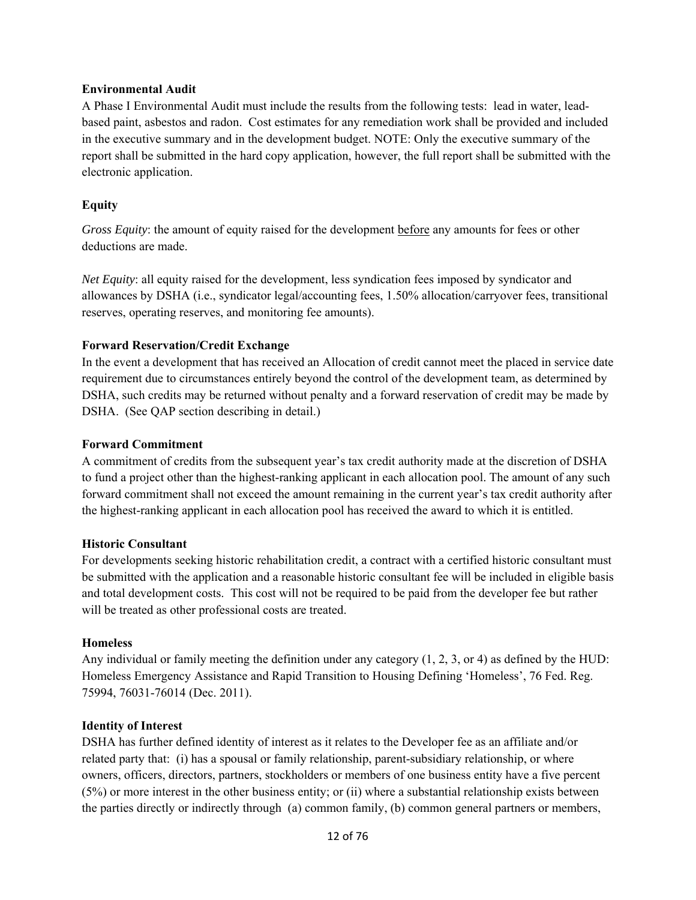**Environmental Audit**

A Phase I Environmental Audit must include the results from the following tests: lead in water, lead-based paint, asbestos and radon. Cost estimates for any remediation work shall be provided and included in the executive summary and in the development budget. NOTE: Only the executive summary of the report shall be submitted in the hard copy application, however, the full report shall be submitted with the electronic application.

**Equity**

*Gross Equity*: the amount of equity raised for the development before any amounts for fees or other deductions are made.

*Net Equity*: all equity raised for the development, less syndication fees imposed by syndicator and allowances by DSHA (i.e., syndicator legal/accounting fees, 1.50% allocation/carryover fees, transitional reserves, operating reserves, and monitoring fee amounts).

**Forward Reservation/Credit Exchange**

In the event a development that has received an Allocation of credit cannot meet the placed in service date requirement due to circumstances entirely beyond the control of the development team, as determined by DSHA, such credits may be returned without penalty and a forward reservation of credit may be made by DSHA. (See QAP section describing in detail.)

**Forward Commitment**

A commitment of credits from the subsequent year's tax credit authority made at the discretion of DSHA to fund a project other than the highest-ranking applicant in each allocation pool. The amount of any such forward commitment shall not exceed the amount remaining in the current year's tax credit authority after the highest-ranking applicant in each allocation pool has received the award to which it is entitled.

**Historic Consultant**

For developments seeking historic rehabilitation credit, a contract with a certified historic consultant must be submitted with the application and a reasonable historic consultant fee will be included in eligible basis and total development costs. This cost will not be required to be paid from the developer fee but rather will be treated as other professional costs are treated.

**Homeless**

Any individual or family meeting the definition under any category (1, 2, 3, or 4) as defined by the HUD: Homeless Emergency Assistance and Rapid Transition to Housing Defining 'Homeless', 76 Fed. Reg. 75994, 76031-76014 (Dec. 2011).

**Identity of Interest**

DSHA has further defined identity of interest as it relates to the Developer fee as an affiliate and/or related party that: (i) has a spousal or family relationship, parent-subsidiary relationship, or where owners, officers, directors, partners, stockholders or members of one business entity have a five percent (5%) or more interest in the other business entity; or (ii) where a substantial relationship exists between the parties directly or indirectly through (a) common family, (b) common general partners or members,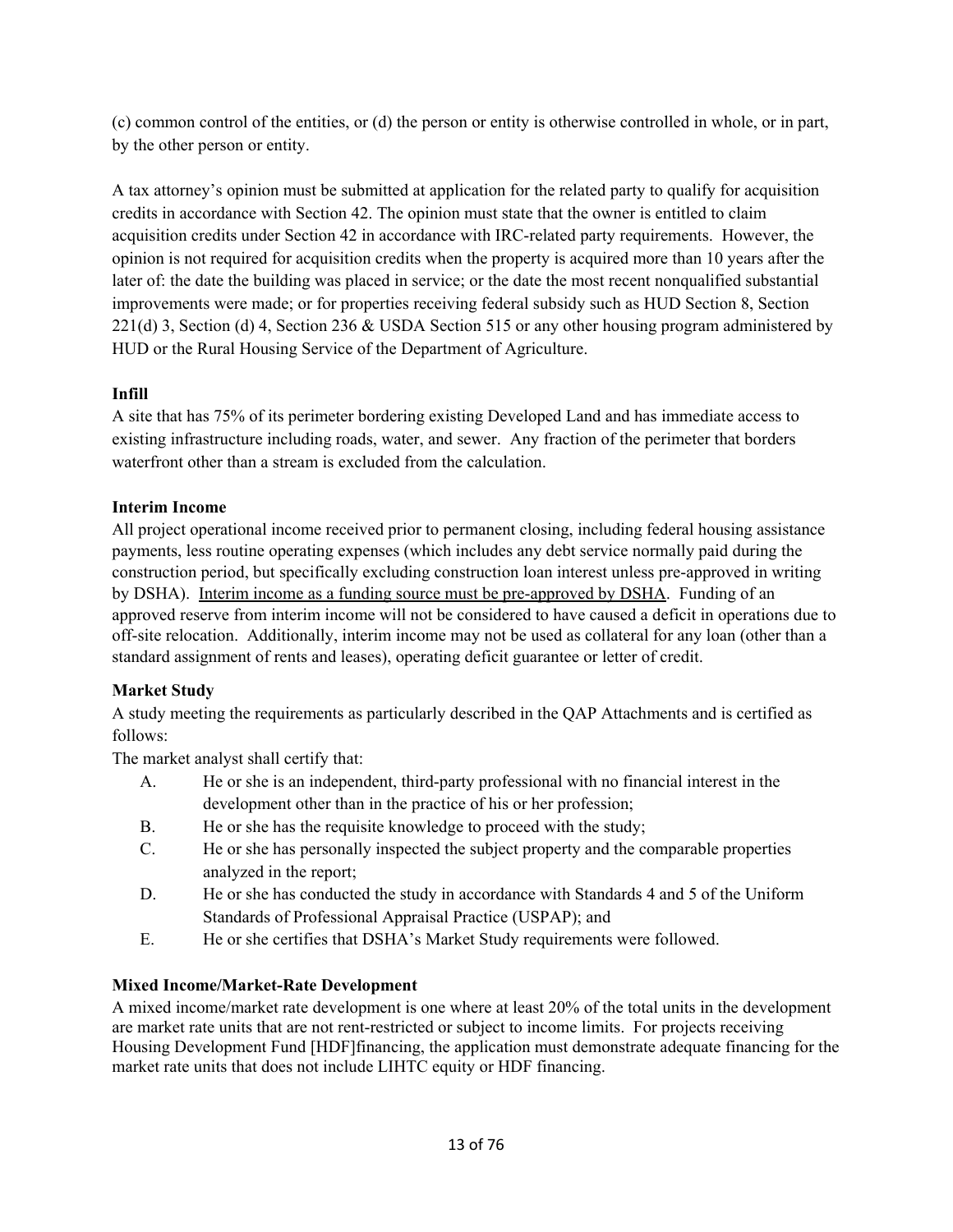(c) common control of the entities, or (d) the person or entity is otherwise controlled in whole, or in part, by the other person or entity.

A tax attorney's opinion must be submitted at application for the related party to qualify for acquisition credits in accordance with Section 42. The opinion must state that the owner is entitled to claim acquisition credits under Section 42 in accordance with IRC-related party requirements. However, the opinion is not required for acquisition credits when the property is acquired more than 10 years after the later of: the date the building was placed in service; or the date the most recent nonqualified substantial improvements were made; or for properties receiving federal subsidy such as HUD Section 8, Section 221(d) 3, Section (d) 4, Section 236 & USDA Section 515 or any other housing program administered by HUD or the Rural Housing Service of the Department of Agriculture.

**Infill**

A site that has 75% of its perimeter bordering existing Developed Land and has immediate access to existing infrastructure including roads, water, and sewer. Any fraction of the perimeter that borders waterfront other than a stream is excluded from the calculation.

**Interim Income**

All project operational income received prior to permanent closing, including federal housing assistance payments, less routine operating expenses (which includes any debt service normally paid during the construction period, but specifically excluding construction loan interest unless pre-approved in writing by DSHA). Interim income as a funding source must be pre-approved by DSHA. Funding of an approved reserve from interim income will not be considered to have caused a deficit in operations due to off-site relocation. Additionally, interim income may not be used as collateral for any loan (other than a standard assignment of rents and leases), operating deficit guarantee or letter of credit.

**Market Study**

A study meeting the requirements as particularly described in the QAP Attachments and is certified as follows:

The market analyst shall certify that:

A. He or she is an independent, third-party professional with no financial interest in the development other than in the practice of his or her profession;
B. He or she has the requisite knowledge to proceed with the study;
C. He or she has personally inspected the subject property and the comparable properties analyzed in the report;
D. He or she has conducted the study in accordance with Standards 4 and 5 of the Uniform Standards of Professional Appraisal Practice (USPAP); and
E. He or she certifies that DSHA's Market Study requirements were followed.

**Mixed Income/Market-Rate Development**

A mixed income/market rate development is one where at least 20% of the total units in the development are market rate units that are not rent-restricted or subject to income limits. For projects receiving Housing Development Fund [HDF]financing, the application must demonstrate adequate financing for the market rate units that does not include LIHTC equity or HDF financing.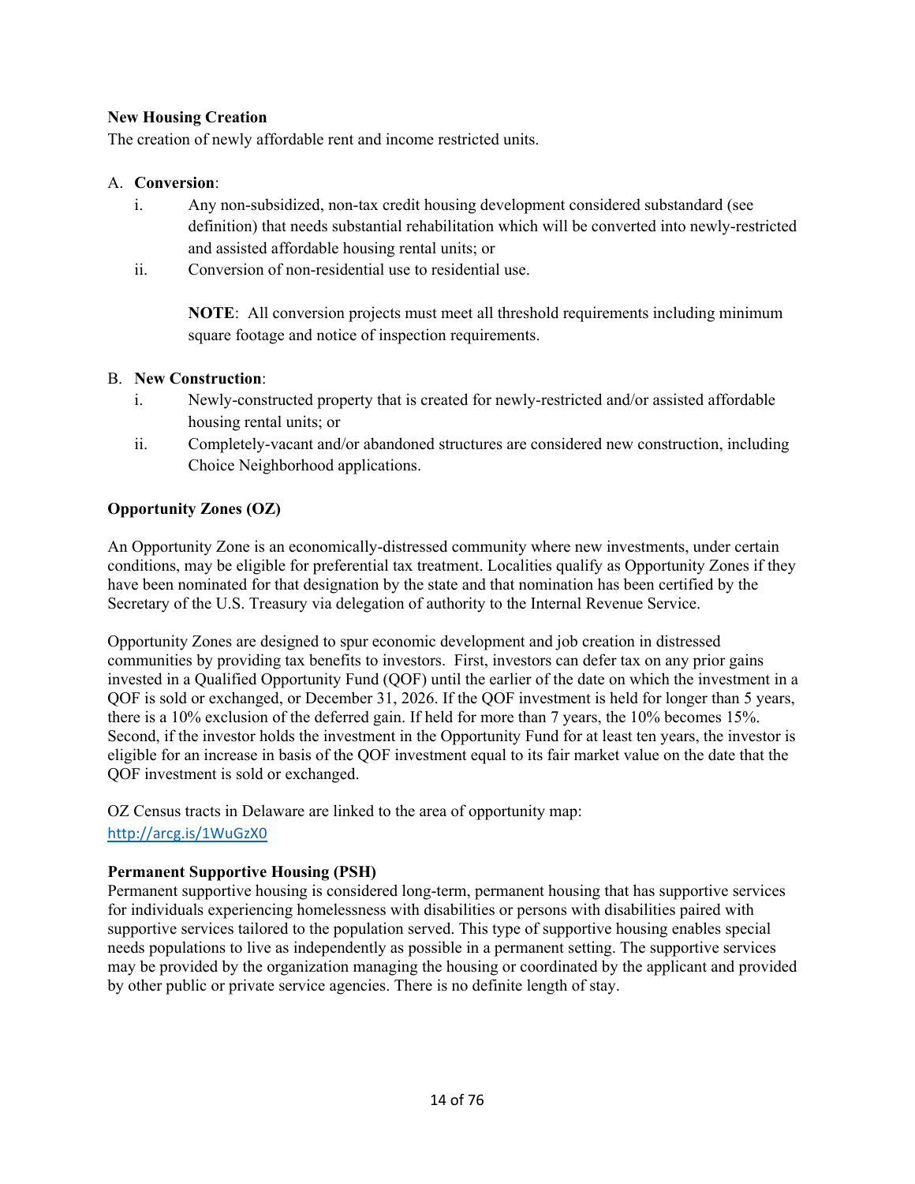**New Housing Creation**
The creation of newly affordable rent and income restricted units.

A. **Conversion**:
   i. Any non-subsidized, non-tax credit housing development considered substandard (see definition) that needs substantial rehabilitation which will be converted into newly-restricted and assisted affordable housing rental units; or
   ii. Conversion of non-residential use to residential use.

   **NOTE**: All conversion projects must meet all threshold requirements including minimum square footage and notice of inspection requirements.

B. **New Construction**:
   i. Newly-constructed property that is created for newly-restricted and/or assisted affordable housing rental units; or
   ii. Completely-vacant and/or abandoned structures are considered new construction, including Choice Neighborhood applications.

**Opportunity Zones (OZ)**

An Opportunity Zone is an economically-distressed community where new investments, under certain conditions, may be eligible for preferential tax treatment. Localities qualify as Opportunity Zones if they have been nominated for that designation by the state and that nomination has been certified by the Secretary of the U.S. Treasury via delegation of authority to the Internal Revenue Service.

Opportunity Zones are designed to spur economic development and job creation in distressed communities by providing tax benefits to investors. First, investors can defer tax on any prior gains invested in a Qualified Opportunity Fund (QOF) until the earlier of the date on which the investment in a QOF is sold or exchanged, or December 31, 2026. If the QOF investment is held for longer than 5 years, there is a 10% exclusion of the deferred gain. If held for more than 7 years, the 10% becomes 15%. Second, if the investor holds the investment in the Opportunity Fund for at least ten years, the investor is eligible for an increase in basis of the QOF investment equal to its fair market value on the date that the QOF investment is sold or exchanged.

OZ Census tracts in Delaware are linked to the area of opportunity map: http://arcg.is/1WuGzX0

**Permanent Supportive Housing (PSH)**
Permanent supportive housing is considered long-term, permanent housing that has supportive services for individuals experiencing homelessness with disabilities or persons with disabilities paired with supportive services tailored to the population served. This type of supportive housing enables special needs populations to live as independently as possible in a permanent setting. The supportive services may be provided by the organization managing the housing or coordinated by the applicant and provided by other public or private service agencies. There is no definite length of stay.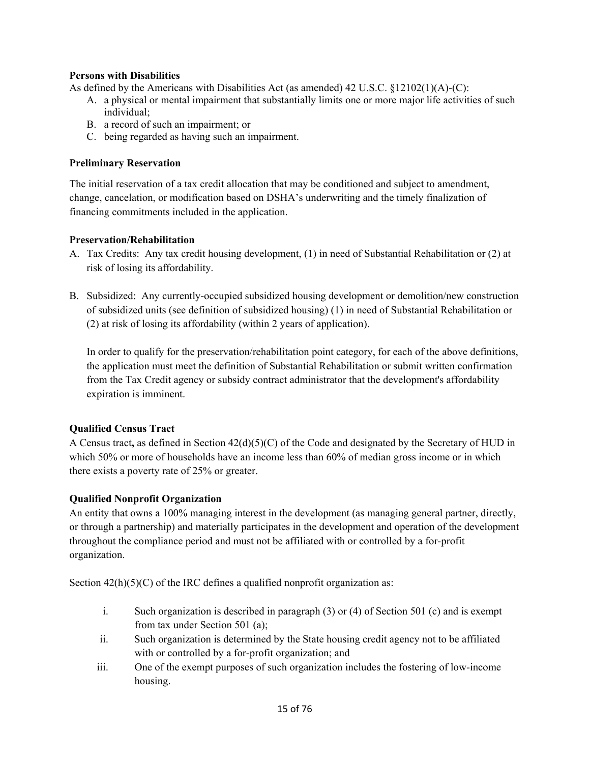**Persons with Disabilities**

As defined by the Americans with Disabilities Act (as amended) 42 U.S.C. §12102(1)(A)-(C):

A. a physical or mental impairment that substantially limits one or more major life activities of such individual;
B. a record of such an impairment; or
C. being regarded as having such an impairment.

**Preliminary Reservation**

The initial reservation of a tax credit allocation that may be conditioned and subject to amendment, change, cancelation, or modification based on DSHA's underwriting and the timely finalization of financing commitments included in the application.

**Preservation/Rehabilitation**

A. Tax Credits: Any tax credit housing development, (1) in need of Substantial Rehabilitation or (2) at risk of losing its affordability.

B. Subsidized: Any currently-occupied subsidized housing development or demolition/new construction of subsidized units (see definition of subsidized housing) (1) in need of Substantial Rehabilitation or (2) at risk of losing its affordability (within 2 years of application).

   In order to qualify for the preservation/rehabilitation point category, for each of the above definitions, the application must meet the definition of Substantial Rehabilitation or submit written confirmation from the Tax Credit agency or subsidy contract administrator that the development's affordability expiration is imminent.

**Qualified Census Tract**

A Census tract**,** as defined in Section 42(d)(5)(C) of the Code and designated by the Secretary of HUD in which 50% or more of households have an income less than 60% of median gross income or in which there exists a poverty rate of 25% or greater.

**Qualified Nonprofit Organization**

An entity that owns a 100% managing interest in the development (as managing general partner, directly, or through a partnership) and materially participates in the development and operation of the development throughout the compliance period and must not be affiliated with or controlled by a for-profit organization.

Section 42(h)(5)(C) of the IRC defines a qualified nonprofit organization as:

i. Such organization is described in paragraph (3) or (4) of Section 501 (c) and is exempt from tax under Section 501 (a);
ii. Such organization is determined by the State housing credit agency not to be affiliated with or controlled by a for-profit organization; and
iii. One of the exempt purposes of such organization includes the fostering of low-income housing.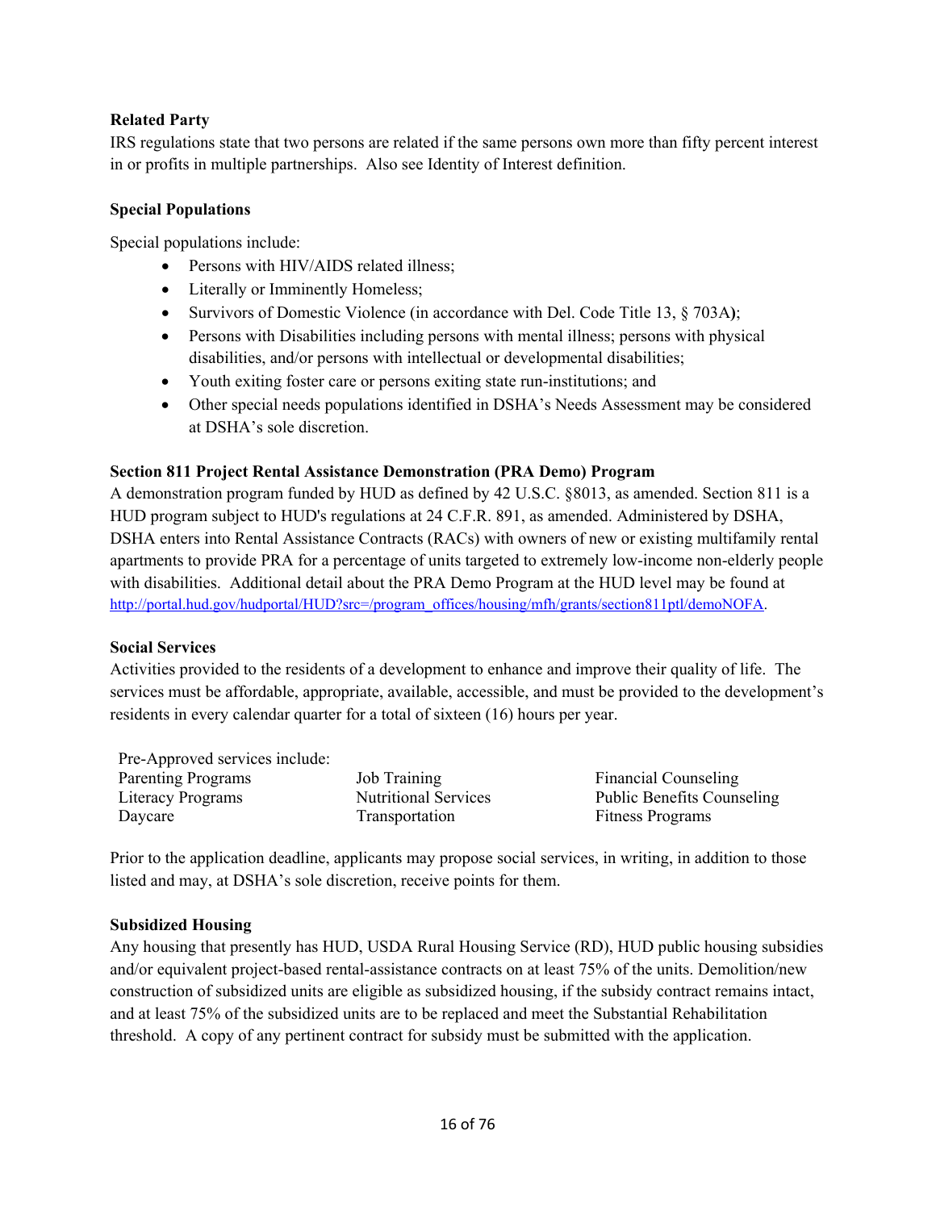**Related Party**

IRS regulations state that two persons are related if the same persons own more than fifty percent interest in or profits in multiple partnerships. Also see Identity of Interest definition.

**Special Populations**

Special populations include:

- Persons with HIV/AIDS related illness;
- Literally or Imminently Homeless;
- Survivors of Domestic Violence (in accordance with Del. Code Title 13, § 703A);
- Persons with Disabilities including persons with mental illness; persons with physical disabilities, and/or persons with intellectual or developmental disabilities;
- Youth exiting foster care or persons exiting state run-institutions; and
- Other special needs populations identified in DSHA's Needs Assessment may be considered at DSHA's sole discretion.

**Section 811 Project Rental Assistance Demonstration (PRA Demo) Program**

A demonstration program funded by HUD as defined by 42 U.S.C. §8013, as amended. Section 811 is a HUD program subject to HUD's regulations at 24 C.F.R. 891, as amended. Administered by DSHA, DSHA enters into Rental Assistance Contracts (RACs) with owners of new or existing multifamily rental apartments to provide PRA for a percentage of units targeted to extremely low-income non-elderly people with disabilities. Additional detail about the PRA Demo Program at the HUD level may be found at http://portal.hud.gov/hudportal/HUD?src=/program_offices/housing/mfh/grants/section811ptl/demoNOFA.

**Social Services**

Activities provided to the residents of a development to enhance and improve their quality of life. The services must be affordable, appropriate, available, accessible, and must be provided to the development's residents in every calendar quarter for a total of sixteen (16) hours per year.

Pre-Approved services include:

| | | |
|---|---|---|
| Parenting Programs | Job Training | Financial Counseling |
| Literacy Programs | Nutritional Services | Public Benefits Counseling |
| Daycare | Transportation | Fitness Programs |

Prior to the application deadline, applicants may propose social services, in writing, in addition to those listed and may, at DSHA's sole discretion, receive points for them.

**Subsidized Housing**

Any housing that presently has HUD, USDA Rural Housing Service (RD), HUD public housing subsidies and/or equivalent project-based rental-assistance contracts on at least 75% of the units. Demolition/new construction of subsidized units are eligible as subsidized housing, if the subsidy contract remains intact, and at least 75% of the subsidized units are to be replaced and meet the Substantial Rehabilitation threshold. A copy of any pertinent contract for subsidy must be submitted with the application.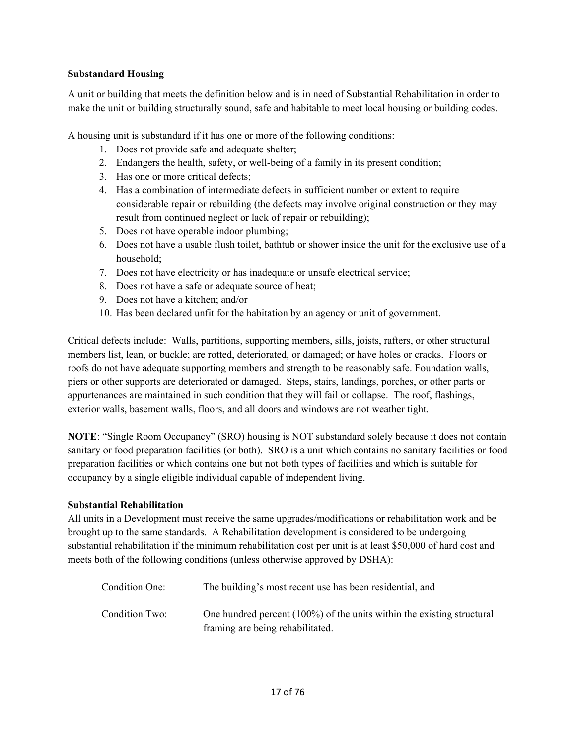**Substandard Housing**

A unit or building that meets the definition below <u>and</u> is in need of Substantial Rehabilitation in order to make the unit or building structurally sound, safe and habitable to meet local housing or building codes.

A housing unit is substandard if it has one or more of the following conditions:

1. Does not provide safe and adequate shelter;
2. Endangers the health, safety, or well-being of a family in its present condition;
3. Has one or more critical defects;
4. Has a combination of intermediate defects in sufficient number or extent to require considerable repair or rebuilding (the defects may involve original construction or they may result from continued neglect or lack of repair or rebuilding);
5. Does not have operable indoor plumbing;
6. Does not have a usable flush toilet, bathtub or shower inside the unit for the exclusive use of a household;
7. Does not have electricity or has inadequate or unsafe electrical service;
8. Does not have a safe or adequate source of heat;
9. Does not have a kitchen; and/or
10. Has been declared unfit for the habitation by an agency or unit of government.

Critical defects include: Walls, partitions, supporting members, sills, joists, rafters, or other structural members list, lean, or buckle; are rotted, deteriorated, or damaged; or have holes or cracks. Floors or roofs do not have adequate supporting members and strength to be reasonably safe. Foundation walls, piers or other supports are deteriorated or damaged. Steps, stairs, landings, porches, or other parts or appurtenances are maintained in such condition that they will fail or collapse. The roof, flashings, exterior walls, basement walls, floors, and all doors and windows are not weather tight.

**NOTE**: "Single Room Occupancy" (SRO) housing is NOT substandard solely because it does not contain sanitary or food preparation facilities (or both). SRO is a unit which contains no sanitary facilities or food preparation facilities or which contains one but not both types of facilities and which is suitable for occupancy by a single eligible individual capable of independent living.

**Substantial Rehabilitation**

All units in a Development must receive the same upgrades/modifications or rehabilitation work and be brought up to the same standards. A Rehabilitation development is considered to be undergoing substantial rehabilitation if the minimum rehabilitation cost per unit is at least $50,000 of hard cost and meets both of the following conditions (unless otherwise approved by DSHA):

Condition One: The building's most recent use has been residential, and

Condition Two: One hundred percent (100%) of the units within the existing structural framing are being rehabilitated.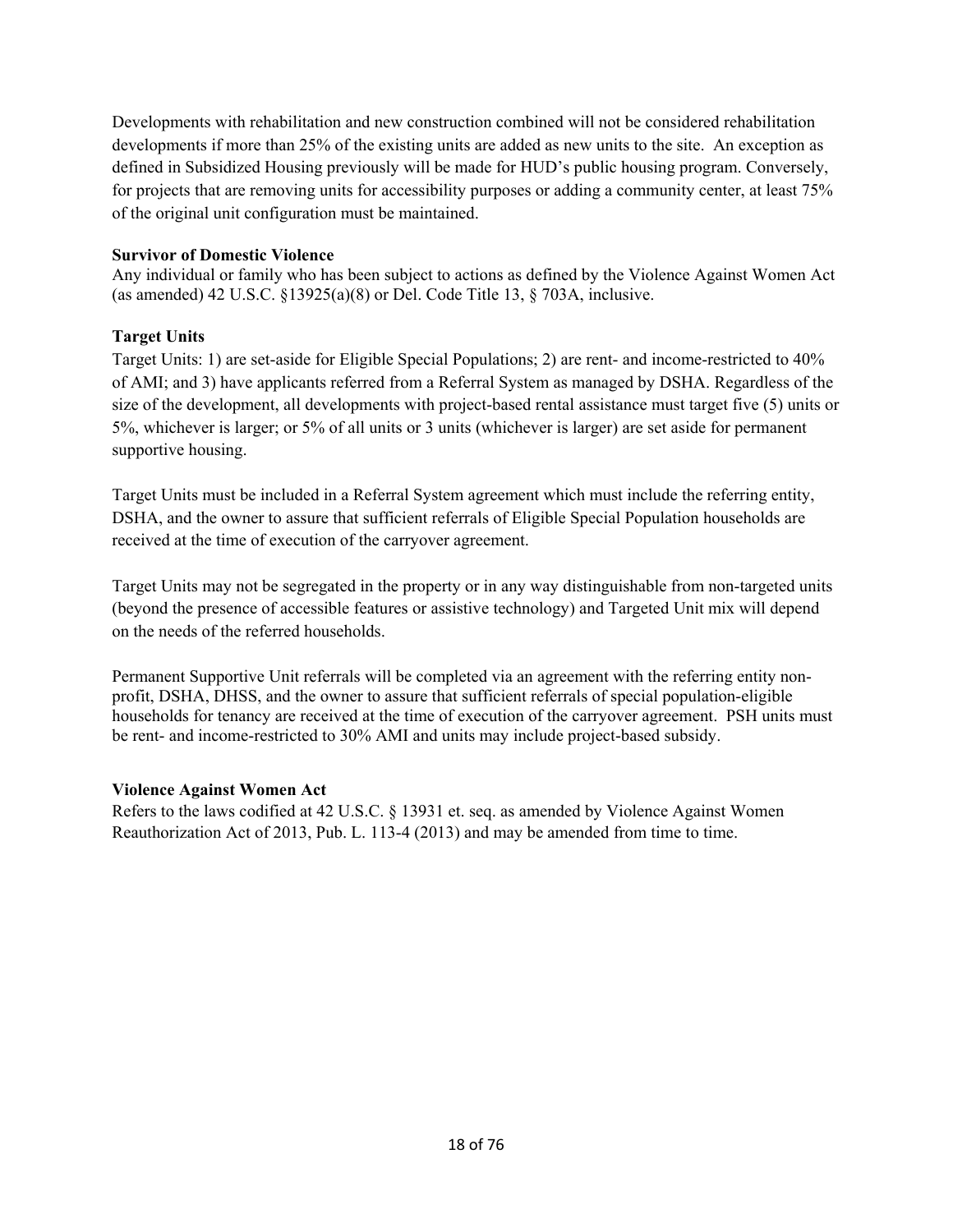Developments with rehabilitation and new construction combined will not be considered rehabilitation developments if more than 25% of the existing units are added as new units to the site. An exception as defined in Subsidized Housing previously will be made for HUD's public housing program. Conversely, for projects that are removing units for accessibility purposes or adding a community center, at least 75% of the original unit configuration must be maintained.

**Survivor of Domestic Violence**
Any individual or family who has been subject to actions as defined by the Violence Against Women Act (as amended) 42 U.S.C. §13925(a)(8) or Del. Code Title 13, § 703A, inclusive.

**Target Units**
Target Units: 1) are set-aside for Eligible Special Populations; 2) are rent- and income-restricted to 40% of AMI; and 3) have applicants referred from a Referral System as managed by DSHA. Regardless of the size of the development, all developments with project-based rental assistance must target five (5) units or 5%, whichever is larger; or 5% of all units or 3 units (whichever is larger) are set aside for permanent supportive housing.

Target Units must be included in a Referral System agreement which must include the referring entity, DSHA, and the owner to assure that sufficient referrals of Eligible Special Population households are received at the time of execution of the carryover agreement.

Target Units may not be segregated in the property or in any way distinguishable from non-targeted units (beyond the presence of accessible features or assistive technology) and Targeted Unit mix will depend on the needs of the referred households.

Permanent Supportive Unit referrals will be completed via an agreement with the referring entity non-profit, DSHA, DHSS, and the owner to assure that sufficient referrals of special population-eligible households for tenancy are received at the time of execution of the carryover agreement. PSH units must be rent- and income-restricted to 30% AMI and units may include project-based subsidy.

**Violence Against Women Act**
Refers to the laws codified at 42 U.S.C. § 13931 et. seq. as amended by Violence Against Women Reauthorization Act of 2013, Pub. L. 113-4 (2013) and may be amended from time to time.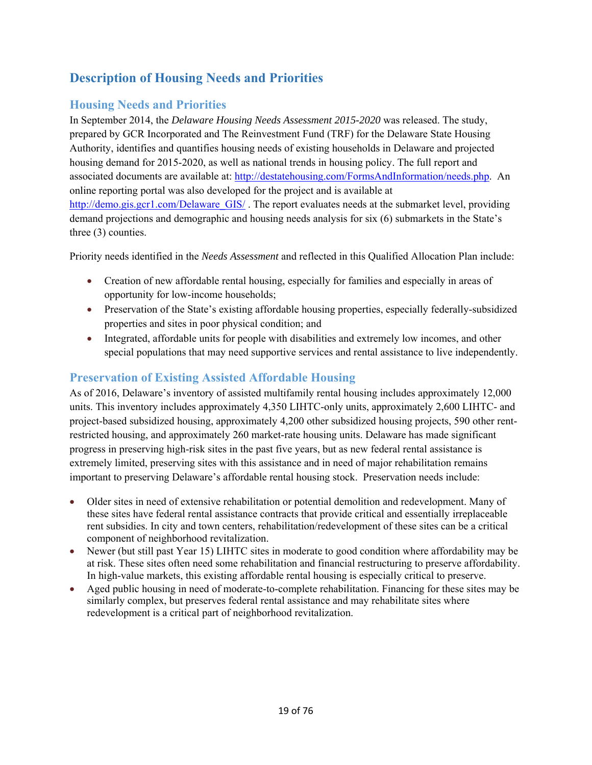# Description of Housing Needs and Priorities

## Housing Needs and Priorities

In September 2014, the *Delaware Housing Needs Assessment 2015-2020* was released. The study, prepared by GCR Incorporated and The Reinvestment Fund (TRF) for the Delaware State Housing Authority, identifies and quantifies housing needs of existing households in Delaware and projected housing demand for 2015-2020, as well as national trends in housing policy. The full report and associated documents are available at: http://destatehousing.com/FormsAndInformation/needs.php. An online reporting portal was also developed for the project and is available at http://demo.gis.gcr1.com/Delaware_GIS/ . The report evaluates needs at the submarket level, providing demand projections and demographic and housing needs analysis for six (6) submarkets in the State's three (3) counties.

Priority needs identified in the *Needs Assessment* and reflected in this Qualified Allocation Plan include:

- Creation of new affordable rental housing, especially for families and especially in areas of opportunity for low-income households;
- Preservation of the State's existing affordable housing properties, especially federally-subsidized properties and sites in poor physical condition; and
- Integrated, affordable units for people with disabilities and extremely low incomes, and other special populations that may need supportive services and rental assistance to live independently.

## Preservation of Existing Assisted Affordable Housing

As of 2016, Delaware's inventory of assisted multifamily rental housing includes approximately 12,000 units. This inventory includes approximately 4,350 LIHTC-only units, approximately 2,600 LIHTC- and project-based subsidized housing, approximately 4,200 other subsidized housing projects, 590 other rent-restricted housing, and approximately 260 market-rate housing units. Delaware has made significant progress in preserving high-risk sites in the past five years, but as new federal rental assistance is extremely limited, preserving sites with this assistance and in need of major rehabilitation remains important to preserving Delaware's affordable rental housing stock. Preservation needs include:

- Older sites in need of extensive rehabilitation or potential demolition and redevelopment. Many of these sites have federal rental assistance contracts that provide critical and essentially irreplaceable rent subsidies. In city and town centers, rehabilitation/redevelopment of these sites can be a critical component of neighborhood revitalization.
- Newer (but still past Year 15) LIHTC sites in moderate to good condition where affordability may be at risk. These sites often need some rehabilitation and financial restructuring to preserve affordability. In high-value markets, this existing affordable rental housing is especially critical to preserve.
- Aged public housing in need of moderate-to-complete rehabilitation. Financing for these sites may be similarly complex, but preserves federal rental assistance and may rehabilitate sites where redevelopment is a critical part of neighborhood revitalization.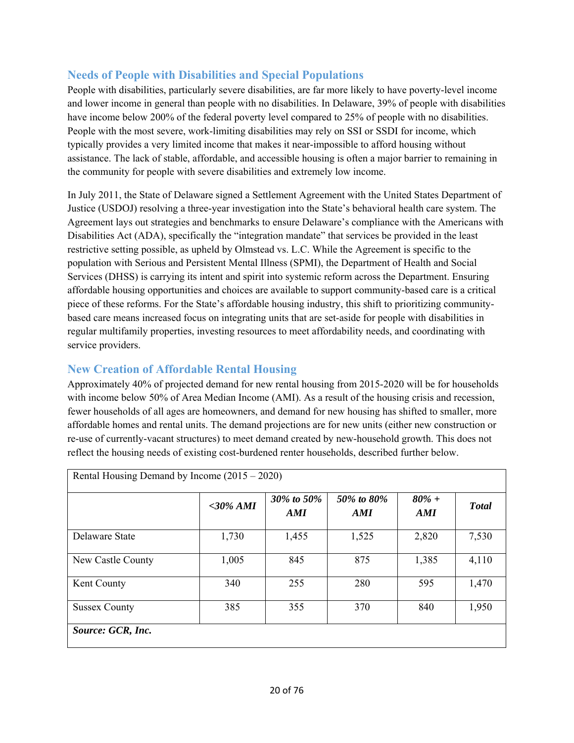## Needs of People with Disabilities and Special Populations

People with disabilities, particularly severe disabilities, are far more likely to have poverty-level income and lower income in general than people with no disabilities. In Delaware, 39% of people with disabilities have income below 200% of the federal poverty level compared to 25% of people with no disabilities. People with the most severe, work-limiting disabilities may rely on SSI or SSDI for income, which typically provides a very limited income that makes it near-impossible to afford housing without assistance. The lack of stable, affordable, and accessible housing is often a major barrier to remaining in the community for people with severe disabilities and extremely low income.

In July 2011, the State of Delaware signed a Settlement Agreement with the United States Department of Justice (USDOJ) resolving a three-year investigation into the State's behavioral health care system. The Agreement lays out strategies and benchmarks to ensure Delaware's compliance with the Americans with Disabilities Act (ADA), specifically the "integration mandate" that services be provided in the least restrictive setting possible, as upheld by Olmstead vs. L.C. While the Agreement is specific to the population with Serious and Persistent Mental Illness (SPMI), the Department of Health and Social Services (DHSS) is carrying its intent and spirit into systemic reform across the Department. Ensuring affordable housing opportunities and choices are available to support community-based care is a critical piece of these reforms. For the State's affordable housing industry, this shift to prioritizing community-based care means increased focus on integrating units that are set-aside for people with disabilities in regular multifamily properties, investing resources to meet affordability needs, and coordinating with service providers.

## New Creation of Affordable Rental Housing

Approximately 40% of projected demand for new rental housing from 2015-2020 will be for households with income below 50% of Area Median Income (AMI). As a result of the housing crisis and recession, fewer households of all ages are homeowners, and demand for new housing has shifted to smaller, more affordable homes and rental units. The demand projections are for new units (either new construction or re-use of currently-vacant structures) to meet demand created by new-household growth. This does not reflect the housing needs of existing cost-burdened renter households, described further below.

| Rental Housing Demand by Income (2015 – 2020) | | | | | |
|---|---|---|---|---|---|
| | ***<30% AMI*** | ***30% to 50% AMI*** | ***50% to 80% AMI*** | ***80% + AMI*** | ***Total*** |
| Delaware State | 1,730 | 1,455 | 1,525 | 2,820 | 7,530 |
| New Castle County | 1,005 | 845 | 875 | 1,385 | 4,110 |
| Kent County | 340 | 255 | 280 | 595 | 1,470 |
| Sussex County | 385 | 355 | 370 | 840 | 1,950 |
| ***Source: GCR, Inc.*** | | | | | |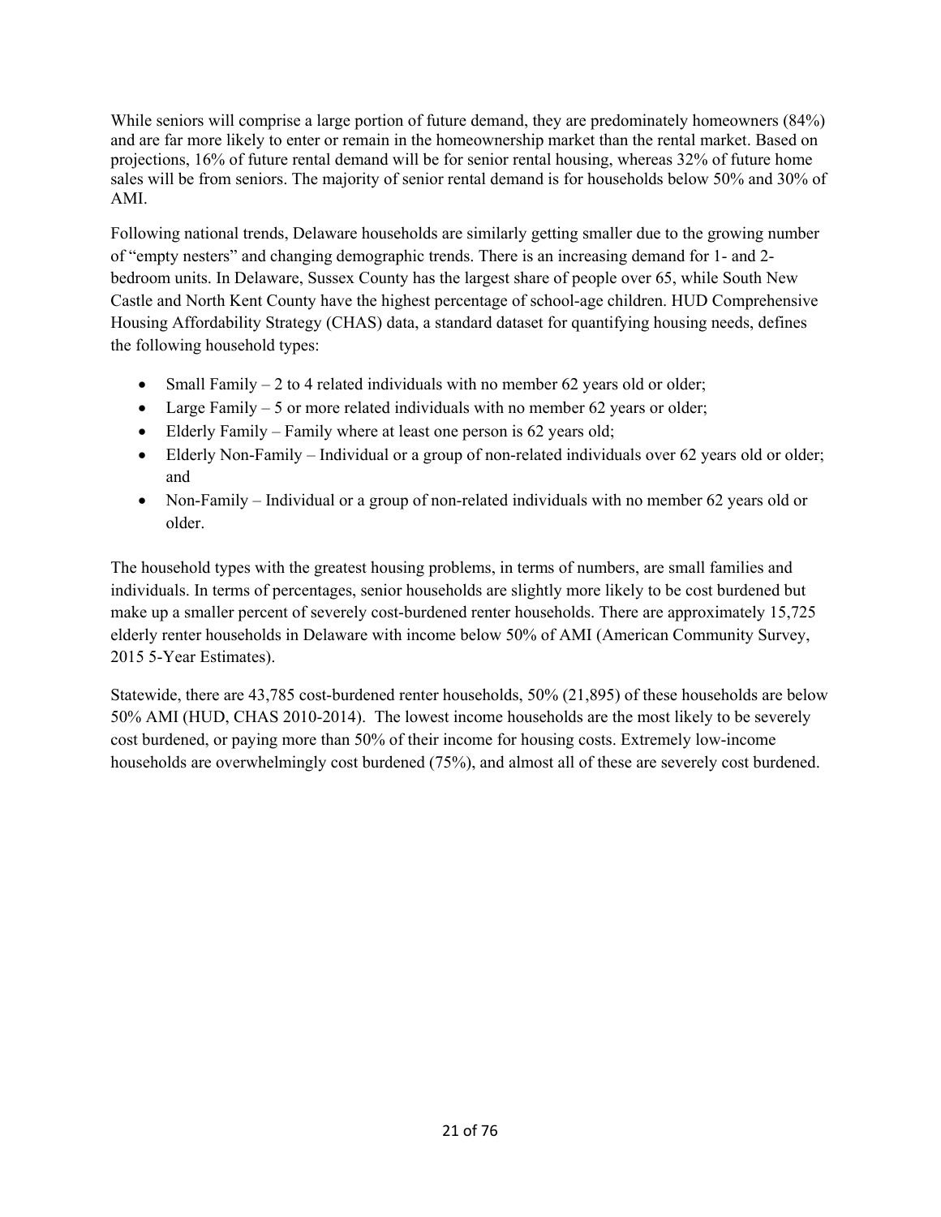While seniors will comprise a large portion of future demand, they are predominately homeowners (84%) and are far more likely to enter or remain in the homeownership market than the rental market. Based on projections, 16% of future rental demand will be for senior rental housing, whereas 32% of future home sales will be from seniors. The majority of senior rental demand is for households below 50% and 30% of AMI.

Following national trends, Delaware households are similarly getting smaller due to the growing number of "empty nesters" and changing demographic trends. There is an increasing demand for 1- and 2-bedroom units. In Delaware, Sussex County has the largest share of people over 65, while South New Castle and North Kent County have the highest percentage of school-age children. HUD Comprehensive Housing Affordability Strategy (CHAS) data, a standard dataset for quantifying housing needs, defines the following household types:

- Small Family – 2 to 4 related individuals with no member 62 years old or older;
- Large Family – 5 or more related individuals with no member 62 years or older;
- Elderly Family – Family where at least one person is 62 years old;
- Elderly Non-Family – Individual or a group of non-related individuals over 62 years old or older; and
- Non-Family – Individual or a group of non-related individuals with no member 62 years old or older.

The household types with the greatest housing problems, in terms of numbers, are small families and individuals. In terms of percentages, senior households are slightly more likely to be cost burdened but make up a smaller percent of severely cost-burdened renter households. There are approximately 15,725 elderly renter households in Delaware with income below 50% of AMI (American Community Survey, 2015 5-Year Estimates).

Statewide, there are 43,785 cost-burdened renter households, 50% (21,895) of these households are below 50% AMI (HUD, CHAS 2010-2014). The lowest income households are the most likely to be severely cost burdened, or paying more than 50% of their income for housing costs. Extremely low-income households are overwhelmingly cost burdened (75%), and almost all of these are severely cost burdened.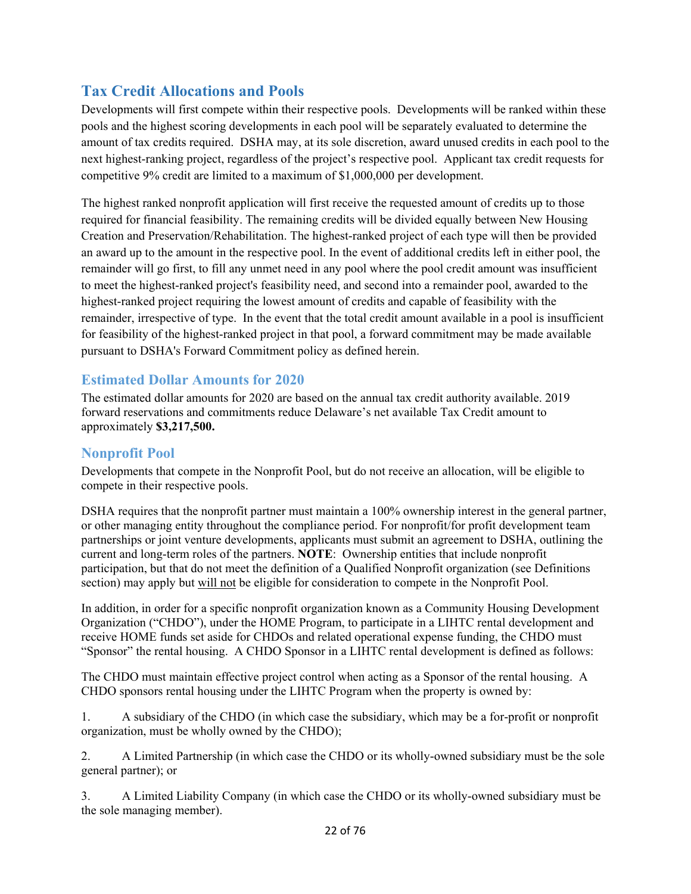## Tax Credit Allocations and Pools

Developments will first compete within their respective pools. Developments will be ranked within these pools and the highest scoring developments in each pool will be separately evaluated to determine the amount of tax credits required. DSHA may, at its sole discretion, award unused credits in each pool to the next highest-ranking project, regardless of the project's respective pool. Applicant tax credit requests for competitive 9% credit are limited to a maximum of $1,000,000 per development.

The highest ranked nonprofit application will first receive the requested amount of credits up to those required for financial feasibility. The remaining credits will be divided equally between New Housing Creation and Preservation/Rehabilitation. The highest-ranked project of each type will then be provided an award up to the amount in the respective pool. In the event of additional credits left in either pool, the remainder will go first, to fill any unmet need in any pool where the pool credit amount was insufficient to meet the highest-ranked project's feasibility need, and second into a remainder pool, awarded to the highest-ranked project requiring the lowest amount of credits and capable of feasibility with the remainder, irrespective of type. In the event that the total credit amount available in a pool is insufficient for feasibility of the highest-ranked project in that pool, a forward commitment may be made available pursuant to DSHA's Forward Commitment policy as defined herein.

### Estimated Dollar Amounts for 2020

The estimated dollar amounts for 2020 are based on the annual tax credit authority available. 2019 forward reservations and commitments reduce Delaware's net available Tax Credit amount to approximately **$3,217,500.**

### Nonprofit Pool

Developments that compete in the Nonprofit Pool, but do not receive an allocation, will be eligible to compete in their respective pools.

DSHA requires that the nonprofit partner must maintain a 100% ownership interest in the general partner, or other managing entity throughout the compliance period. For nonprofit/for profit development team partnerships or joint venture developments, applicants must submit an agreement to DSHA, outlining the current and long-term roles of the partners. **NOTE**: Ownership entities that include nonprofit participation, but that do not meet the definition of a Qualified Nonprofit organization (see Definitions section) may apply but <u>will not</u> be eligible for consideration to compete in the Nonprofit Pool.

In addition, in order for a specific nonprofit organization known as a Community Housing Development Organization ("CHDO"), under the HOME Program, to participate in a LIHTC rental development and receive HOME funds set aside for CHDOs and related operational expense funding, the CHDO must "Sponsor" the rental housing. A CHDO Sponsor in a LIHTC rental development is defined as follows:

The CHDO must maintain effective project control when acting as a Sponsor of the rental housing. A CHDO sponsors rental housing under the LIHTC Program when the property is owned by:

1. A subsidiary of the CHDO (in which case the subsidiary, which may be a for-profit or nonprofit organization, must be wholly owned by the CHDO);

2. A Limited Partnership (in which case the CHDO or its wholly-owned subsidiary must be the sole general partner); or

3. A Limited Liability Company (in which case the CHDO or its wholly-owned subsidiary must be the sole managing member).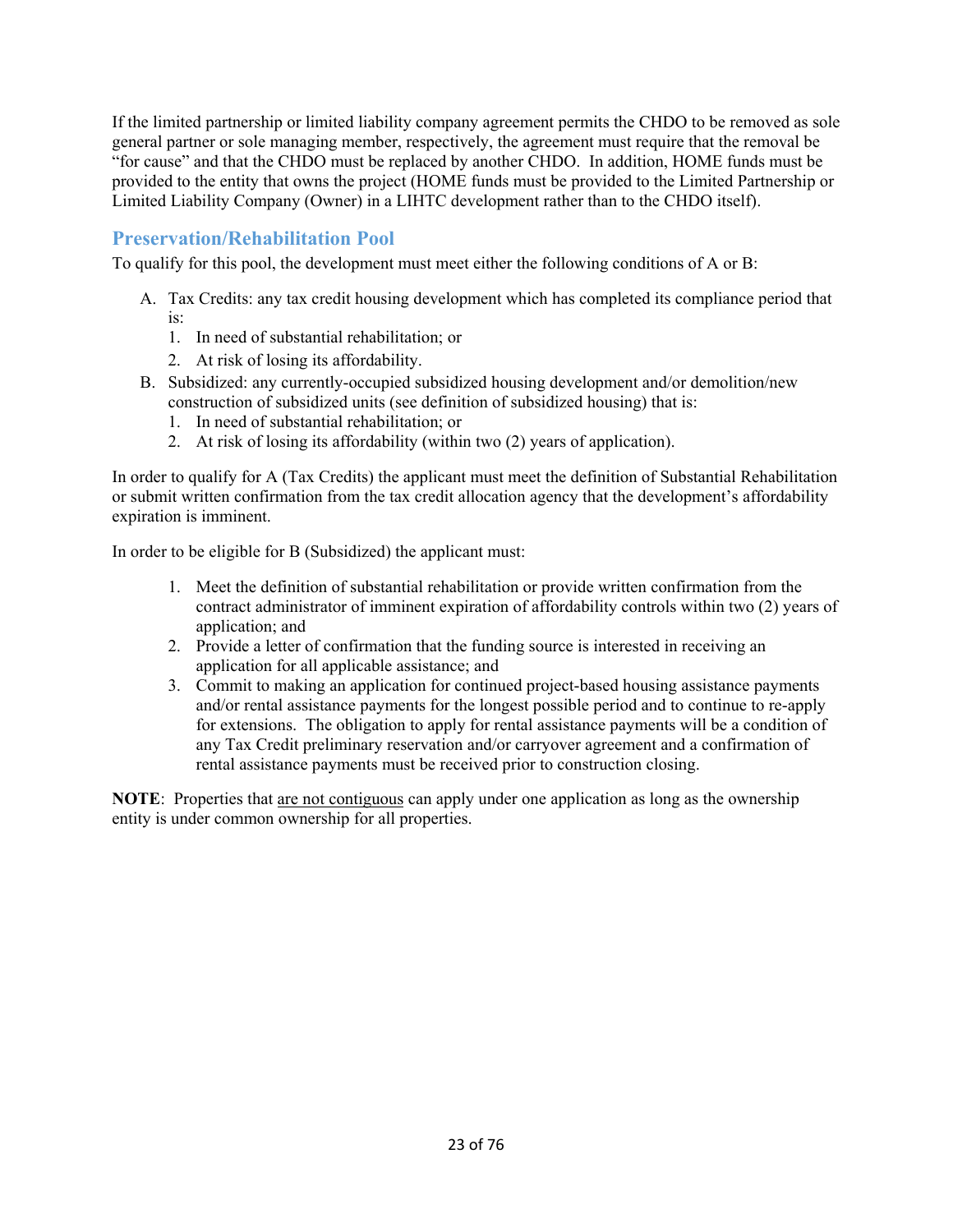If the limited partnership or limited liability company agreement permits the CHDO to be removed as sole general partner or sole managing member, respectively, the agreement must require that the removal be "for cause" and that the CHDO must be replaced by another CHDO. In addition, HOME funds must be provided to the entity that owns the project (HOME funds must be provided to the Limited Partnership or Limited Liability Company (Owner) in a LIHTC development rather than to the CHDO itself).

## Preservation/Rehabilitation Pool

To qualify for this pool, the development must meet either the following conditions of A or B:

A. Tax Credits: any tax credit housing development which has completed its compliance period that is:
   1. In need of substantial rehabilitation; or
   2. At risk of losing its affordability.

B. Subsidized: any currently-occupied subsidized housing development and/or demolition/new construction of subsidized units (see definition of subsidized housing) that is:
   1. In need of substantial rehabilitation; or
   2. At risk of losing its affordability (within two (2) years of application).

In order to qualify for A (Tax Credits) the applicant must meet the definition of Substantial Rehabilitation or submit written confirmation from the tax credit allocation agency that the development's affordability expiration is imminent.

In order to be eligible for B (Subsidized) the applicant must:

1. Meet the definition of substantial rehabilitation or provide written confirmation from the contract administrator of imminent expiration of affordability controls within two (2) years of application; and
2. Provide a letter of confirmation that the funding source is interested in receiving an application for all applicable assistance; and
3. Commit to making an application for continued project-based housing assistance payments and/or rental assistance payments for the longest possible period and to continue to re-apply for extensions. The obligation to apply for rental assistance payments will be a condition of any Tax Credit preliminary reservation and/or carryover agreement and a confirmation of rental assistance payments must be received prior to construction closing.

**NOTE**: Properties that <u>are not contiguous</u> can apply under one application as long as the ownership entity is under common ownership for all properties.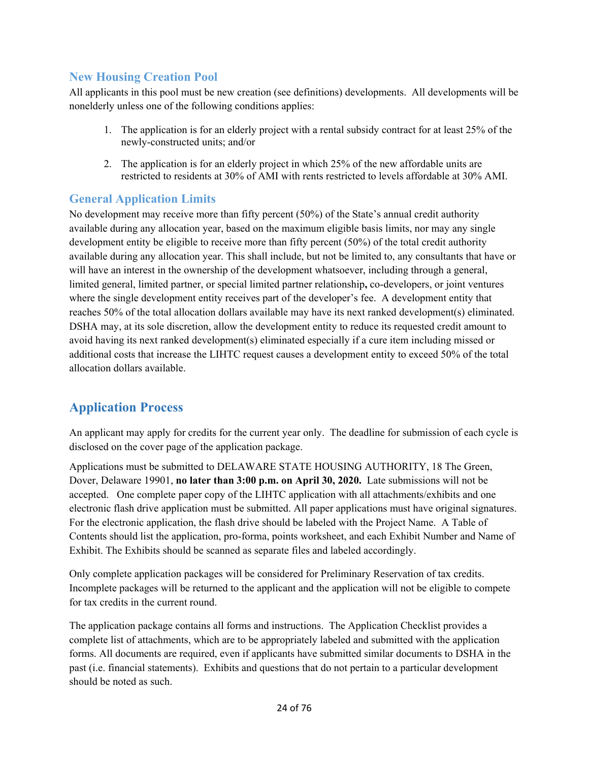### New Housing Creation Pool

All applicants in this pool must be new creation (see definitions) developments. All developments will be nonelderly unless one of the following conditions applies:

1. The application is for an elderly project with a rental subsidy contract for at least 25% of the newly-constructed units; and/or
2. The application is for an elderly project in which 25% of the new affordable units are restricted to residents at 30% of AMI with rents restricted to levels affordable at 30% AMI.

### General Application Limits

No development may receive more than fifty percent (50%) of the State's annual credit authority available during any allocation year, based on the maximum eligible basis limits, nor may any single development entity be eligible to receive more than fifty percent (50%) of the total credit authority available during any allocation year. This shall include, but not be limited to, any consultants that have or will have an interest in the ownership of the development whatsoever, including through a general, limited general, limited partner, or special limited partner relationship**,** co-developers, or joint ventures where the single development entity receives part of the developer's fee. A development entity that reaches 50% of the total allocation dollars available may have its next ranked development(s) eliminated. DSHA may, at its sole discretion, allow the development entity to reduce its requested credit amount to avoid having its next ranked development(s) eliminated especially if a cure item including missed or additional costs that increase the LIHTC request causes a development entity to exceed 50% of the total allocation dollars available.

## Application Process

An applicant may apply for credits for the current year only. The deadline for submission of each cycle is disclosed on the cover page of the application package.

Applications must be submitted to DELAWARE STATE HOUSING AUTHORITY, 18 The Green, Dover, Delaware 19901, **no later than 3:00 p.m. on April 30, 2020.** Late submissions will not be accepted. One complete paper copy of the LIHTC application with all attachments/exhibits and one electronic flash drive application must be submitted. All paper applications must have original signatures. For the electronic application, the flash drive should be labeled with the Project Name. A Table of Contents should list the application, pro-forma, points worksheet, and each Exhibit Number and Name of Exhibit. The Exhibits should be scanned as separate files and labeled accordingly.

Only complete application packages will be considered for Preliminary Reservation of tax credits. Incomplete packages will be returned to the applicant and the application will not be eligible to compete for tax credits in the current round.

The application package contains all forms and instructions. The Application Checklist provides a complete list of attachments, which are to be appropriately labeled and submitted with the application forms. All documents are required, even if applicants have submitted similar documents to DSHA in the past (i.e. financial statements). Exhibits and questions that do not pertain to a particular development should be noted as such.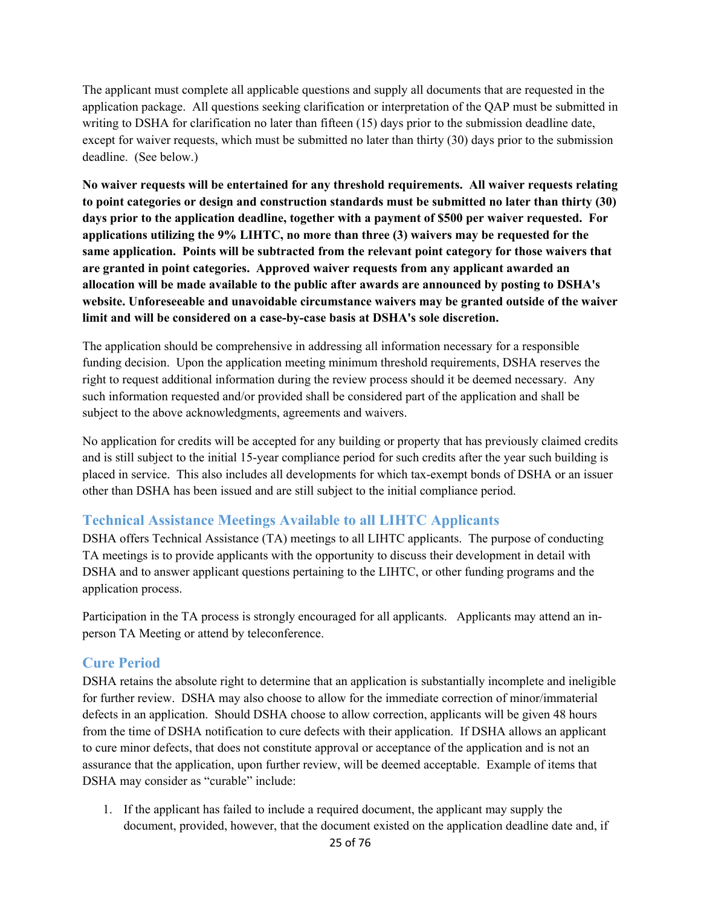The applicant must complete all applicable questions and supply all documents that are requested in the application package. All questions seeking clarification or interpretation of the QAP must be submitted in writing to DSHA for clarification no later than fifteen (15) days prior to the submission deadline date, except for waiver requests, which must be submitted no later than thirty (30) days prior to the submission deadline. (See below.)

**No waiver requests will be entertained for any threshold requirements. All waiver requests relating to point categories or design and construction standards must be submitted no later than thirty (30) days prior to the application deadline, together with a payment of $500 per waiver requested. For applications utilizing the 9% LIHTC, no more than three (3) waivers may be requested for the same application. Points will be subtracted from the relevant point category for those waivers that are granted in point categories. Approved waiver requests from any applicant awarded an allocation will be made available to the public after awards are announced by posting to DSHA's website. Unforeseeable and unavoidable circumstance waivers may be granted outside of the waiver limit and will be considered on a case-by-case basis at DSHA's sole discretion.**

The application should be comprehensive in addressing all information necessary for a responsible funding decision. Upon the application meeting minimum threshold requirements, DSHA reserves the right to request additional information during the review process should it be deemed necessary. Any such information requested and/or provided shall be considered part of the application and shall be subject to the above acknowledgments, agreements and waivers.

No application for credits will be accepted for any building or property that has previously claimed credits and is still subject to the initial 15-year compliance period for such credits after the year such building is placed in service. This also includes all developments for which tax-exempt bonds of DSHA or an issuer other than DSHA has been issued and are still subject to the initial compliance period.

## Technical Assistance Meetings Available to all LIHTC Applicants

DSHA offers Technical Assistance (TA) meetings to all LIHTC applicants. The purpose of conducting TA meetings is to provide applicants with the opportunity to discuss their development in detail with DSHA and to answer applicant questions pertaining to the LIHTC, or other funding programs and the application process.

Participation in the TA process is strongly encouraged for all applicants. Applicants may attend an in-person TA Meeting or attend by teleconference.

## Cure Period

DSHA retains the absolute right to determine that an application is substantially incomplete and ineligible for further review. DSHA may also choose to allow for the immediate correction of minor/immaterial defects in an application. Should DSHA choose to allow correction, applicants will be given 48 hours from the time of DSHA notification to cure defects with their application. If DSHA allows an applicant to cure minor defects, that does not constitute approval or acceptance of the application and is not an assurance that the application, upon further review, will be deemed acceptable. Example of items that DSHA may consider as "curable" include:

1. If the applicant has failed to include a required document, the applicant may supply the document, provided, however, that the document existed on the application deadline date and, if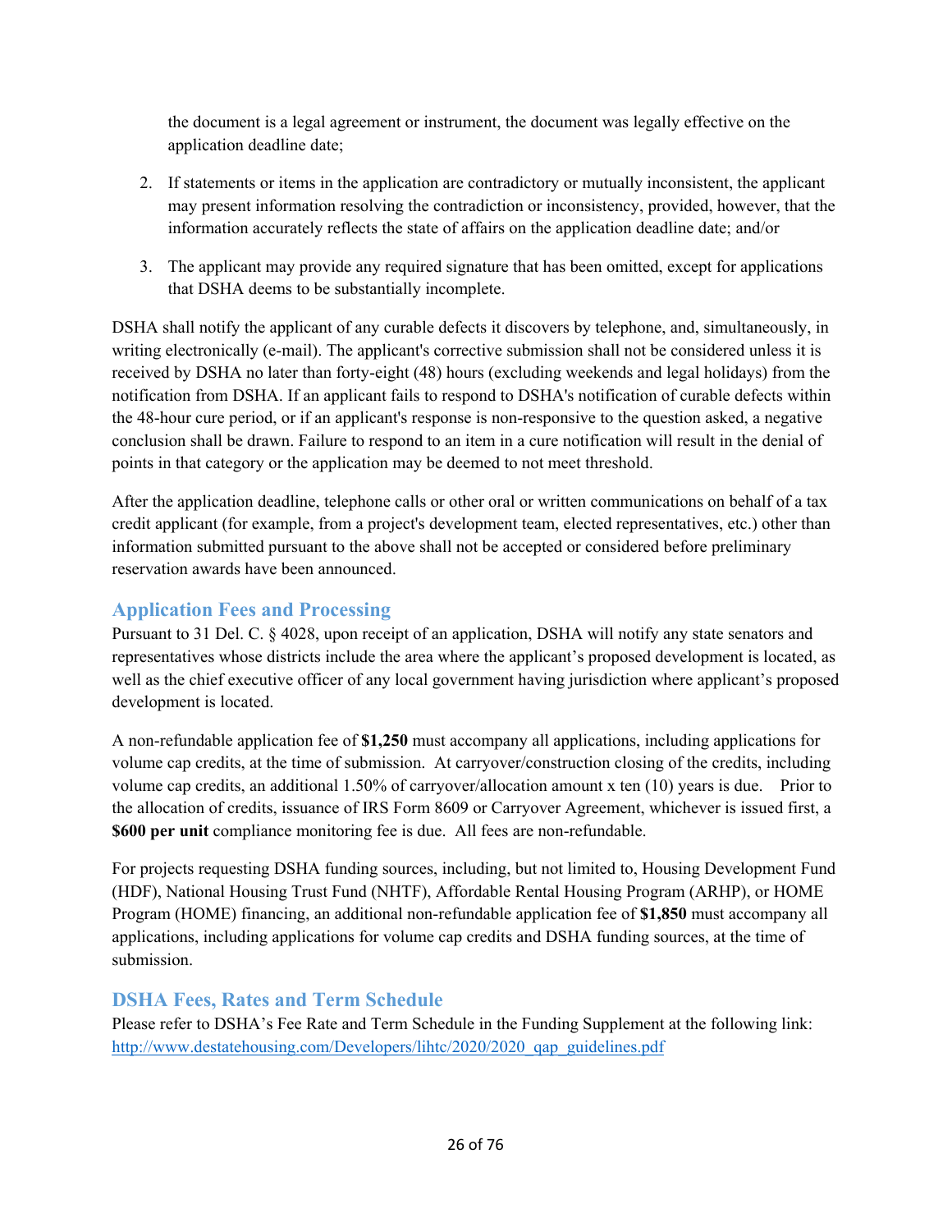the document is a legal agreement or instrument, the document was legally effective on the application deadline date;

2. If statements or items in the application are contradictory or mutually inconsistent, the applicant may present information resolving the contradiction or inconsistency, provided, however, that the information accurately reflects the state of affairs on the application deadline date; and/or

3. The applicant may provide any required signature that has been omitted, except for applications that DSHA deems to be substantially incomplete.

DSHA shall notify the applicant of any curable defects it discovers by telephone, and, simultaneously, in writing electronically (e-mail). The applicant's corrective submission shall not be considered unless it is received by DSHA no later than forty-eight (48) hours (excluding weekends and legal holidays) from the notification from DSHA. If an applicant fails to respond to DSHA's notification of curable defects within the 48-hour cure period, or if an applicant's response is non-responsive to the question asked, a negative conclusion shall be drawn. Failure to respond to an item in a cure notification will result in the denial of points in that category or the application may be deemed to not meet threshold.

After the application deadline, telephone calls or other oral or written communications on behalf of a tax credit applicant (for example, from a project's development team, elected representatives, etc.) other than information submitted pursuant to the above shall not be accepted or considered before preliminary reservation awards have been announced.

## Application Fees and Processing

Pursuant to 31 Del. C. § 4028, upon receipt of an application, DSHA will notify any state senators and representatives whose districts include the area where the applicant's proposed development is located, as well as the chief executive officer of any local government having jurisdiction where applicant's proposed development is located.

A non-refundable application fee of **$1,250** must accompany all applications, including applications for volume cap credits, at the time of submission. At carryover/construction closing of the credits, including volume cap credits, an additional 1.50% of carryover/allocation amount x ten (10) years is due. Prior to the allocation of credits, issuance of IRS Form 8609 or Carryover Agreement, whichever is issued first, a **$600 per unit** compliance monitoring fee is due. All fees are non-refundable.

For projects requesting DSHA funding sources, including, but not limited to, Housing Development Fund (HDF), National Housing Trust Fund (NHTF), Affordable Rental Housing Program (ARHP), or HOME Program (HOME) financing, an additional non-refundable application fee of **$1,850** must accompany all applications, including applications for volume cap credits and DSHA funding sources, at the time of submission.

## DSHA Fees, Rates and Term Schedule

Please refer to DSHA's Fee Rate and Term Schedule in the Funding Supplement at the following link: [http://www.destatehousing.com/Developers/lihtc/2020/2020_qap_guidelines.pdf](http://www.destatehousing.com/Developers/lihtc/2020/2020_qap_guidelines.pdf)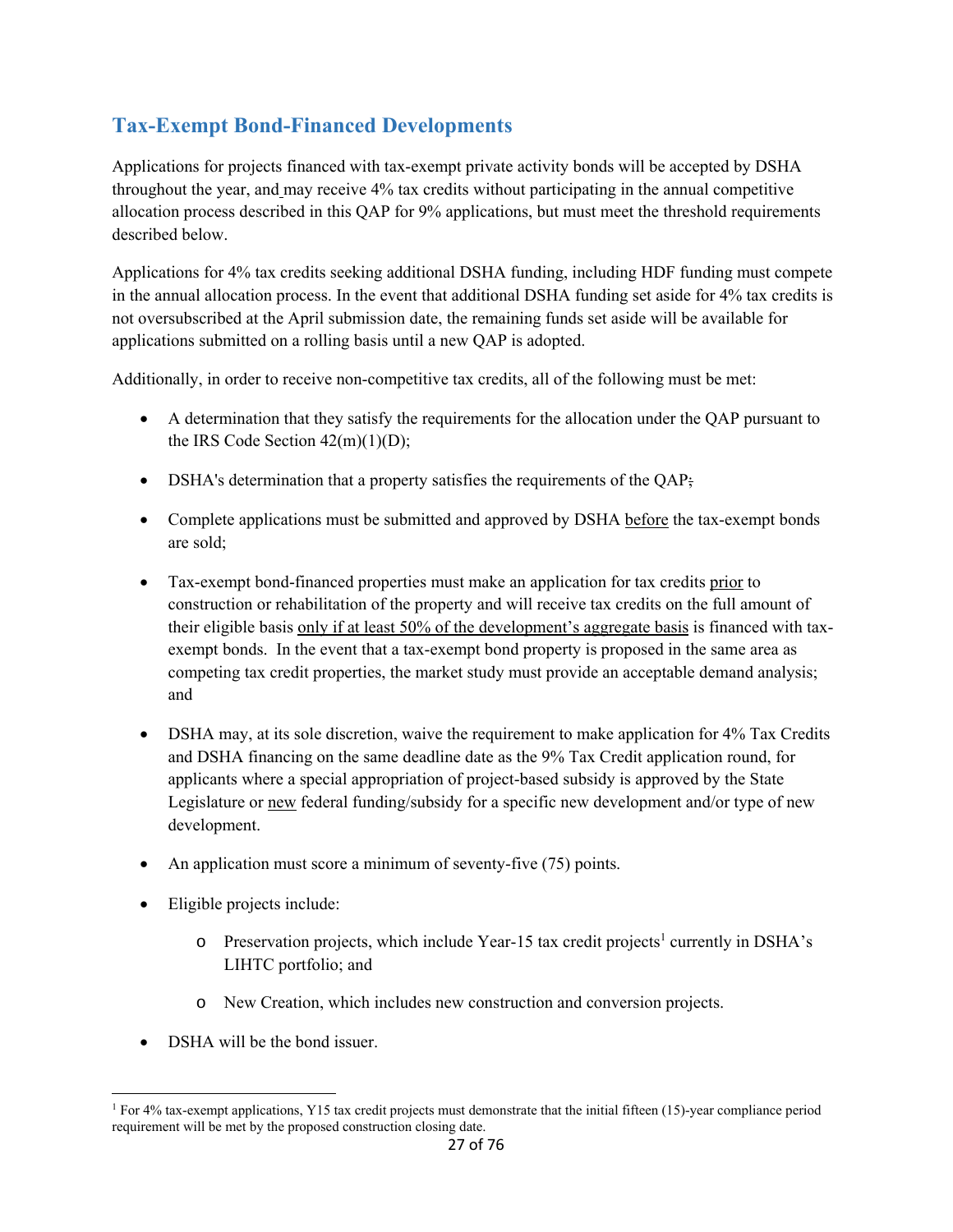## Tax-Exempt Bond-Financed Developments

Applications for projects financed with tax-exempt private activity bonds will be accepted by DSHA throughout the year, and may receive 4% tax credits without participating in the annual competitive allocation process described in this QAP for 9% applications, but must meet the threshold requirements described below.

Applications for 4% tax credits seeking additional DSHA funding, including HDF funding must compete in the annual allocation process. In the event that additional DSHA funding set aside for 4% tax credits is not oversubscribed at the April submission date, the remaining funds set aside will be available for applications submitted on a rolling basis until a new QAP is adopted.

Additionally, in order to receive non-competitive tax credits, all of the following must be met:

- A determination that they satisfy the requirements for the allocation under the QAP pursuant to the IRS Code Section 42(m)(1)(D);
- DSHA's determination that a property satisfies the requirements of the QAP;
- Complete applications must be submitted and approved by DSHA before the tax-exempt bonds are sold;
- Tax-exempt bond-financed properties must make an application for tax credits prior to construction or rehabilitation of the property and will receive tax credits on the full amount of their eligible basis only if at least 50% of the development's aggregate basis is financed with tax-exempt bonds. In the event that a tax-exempt bond property is proposed in the same area as competing tax credit properties, the market study must provide an acceptable demand analysis; and
- DSHA may, at its sole discretion, waive the requirement to make application for 4% Tax Credits and DSHA financing on the same deadline date as the 9% Tax Credit application round, for applicants where a special appropriation of project-based subsidy is approved by the State Legislature or new federal funding/subsidy for a specific new development and/or type of new development.
- An application must score a minimum of seventy-five (75) points.
- Eligible projects include:
  - Preservation projects, which include Year-15 tax credit projects[1] currently in DSHA's LIHTC portfolio; and
  - New Creation, which includes new construction and conversion projects.
- DSHA will be the bond issuer.

[1] For 4% tax-exempt applications, Y15 tax credit projects must demonstrate that the initial fifteen (15)-year compliance period requirement will be met by the proposed construction closing date.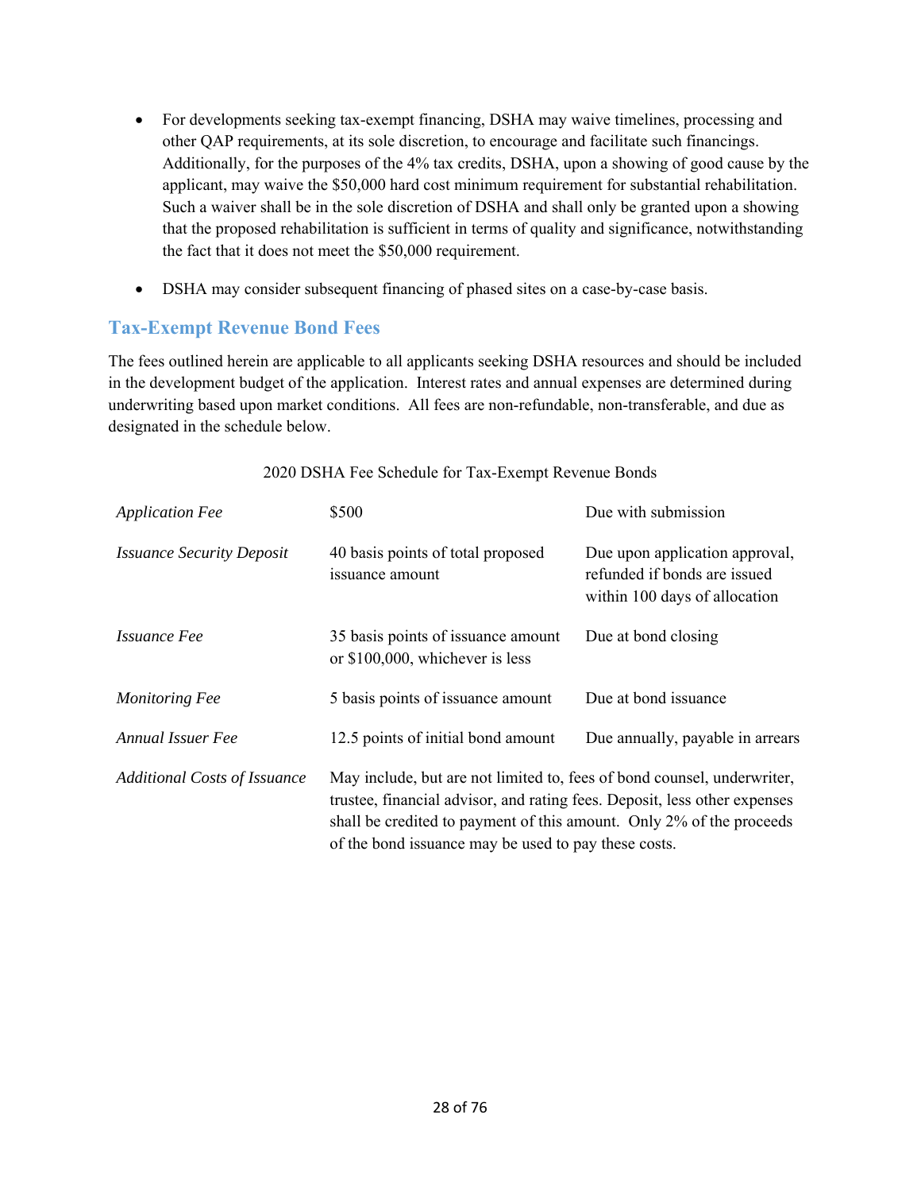- For developments seeking tax-exempt financing, DSHA may waive timelines, processing and other QAP requirements, at its sole discretion, to encourage and facilitate such financings. Additionally, for the purposes of the 4% tax credits, DSHA, upon a showing of good cause by the applicant, may waive the $50,000 hard cost minimum requirement for substantial rehabilitation. Such a waiver shall be in the sole discretion of DSHA and shall only be granted upon a showing that the proposed rehabilitation is sufficient in terms of quality and significance, notwithstanding the fact that it does not meet the $50,000 requirement.
- DSHA may consider subsequent financing of phased sites on a case-by-case basis.

## Tax-Exempt Revenue Bond Fees

The fees outlined herein are applicable to all applicants seeking DSHA resources and should be included in the development budget of the application. Interest rates and annual expenses are determined during underwriting based upon market conditions. All fees are non-refundable, non-transferable, and due as designated in the schedule below.

2020 DSHA Fee Schedule for Tax-Exempt Revenue Bonds

| Fee | Amount | Due |
|---|---|---|
| *Application Fee* | $500 | Due with submission |
| *Issuance Security Deposit* | 40 basis points of total proposed issuance amount | Due upon application approval, refunded if bonds are issued within 100 days of allocation |
| *Issuance Fee* | 35 basis points of issuance amount or $100,000, whichever is less | Due at bond closing |
| *Monitoring Fee* | 5 basis points of issuance amount | Due at bond issuance |
| *Annual Issuer Fee* | 12.5 points of initial bond amount | Due annually, payable in arrears |
| *Additional Costs of Issuance* | May include, but are not limited to, fees of bond counsel, underwriter, trustee, financial advisor, and rating fees. Deposit, less other expenses shall be credited to payment of this amount. Only 2% of the proceeds of the bond issuance may be used to pay these costs. | |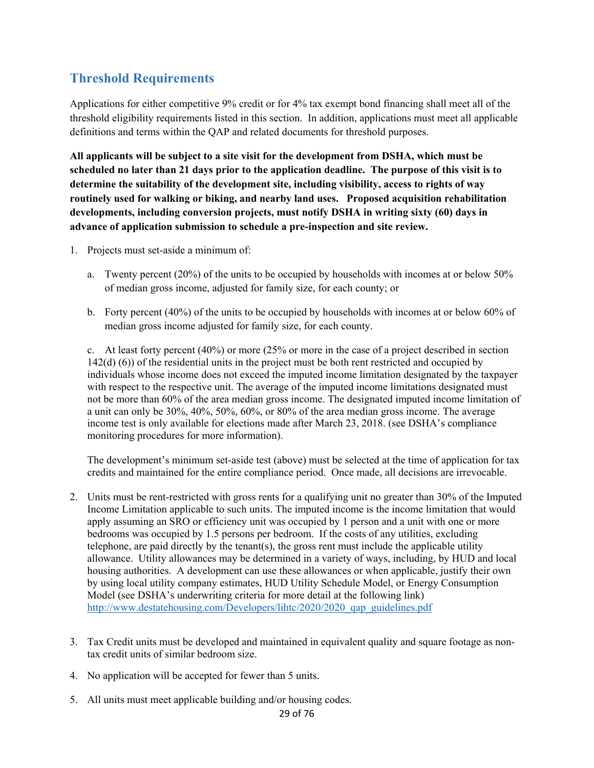## Threshold Requirements

Applications for either competitive 9% credit or for 4% tax exempt bond financing shall meet all of the threshold eligibility requirements listed in this section. In addition, applications must meet all applicable definitions and terms within the QAP and related documents for threshold purposes.

**All applicants will be subject to a site visit for the development from DSHA, which must be scheduled no later than 21 days prior to the application deadline. The purpose of this visit is to determine the suitability of the development site, including visibility, access to rights of way routinely used for walking or biking, and nearby land uses. Proposed acquisition rehabilitation developments, including conversion projects, must notify DSHA in writing sixty (60) days in advance of application submission to schedule a pre-inspection and site review.**

1. Projects must set-aside a minimum of:

   a. Twenty percent (20%) of the units to be occupied by households with incomes at or below 50% of median gross income, adjusted for family size, for each county; or

   b. Forty percent (40%) of the units to be occupied by households with incomes at or below 60% of median gross income adjusted for family size, for each county.

   c. At least forty percent (40%) or more (25% or more in the case of a project described in section 142(d) (6)) of the residential units in the project must be both rent restricted and occupied by individuals whose income does not exceed the imputed income limitation designated by the taxpayer with respect to the respective unit. The average of the imputed income limitations designated must not be more than 60% of the area median gross income. The designated imputed income limitation of a unit can only be 30%, 40%, 50%, 60%, or 80% of the area median gross income. The average income test is only available for elections made after March 23, 2018. (see DSHA's compliance monitoring procedures for more information).

   The development's minimum set-aside test (above) must be selected at the time of application for tax credits and maintained for the entire compliance period. Once made, all decisions are irrevocable.

2. Units must be rent-restricted with gross rents for a qualifying unit no greater than 30% of the Imputed Income Limitation applicable to such units. The imputed income is the income limitation that would apply assuming an SRO or efficiency unit was occupied by 1 person and a unit with one or more bedrooms was occupied by 1.5 persons per bedroom. If the costs of any utilities, excluding telephone, are paid directly by the tenant(s), the gross rent must include the applicable utility allowance. Utility allowances may be determined in a variety of ways, including, by HUD and local housing authorities. A development can use these allowances or when applicable, justify their own by using local utility company estimates, HUD Utility Schedule Model, or Energy Consumption Model (see DSHA's underwriting criteria for more detail at the following link) http://www.destatehousing.com/Developers/lihtc/2020/2020_qap_guidelines.pdf

3. Tax Credit units must be developed and maintained in equivalent quality and square footage as non-tax credit units of similar bedroom size.

4. No application will be accepted for fewer than 5 units.

5. All units must meet applicable building and/or housing codes.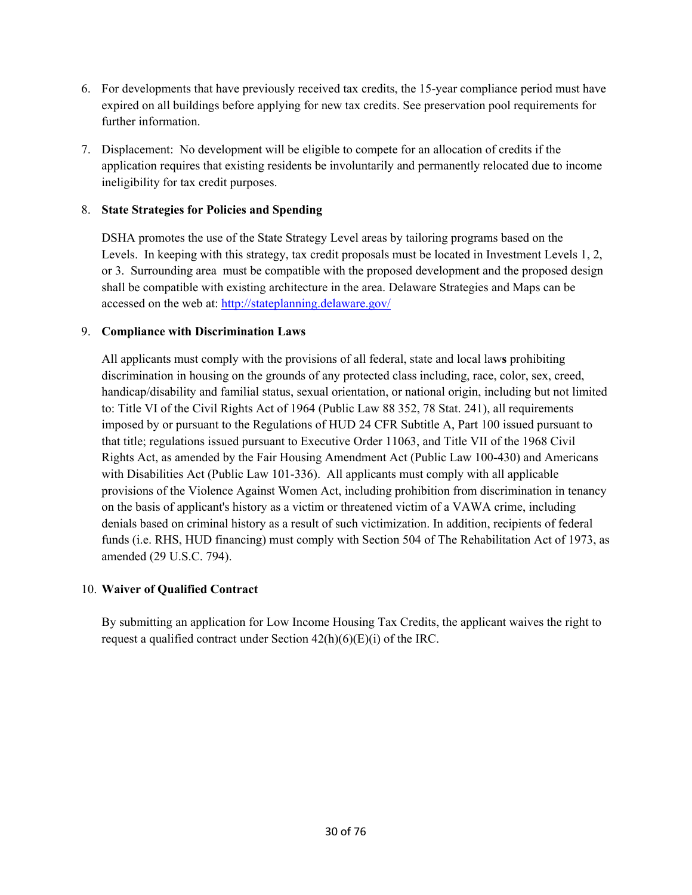6. For developments that have previously received tax credits, the 15-year compliance period must have expired on all buildings before applying for new tax credits. See preservation pool requirements for further information.

7. Displacement: No development will be eligible to compete for an allocation of credits if the application requires that existing residents be involuntarily and permanently relocated due to income ineligibility for tax credit purposes.

8. **State Strategies for Policies and Spending**

   DSHA promotes the use of the State Strategy Level areas by tailoring programs based on the Levels. In keeping with this strategy, tax credit proposals must be located in Investment Levels 1, 2, or 3. Surrounding area must be compatible with the proposed development and the proposed design shall be compatible with existing architecture in the area. Delaware Strategies and Maps can be accessed on the web at: http://stateplanning.delaware.gov/

9. **Compliance with Discrimination Laws**

   All applicants must comply with the provisions of all federal, state and local laws prohibiting discrimination in housing on the grounds of any protected class including, race, color, sex, creed, handicap/disability and familial status, sexual orientation, or national origin, including but not limited to: Title VI of the Civil Rights Act of 1964 (Public Law 88 352, 78 Stat. 241), all requirements imposed by or pursuant to the Regulations of HUD 24 CFR Subtitle A, Part 100 issued pursuant to that title; regulations issued pursuant to Executive Order 11063, and Title VII of the 1968 Civil Rights Act, as amended by the Fair Housing Amendment Act (Public Law 100-430) and Americans with Disabilities Act (Public Law 101-336). All applicants must comply with all applicable provisions of the Violence Against Women Act, including prohibition from discrimination in tenancy on the basis of applicant's history as a victim or threatened victim of a VAWA crime, including denials based on criminal history as a result of such victimization. In addition, recipients of federal funds (i.e. RHS, HUD financing) must comply with Section 504 of The Rehabilitation Act of 1973, as amended (29 U.S.C. 794).

10. **Waiver of Qualified Contract**

    By submitting an application for Low Income Housing Tax Credits, the applicant waives the right to request a qualified contract under Section 42(h)(6)(E)(i) of the IRC.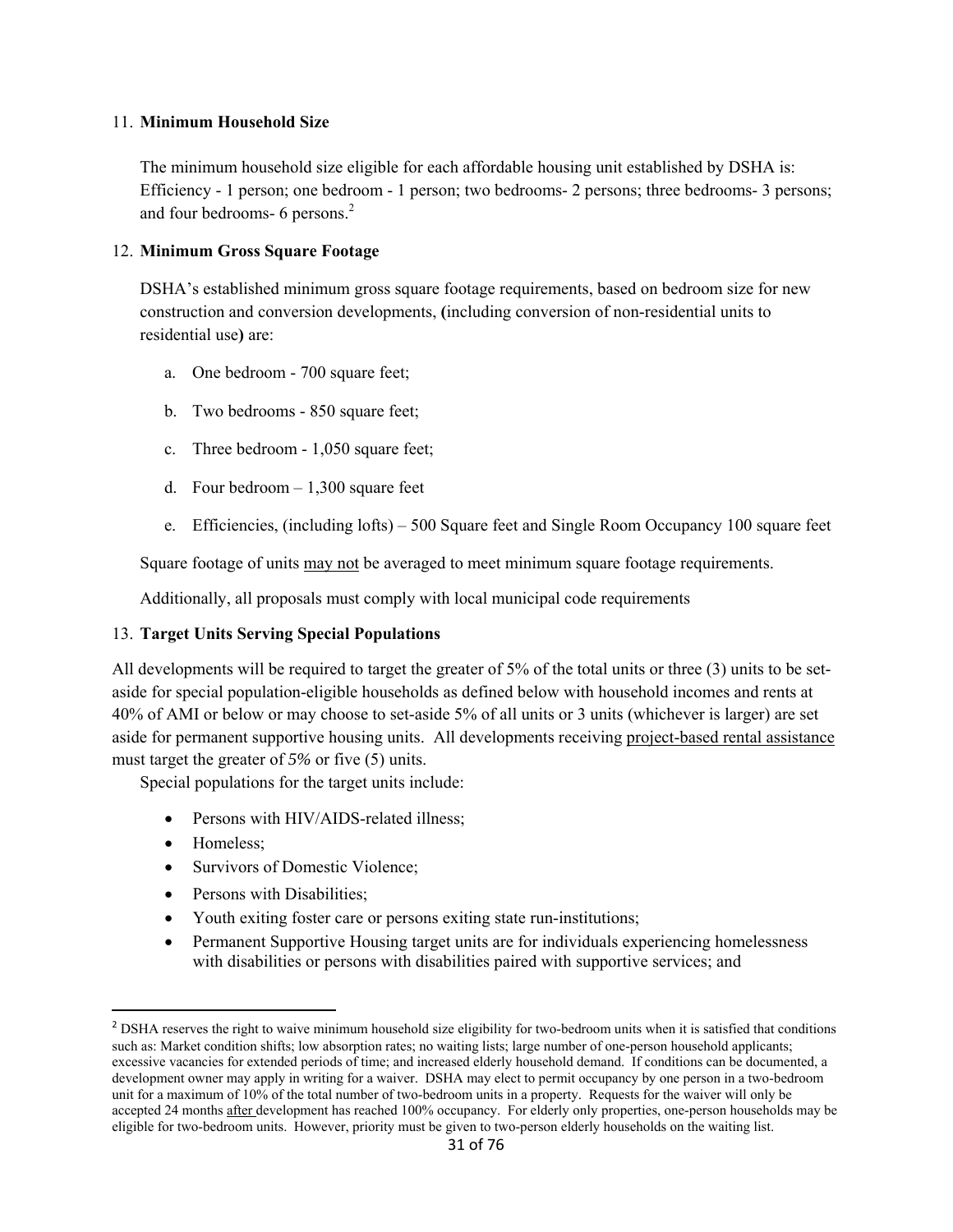11. **Minimum Household Size**

    The minimum household size eligible for each affordable housing unit established by DSHA is: Efficiency - 1 person; one bedroom - 1 person; two bedrooms- 2 persons; three bedrooms- 3 persons; and four bedrooms- 6 persons.[2]

12. **Minimum Gross Square Footage**

    DSHA's established minimum gross square footage requirements, based on bedroom size for new construction and conversion developments, **(**including conversion of non-residential units to residential use**)** are:

    a. One bedroom - 700 square feet;

    b. Two bedrooms - 850 square feet;

    c. Three bedroom - 1,050 square feet;

    d. Four bedroom – 1,300 square feet

    e. Efficiencies, (including lofts) – 500 Square feet and Single Room Occupancy 100 square feet

    Square footage of units <u>may not</u> be averaged to meet minimum square footage requirements.

    Additionally, all proposals must comply with local municipal code requirements

13. **Target Units Serving Special Populations**

All developments will be required to target the greater of 5% of the total units or three (3) units to be set-aside for special population-eligible households as defined below with household incomes and rents at 40% of AMI or below or may choose to set-aside 5% of all units or 3 units (whichever is larger) are set aside for permanent supportive housing units. All developments receiving <u>project-based rental assistance</u> must target the greater of *5%* or five (5) units.

Special populations for the target units include:

- Persons with HIV/AIDS-related illness;
- Homeless;
- Survivors of Domestic Violence;
- Persons with Disabilities;
- Youth exiting foster care or persons exiting state run-institutions;
- Permanent Supportive Housing target units are for individuals experiencing homelessness with disabilities or persons with disabilities paired with supportive services; and

---

[2] DSHA reserves the right to waive minimum household size eligibility for two-bedroom units when it is satisfied that conditions such as: Market condition shifts; low absorption rates; no waiting lists; large number of one-person household applicants; excessive vacancies for extended periods of time; and increased elderly household demand. If conditions can be documented, a development owner may apply in writing for a waiver. DSHA may elect to permit occupancy by one person in a two-bedroom unit for a maximum of 10% of the total number of two-bedroom units in a property. Requests for the waiver will only be accepted 24 months <u>after</u> development has reached 100% occupancy. For elderly only properties, one-person households may be eligible for two-bedroom units. However, priority must be given to two-person elderly households on the waiting list.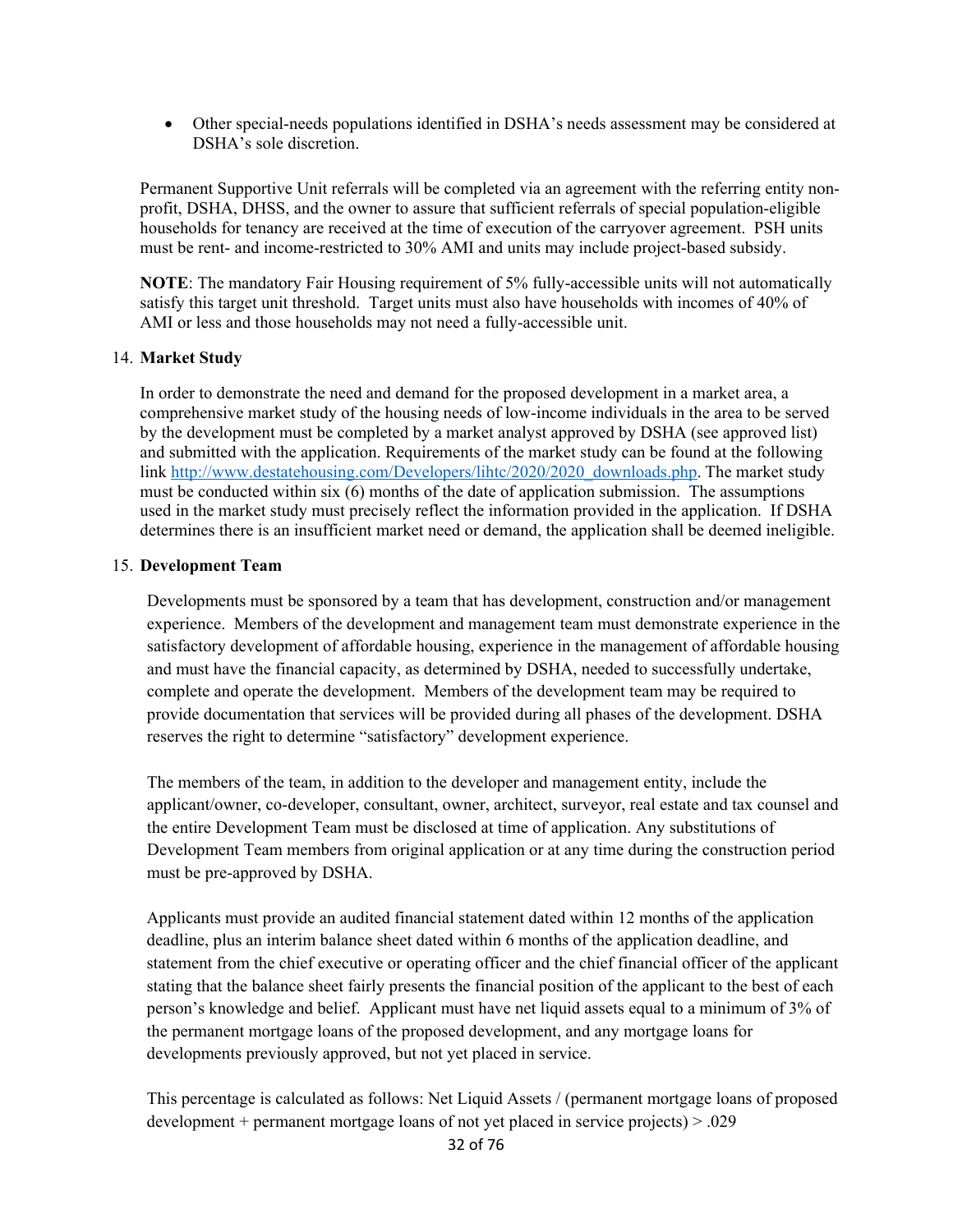- Other special-needs populations identified in DSHA's needs assessment may be considered at DSHA's sole discretion.

Permanent Supportive Unit referrals will be completed via an agreement with the referring entity non-profit, DSHA, DHSS, and the owner to assure that sufficient referrals of special population-eligible households for tenancy are received at the time of execution of the carryover agreement. PSH units must be rent- and income-restricted to 30% AMI and units may include project-based subsidy.

**NOTE**: The mandatory Fair Housing requirement of 5% fully-accessible units will not automatically satisfy this target unit threshold. Target units must also have households with incomes of 40% of AMI or less and those households may not need a fully-accessible unit.

14. **Market Study**

In order to demonstrate the need and demand for the proposed development in a market area, a comprehensive market study of the housing needs of low-income individuals in the area to be served by the development must be completed by a market analyst approved by DSHA (see approved list) and submitted with the application. Requirements of the market study can be found at the following link [http://www.destatehousing.com/Developers/lihtc/2020/2020_downloads.php](http://www.destatehousing.com/Developers/lihtc/2020/2020_downloads.php). The market study must be conducted within six (6) months of the date of application submission. The assumptions used in the market study must precisely reflect the information provided in the application. If DSHA determines there is an insufficient market need or demand, the application shall be deemed ineligible.

15. **Development Team**

Developments must be sponsored by a team that has development, construction and/or management experience. Members of the development and management team must demonstrate experience in the satisfactory development of affordable housing, experience in the management of affordable housing and must have the financial capacity, as determined by DSHA, needed to successfully undertake, complete and operate the development. Members of the development team may be required to provide documentation that services will be provided during all phases of the development. DSHA reserves the right to determine "satisfactory" development experience.

The members of the team, in addition to the developer and management entity, include the applicant/owner, co-developer, consultant, owner, architect, surveyor, real estate and tax counsel and the entire Development Team must be disclosed at time of application. Any substitutions of Development Team members from original application or at any time during the construction period must be pre-approved by DSHA.

Applicants must provide an audited financial statement dated within 12 months of the application deadline, plus an interim balance sheet dated within 6 months of the application deadline, and statement from the chief executive or operating officer and the chief financial officer of the applicant stating that the balance sheet fairly presents the financial position of the applicant to the best of each person's knowledge and belief. Applicant must have net liquid assets equal to a minimum of 3% of the permanent mortgage loans of the proposed development, and any mortgage loans for developments previously approved, but not yet placed in service.

This percentage is calculated as follows: Net Liquid Assets / (permanent mortgage loans of proposed development + permanent mortgage loans of not yet placed in service projects) > .029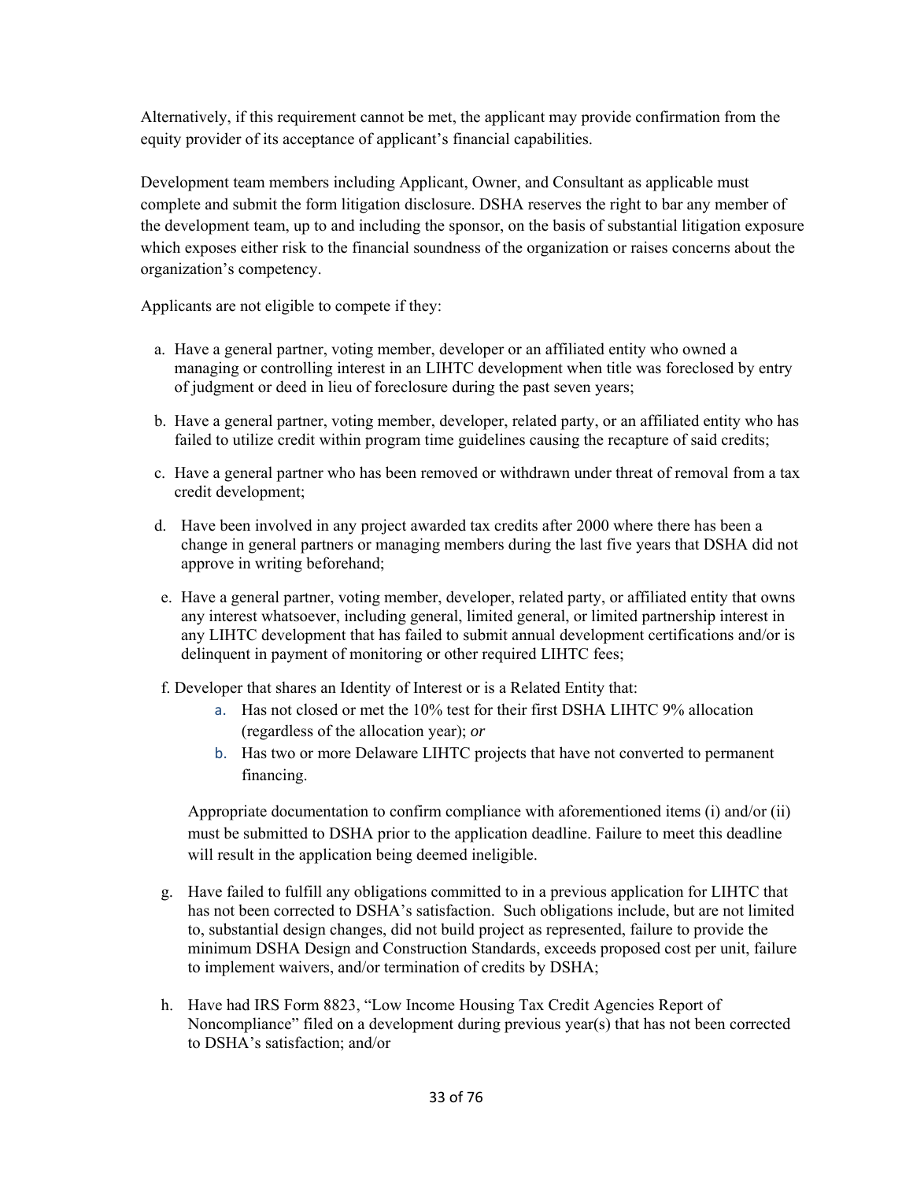Alternatively, if this requirement cannot be met, the applicant may provide confirmation from the equity provider of its acceptance of applicant's financial capabilities.

Development team members including Applicant, Owner, and Consultant as applicable must complete and submit the form litigation disclosure. DSHA reserves the right to bar any member of the development team, up to and including the sponsor, on the basis of substantial litigation exposure which exposes either risk to the financial soundness of the organization or raises concerns about the organization's competency.

Applicants are not eligible to compete if they:

a. Have a general partner, voting member, developer or an affiliated entity who owned a managing or controlling interest in an LIHTC development when title was foreclosed by entry of judgment or deed in lieu of foreclosure during the past seven years;

b. Have a general partner, voting member, developer, related party, or an affiliated entity who has failed to utilize credit within program time guidelines causing the recapture of said credits;

c. Have a general partner who has been removed or withdrawn under threat of removal from a tax credit development;

d. Have been involved in any project awarded tax credits after 2000 where there has been a change in general partners or managing members during the last five years that DSHA did not approve in writing beforehand;

e. Have a general partner, voting member, developer, related party, or affiliated entity that owns any interest whatsoever, including general, limited general, or limited partnership interest in any LIHTC development that has failed to submit annual development certifications and/or is delinquent in payment of monitoring or other required LIHTC fees;

f. Developer that shares an Identity of Interest or is a Related Entity that:
   a. Has not closed or met the 10% test for their first DSHA LIHTC 9% allocation (regardless of the allocation year); *or*
   b. Has two or more Delaware LIHTC projects that have not converted to permanent financing.

   Appropriate documentation to confirm compliance with aforementioned items (i) and/or (ii) must be submitted to DSHA prior to the application deadline. Failure to meet this deadline will result in the application being deemed ineligible.

g. Have failed to fulfill any obligations committed to in a previous application for LIHTC that has not been corrected to DSHA's satisfaction. Such obligations include, but are not limited to, substantial design changes, did not build project as represented, failure to provide the minimum DSHA Design and Construction Standards, exceeds proposed cost per unit, failure to implement waivers, and/or termination of credits by DSHA;

h. Have had IRS Form 8823, "Low Income Housing Tax Credit Agencies Report of Noncompliance" filed on a development during previous year(s) that has not been corrected to DSHA's satisfaction; and/or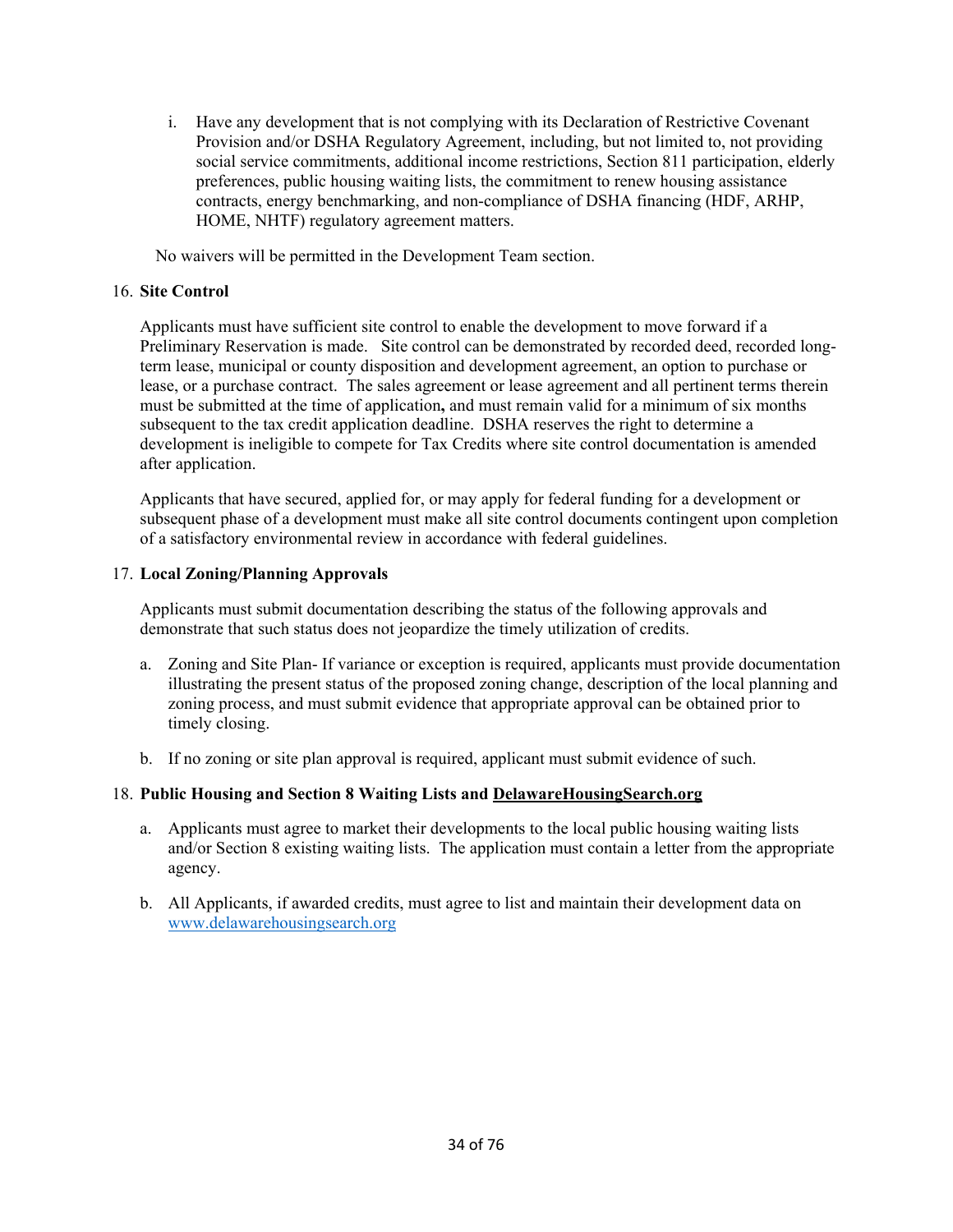i. Have any development that is not complying with its Declaration of Restrictive Covenant Provision and/or DSHA Regulatory Agreement, including, but not limited to, not providing social service commitments, additional income restrictions, Section 811 participation, elderly preferences, public housing waiting lists, the commitment to renew housing assistance contracts, energy benchmarking, and non-compliance of DSHA financing (HDF, ARHP, HOME, NHTF) regulatory agreement matters.

No waivers will be permitted in the Development Team section.

16. **Site Control**

    Applicants must have sufficient site control to enable the development to move forward if a Preliminary Reservation is made. Site control can be demonstrated by recorded deed, recorded long-term lease, municipal or county disposition and development agreement, an option to purchase or lease, or a purchase contract. The sales agreement or lease agreement and all pertinent terms therein must be submitted at the time of application**,** and must remain valid for a minimum of six months subsequent to the tax credit application deadline. DSHA reserves the right to determine a development is ineligible to compete for Tax Credits where site control documentation is amended after application.

    Applicants that have secured, applied for, or may apply for federal funding for a development or subsequent phase of a development must make all site control documents contingent upon completion of a satisfactory environmental review in accordance with federal guidelines.

17. **Local Zoning/Planning Approvals**

    Applicants must submit documentation describing the status of the following approvals and demonstrate that such status does not jeopardize the timely utilization of credits.

    a. Zoning and Site Plan- If variance or exception is required, applicants must provide documentation illustrating the present status of the proposed zoning change, description of the local planning and zoning process, and must submit evidence that appropriate approval can be obtained prior to timely closing.

    b. If no zoning or site plan approval is required, applicant must submit evidence of such.

18. **Public Housing and Section 8 Waiting Lists and DelawareHousingSearch.org**

    a. Applicants must agree to market their developments to the local public housing waiting lists and/or Section 8 existing waiting lists. The application must contain a letter from the appropriate agency.

    b. All Applicants, if awarded credits, must agree to list and maintain their development data on www.delawarehousingsearch.org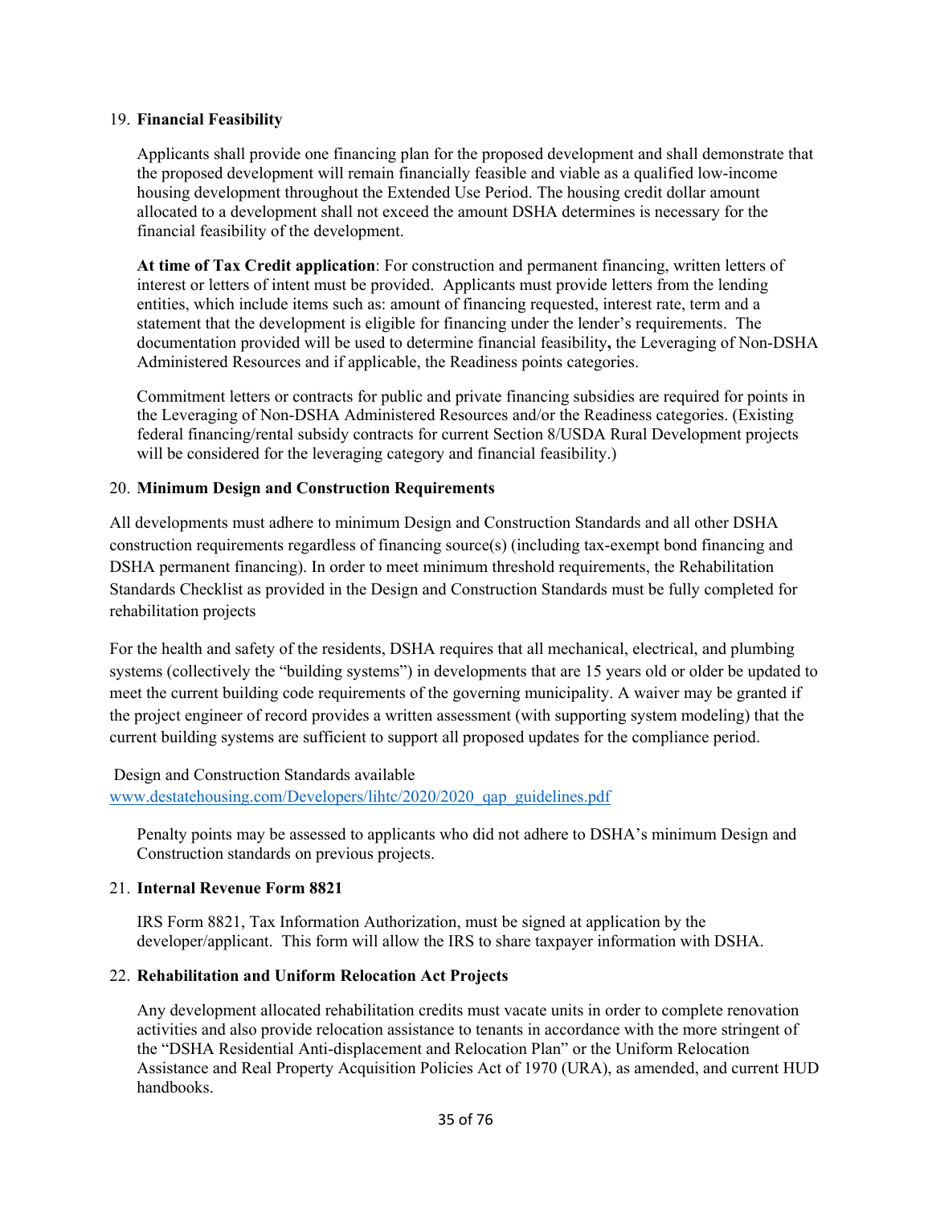19. **Financial Feasibility**

    Applicants shall provide one financing plan for the proposed development and shall demonstrate that the proposed development will remain financially feasible and viable as a qualified low-income housing development throughout the Extended Use Period. The housing credit dollar amount allocated to a development shall not exceed the amount DSHA determines is necessary for the financial feasibility of the development.

    **At time of Tax Credit application**: For construction and permanent financing, written letters of interest or letters of intent must be provided. Applicants must provide letters from the lending entities, which include items such as: amount of financing requested, interest rate, term and a statement that the development is eligible for financing under the lender's requirements. The documentation provided will be used to determine financial feasibility**,** the Leveraging of Non-DSHA Administered Resources and if applicable, the Readiness points categories.

    Commitment letters or contracts for public and private financing subsidies are required for points in the Leveraging of Non-DSHA Administered Resources and/or the Readiness categories. (Existing federal financing/rental subsidy contracts for current Section 8/USDA Rural Development projects will be considered for the leveraging category and financial feasibility.)

20. **Minimum Design and Construction Requirements**

All developments must adhere to minimum Design and Construction Standards and all other DSHA construction requirements regardless of financing source(s) (including tax-exempt bond financing and DSHA permanent financing). In order to meet minimum threshold requirements, the Rehabilitation Standards Checklist as provided in the Design and Construction Standards must be fully completed for rehabilitation projects

For the health and safety of the residents, DSHA requires that all mechanical, electrical, and plumbing systems (collectively the "building systems") in developments that are 15 years old or older be updated to meet the current building code requirements of the governing municipality. A waiver may be granted if the project engineer of record provides a written assessment (with supporting system modeling) that the current building systems are sufficient to support all proposed updates for the compliance period.

Design and Construction Standards available
www.destatehousing.com/Developers/lihtc/2020/2020_qap_guidelines.pdf

    Penalty points may be assessed to applicants who did not adhere to DSHA's minimum Design and Construction standards on previous projects.

21. **Internal Revenue Form 8821**

    IRS Form 8821, Tax Information Authorization, must be signed at application by the developer/applicant. This form will allow the IRS to share taxpayer information with DSHA.

22. **Rehabilitation and Uniform Relocation Act Projects**

    Any development allocated rehabilitation credits must vacate units in order to complete renovation activities and also provide relocation assistance to tenants in accordance with the more stringent of the "DSHA Residential Anti-displacement and Relocation Plan" or the Uniform Relocation Assistance and Real Property Acquisition Policies Act of 1970 (URA), as amended, and current HUD handbooks.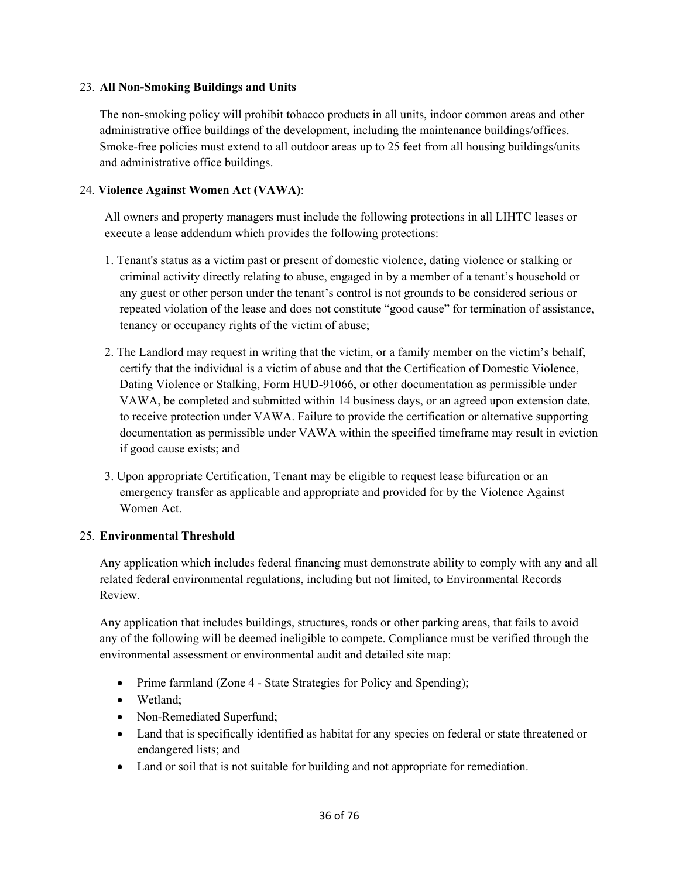23. **All Non-Smoking Buildings and Units**

The non-smoking policy will prohibit tobacco products in all units, indoor common areas and other administrative office buildings of the development, including the maintenance buildings/offices. Smoke-free policies must extend to all outdoor areas up to 25 feet from all housing buildings/units and administrative office buildings.

24. **Violence Against Women Act (VAWA)**:

All owners and property managers must include the following protections in all LIHTC leases or execute a lease addendum which provides the following protections:

1. Tenant's status as a victim past or present of domestic violence, dating violence or stalking or criminal activity directly relating to abuse, engaged in by a member of a tenant's household or any guest or other person under the tenant's control is not grounds to be considered serious or repeated violation of the lease and does not constitute "good cause" for termination of assistance, tenancy or occupancy rights of the victim of abuse;

2. The Landlord may request in writing that the victim, or a family member on the victim's behalf, certify that the individual is a victim of abuse and that the Certification of Domestic Violence, Dating Violence or Stalking, Form HUD-91066, or other documentation as permissible under VAWA, be completed and submitted within 14 business days, or an agreed upon extension date, to receive protection under VAWA. Failure to provide the certification or alternative supporting documentation as permissible under VAWA within the specified timeframe may result in eviction if good cause exists; and

3. Upon appropriate Certification, Tenant may be eligible to request lease bifurcation or an emergency transfer as applicable and appropriate and provided for by the Violence Against Women Act.

25. **Environmental Threshold**

Any application which includes federal financing must demonstrate ability to comply with any and all related federal environmental regulations, including but not limited, to Environmental Records Review.

Any application that includes buildings, structures, roads or other parking areas, that fails to avoid any of the following will be deemed ineligible to compete. Compliance must be verified through the environmental assessment or environmental audit and detailed site map:

- Prime farmland (Zone 4 - State Strategies for Policy and Spending);
- Wetland;
- Non-Remediated Superfund;
- Land that is specifically identified as habitat for any species on federal or state threatened or endangered lists; and
- Land or soil that is not suitable for building and not appropriate for remediation.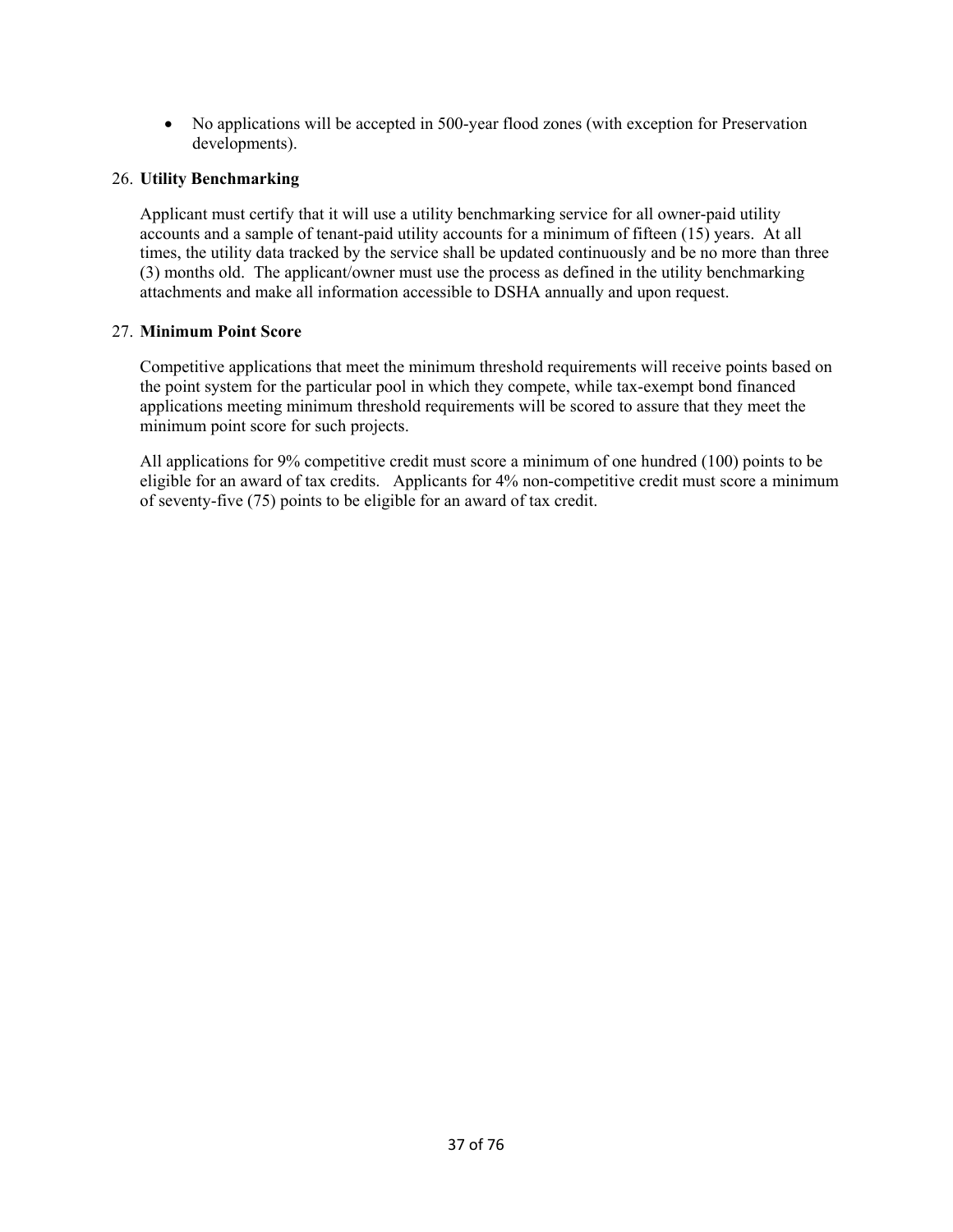- No applications will be accepted in 500-year flood zones (with exception for Preservation developments).

26. **Utility Benchmarking**

    Applicant must certify that it will use a utility benchmarking service for all owner-paid utility accounts and a sample of tenant-paid utility accounts for a minimum of fifteen (15) years. At all times, the utility data tracked by the service shall be updated continuously and be no more than three (3) months old. The applicant/owner must use the process as defined in the utility benchmarking attachments and make all information accessible to DSHA annually and upon request.

27. **Minimum Point Score**

    Competitive applications that meet the minimum threshold requirements will receive points based on the point system for the particular pool in which they compete, while tax-exempt bond financed applications meeting minimum threshold requirements will be scored to assure that they meet the minimum point score for such projects.

    All applications for 9% competitive credit must score a minimum of one hundred (100) points to be eligible for an award of tax credits. Applicants for 4% non-competitive credit must score a minimum of seventy-five (75) points to be eligible for an award of tax credit.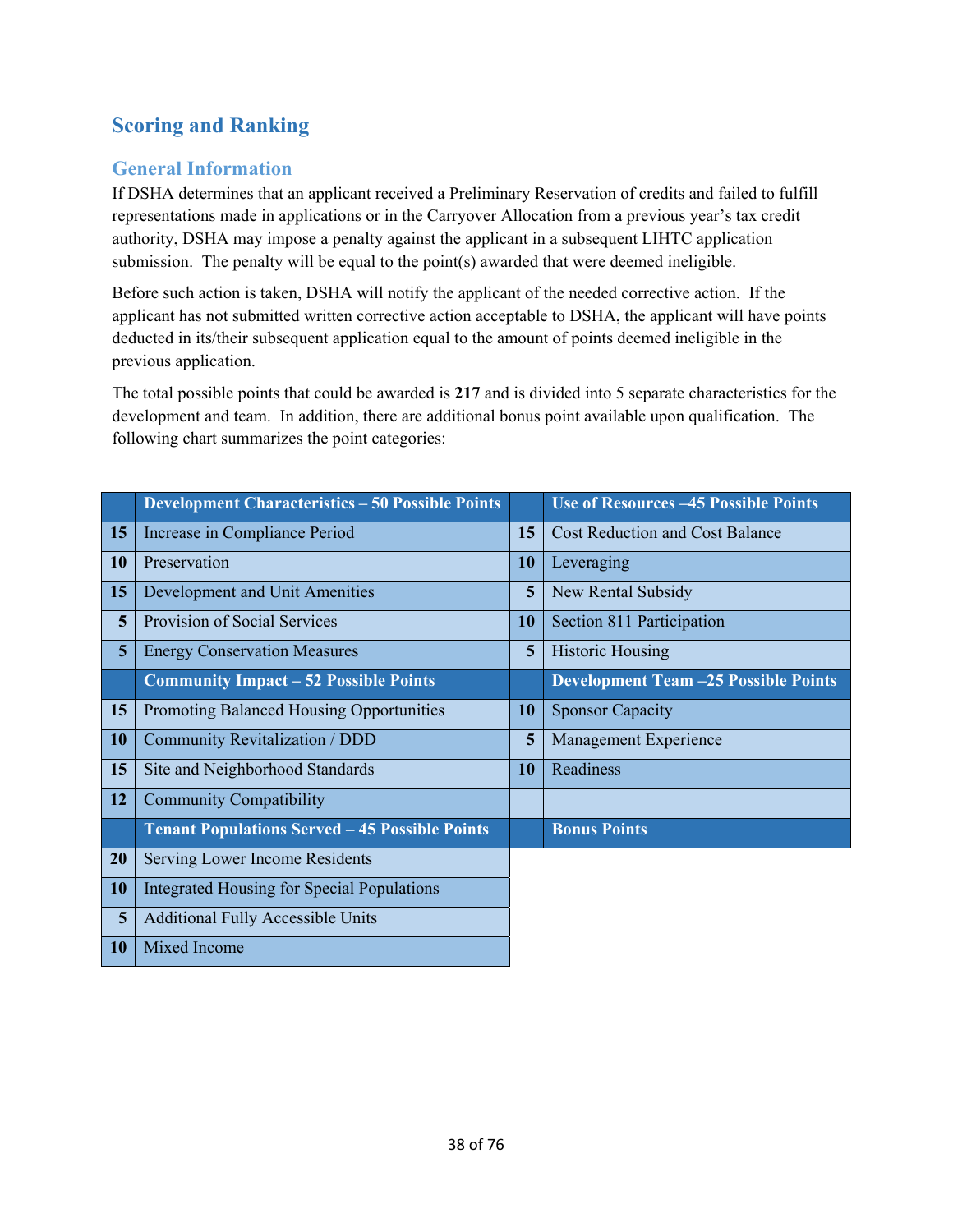## Scoring and Ranking

### General Information

If DSHA determines that an applicant received a Preliminary Reservation of credits and failed to fulfill representations made in applications or in the Carryover Allocation from a previous year's tax credit authority, DSHA may impose a penalty against the applicant in a subsequent LIHTC application submission. The penalty will be equal to the point(s) awarded that were deemed ineligible.

Before such action is taken, DSHA will notify the applicant of the needed corrective action. If the applicant has not submitted written corrective action acceptable to DSHA, the applicant will have points deducted in its/their subsequent application equal to the amount of points deemed ineligible in the previous application.

The total possible points that could be awarded is **217** and is divided into 5 separate characteristics for the development and team. In addition, there are additional bonus point available upon qualification. The following chart summarizes the point categories:

| | **Development Characteristics – 50 Possible Points** | | **Use of Resources –45 Possible Points** |
|---|---|---|---|
| **15** | Increase in Compliance Period | **15** | Cost Reduction and Cost Balance |
| **10** | Preservation | **10** | Leveraging |
| **15** | Development and Unit Amenities | **5** | New Rental Subsidy |
| **5** | Provision of Social Services | **10** | Section 811 Participation |
| **5** | Energy Conservation Measures | **5** | Historic Housing |
| | **Community Impact – 52 Possible Points** | | **Development Team –25 Possible Points** |
| **15** | Promoting Balanced Housing Opportunities | **10** | Sponsor Capacity |
| **10** | Community Revitalization / DDD | **5** | Management Experience |
| **15** | Site and Neighborhood Standards | **10** | Readiness |
| **12** | Community Compatibility | | |
| | **Tenant Populations Served – 45 Possible Points** | | **Bonus Points** |
| **20** | Serving Lower Income Residents | | |
| **10** | Integrated Housing for Special Populations | | |
| **5** | Additional Fully Accessible Units | | |
| **10** | Mixed Income | | |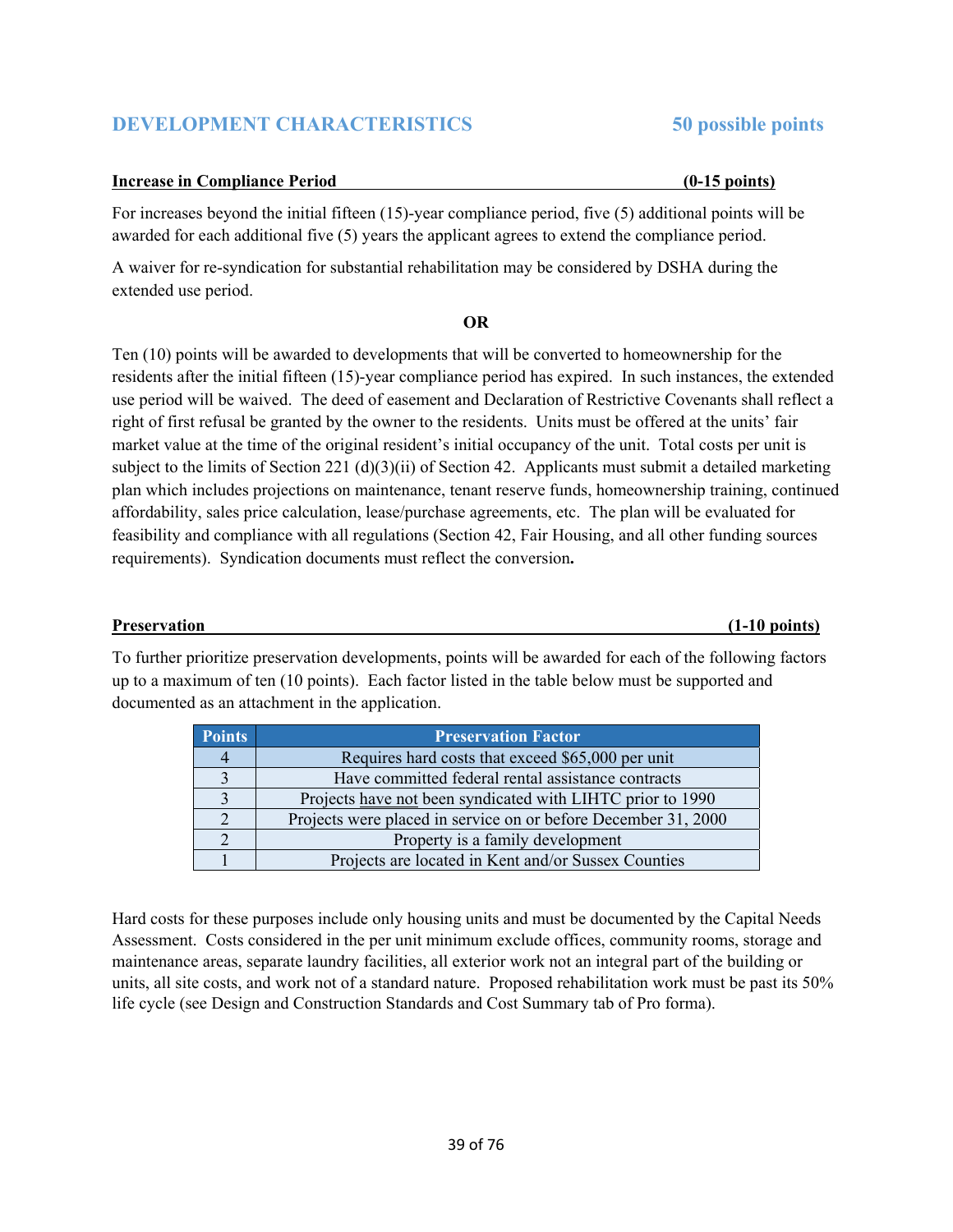## DEVELOPMENT CHARACTERISTICS 50 possible points

**Increase in Compliance Period (0-15 points)**

For increases beyond the initial fifteen (15)-year compliance period, five (5) additional points will be awarded for each additional five (5) years the applicant agrees to extend the compliance period.

A waiver for re-syndication for substantial rehabilitation may be considered by DSHA during the extended use period.

**OR**

Ten (10) points will be awarded to developments that will be converted to homeownership for the residents after the initial fifteen (15)-year compliance period has expired. In such instances, the extended use period will be waived. The deed of easement and Declaration of Restrictive Covenants shall reflect a right of first refusal be granted by the owner to the residents. Units must be offered at the units' fair market value at the time of the original resident's initial occupancy of the unit. Total costs per unit is subject to the limits of Section 221 (d)(3)(ii) of Section 42. Applicants must submit a detailed marketing plan which includes projections on maintenance, tenant reserve funds, homeownership training, continued affordability, sales price calculation, lease/purchase agreements, etc. The plan will be evaluated for feasibility and compliance with all regulations (Section 42, Fair Housing, and all other funding sources requirements). Syndication documents must reflect the conversion**.**

**Preservation (1-10 points)**

To further prioritize preservation developments, points will be awarded for each of the following factors up to a maximum of ten (10 points). Each factor listed in the table below must be supported and documented as an attachment in the application.

| Points | Preservation Factor |
|---|---|
| 4 | Requires hard costs that exceed $65,000 per unit |
| 3 | Have committed federal rental assistance contracts |
| 3 | Projects have not been syndicated with LIHTC prior to 1990 |
| 2 | Projects were placed in service on or before December 31, 2000 |
| 2 | Property is a family development |
| 1 | Projects are located in Kent and/or Sussex Counties |

Hard costs for these purposes include only housing units and must be documented by the Capital Needs Assessment. Costs considered in the per unit minimum exclude offices, community rooms, storage and maintenance areas, separate laundry facilities, all exterior work not an integral part of the building or units, all site costs, and work not of a standard nature. Proposed rehabilitation work must be past its 50% life cycle (see Design and Construction Standards and Cost Summary tab of Pro forma).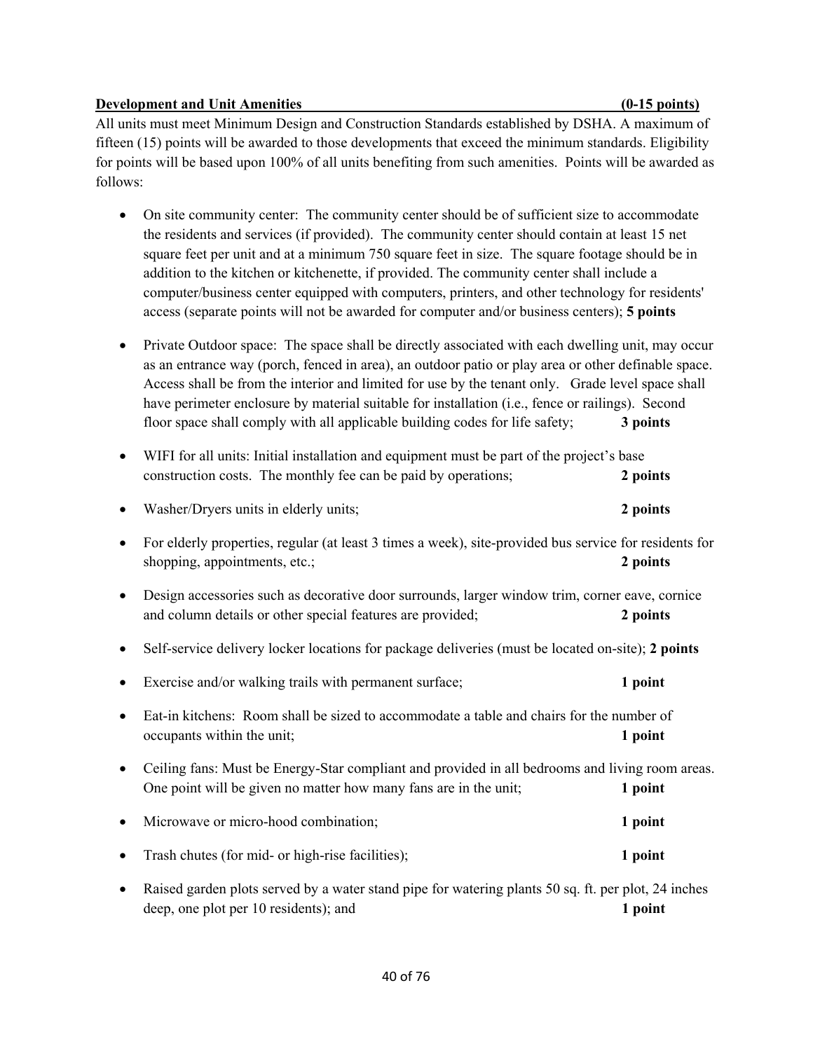**Development and Unit Amenities (0-15 points)**

All units must meet Minimum Design and Construction Standards established by DSHA. A maximum of fifteen (15) points will be awarded to those developments that exceed the minimum standards. Eligibility for points will be based upon 100% of all units benefiting from such amenities. Points will be awarded as follows:

- On site community center: The community center should be of sufficient size to accommodate the residents and services (if provided). The community center should contain at least 15 net square feet per unit and at a minimum 750 square feet in size. The square footage should be in addition to the kitchen or kitchenette, if provided. The community center shall include a computer/business center equipped with computers, printers, and other technology for residents' access (separate points will not be awarded for computer and/or business centers); **5 points**

- Private Outdoor space: The space shall be directly associated with each dwelling unit, may occur as an entrance way (porch, fenced in area), an outdoor patio or play area or other definable space. Access shall be from the interior and limited for use by the tenant only. Grade level space shall have perimeter enclosure by material suitable for installation (i.e., fence or railings). Second floor space shall comply with all applicable building codes for life safety; **3 points**

- WIFI for all units: Initial installation and equipment must be part of the project's base construction costs. The monthly fee can be paid by operations; **2 points**

- Washer/Dryers units in elderly units; **2 points**

- For elderly properties, regular (at least 3 times a week), site-provided bus service for residents for shopping, appointments, etc.; **2 points**

- Design accessories such as decorative door surrounds, larger window trim, corner eave, cornice and column details or other special features are provided; **2 points**

- Self-service delivery locker locations for package deliveries (must be located on-site); **2 points**

- Exercise and/or walking trails with permanent surface; **1 point**

- Eat-in kitchens: Room shall be sized to accommodate a table and chairs for the number of occupants within the unit; **1 point**

- Ceiling fans: Must be Energy-Star compliant and provided in all bedrooms and living room areas. One point will be given no matter how many fans are in the unit; **1 point**

- Microwave or micro-hood combination; **1 point**

- Trash chutes (for mid- or high-rise facilities); **1 point**

- Raised garden plots served by a water stand pipe for watering plants 50 sq. ft. per plot, 24 inches deep, one plot per 10 residents); and **1 point**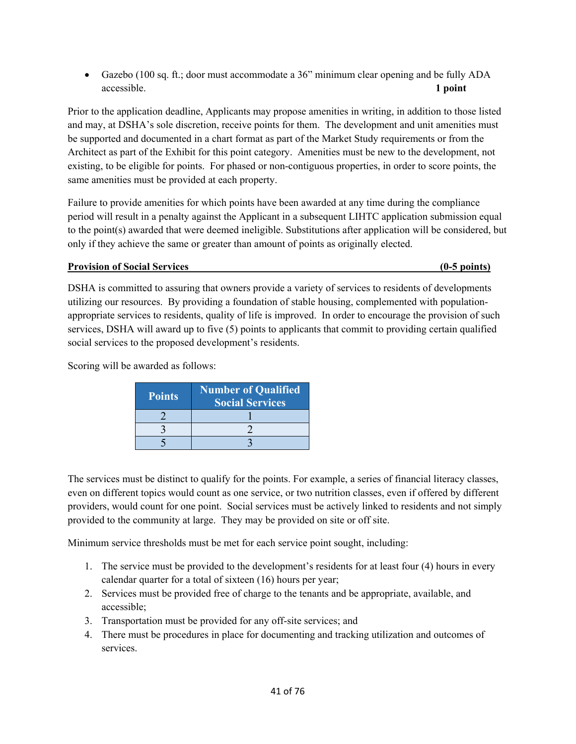- Gazebo (100 sq. ft.; door must accommodate a 36" minimum clear opening and be fully ADA accessible. **1 point**

Prior to the application deadline, Applicants may propose amenities in writing, in addition to those listed and may, at DSHA's sole discretion, receive points for them. The development and unit amenities must be supported and documented in a chart format as part of the Market Study requirements or from the Architect as part of the Exhibit for this point category. Amenities must be new to the development, not existing, to be eligible for points. For phased or non-contiguous properties, in order to score points, the same amenities must be provided at each property.

Failure to provide amenities for which points have been awarded at any time during the compliance period will result in a penalty against the Applicant in a subsequent LIHTC application submission equal to the point(s) awarded that were deemed ineligible. Substitutions after application will be considered, but only if they achieve the same or greater than amount of points as originally elected.

**Provision of Social Services (0-5 points)**

DSHA is committed to assuring that owners provide a variety of services to residents of developments utilizing our resources. By providing a foundation of stable housing, complemented with population-appropriate services to residents, quality of life is improved. In order to encourage the provision of such services, DSHA will award up to five (5) points to applicants that commit to providing certain qualified social services to the proposed development's residents.

Scoring will be awarded as follows:

| Points | Number of Qualified Social Services |
|---|---|
| 2 | 1 |
| 3 | 2 |
| 5 | 3 |

The services must be distinct to qualify for the points. For example, a series of financial literacy classes, even on different topics would count as one service, or two nutrition classes, even if offered by different providers, would count for one point. Social services must be actively linked to residents and not simply provided to the community at large. They may be provided on site or off site.

Minimum service thresholds must be met for each service point sought, including:

1. The service must be provided to the development's residents for at least four (4) hours in every calendar quarter for a total of sixteen (16) hours per year;
2. Services must be provided free of charge to the tenants and be appropriate, available, and accessible;
3. Transportation must be provided for any off-site services; and
4. There must be procedures in place for documenting and tracking utilization and outcomes of services.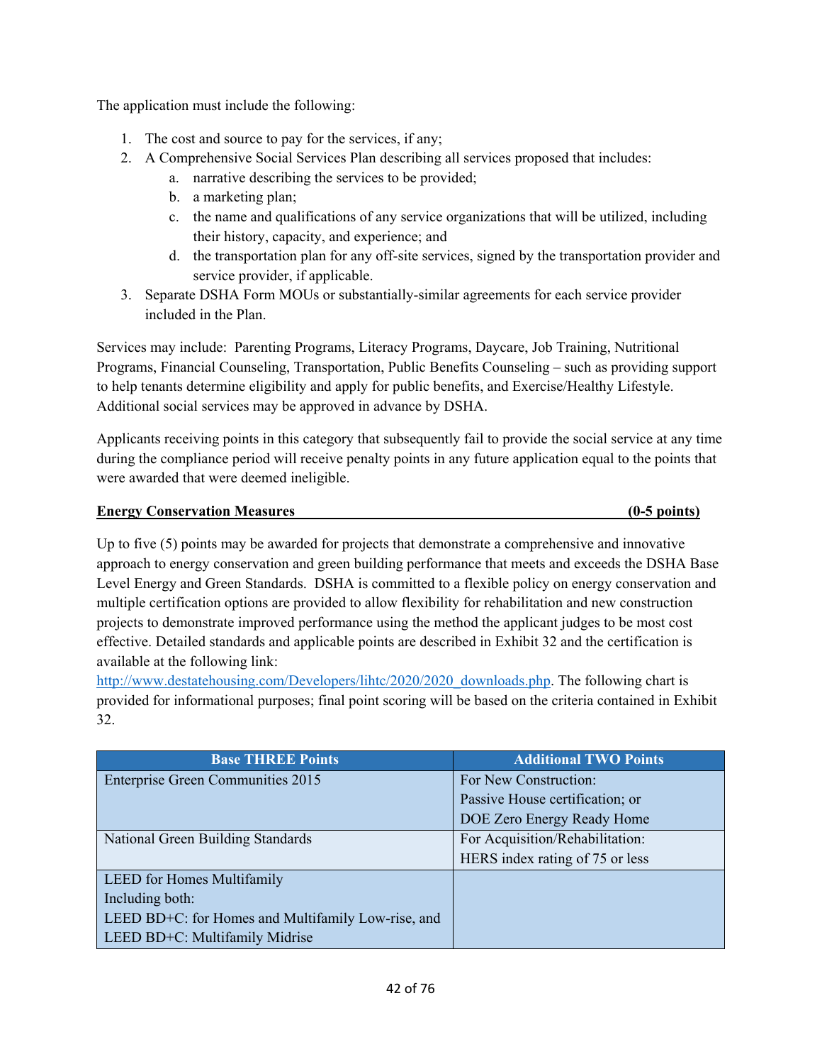The application must include the following:

1. The cost and source to pay for the services, if any;
2. A Comprehensive Social Services Plan describing all services proposed that includes:
   a. narrative describing the services to be provided;
   b. a marketing plan;
   c. the name and qualifications of any service organizations that will be utilized, including their history, capacity, and experience; and
   d. the transportation plan for any off-site services, signed by the transportation provider and service provider, if applicable.
3. Separate DSHA Form MOUs or substantially-similar agreements for each service provider included in the Plan.

Services may include: Parenting Programs, Literacy Programs, Daycare, Job Training, Nutritional Programs, Financial Counseling, Transportation, Public Benefits Counseling – such as providing support to help tenants determine eligibility and apply for public benefits, and Exercise/Healthy Lifestyle. Additional social services may be approved in advance by DSHA.

Applicants receiving points in this category that subsequently fail to provide the social service at any time during the compliance period will receive penalty points in any future application equal to the points that were awarded that were deemed ineligible.

**Energy Conservation Measures (0-5 points)**

Up to five (5) points may be awarded for projects that demonstrate a comprehensive and innovative approach to energy conservation and green building performance that meets and exceeds the DSHA Base Level Energy and Green Standards. DSHA is committed to a flexible policy on energy conservation and multiple certification options are provided to allow flexibility for rehabilitation and new construction projects to demonstrate improved performance using the method the applicant judges to be most cost effective. Detailed standards and applicable points are described in Exhibit 32 and the certification is available at the following link: http://www.destatehousing.com/Developers/lihtc/2020/2020_downloads.php. The following chart is provided for informational purposes; final point scoring will be based on the criteria contained in Exhibit 32.

| Base THREE Points | Additional TWO Points |
|---|---|
| Enterprise Green Communities 2015 | For New Construction:<br>Passive House certification; or<br>DOE Zero Energy Ready Home |
| National Green Building Standards | For Acquisition/Rehabilitation:<br>HERS index rating of 75 or less |
| LEED for Homes Multifamily<br>Including both:<br>LEED BD+C: for Homes and Multifamily Low-rise, and<br>LEED BD+C: Multifamily Midrise | |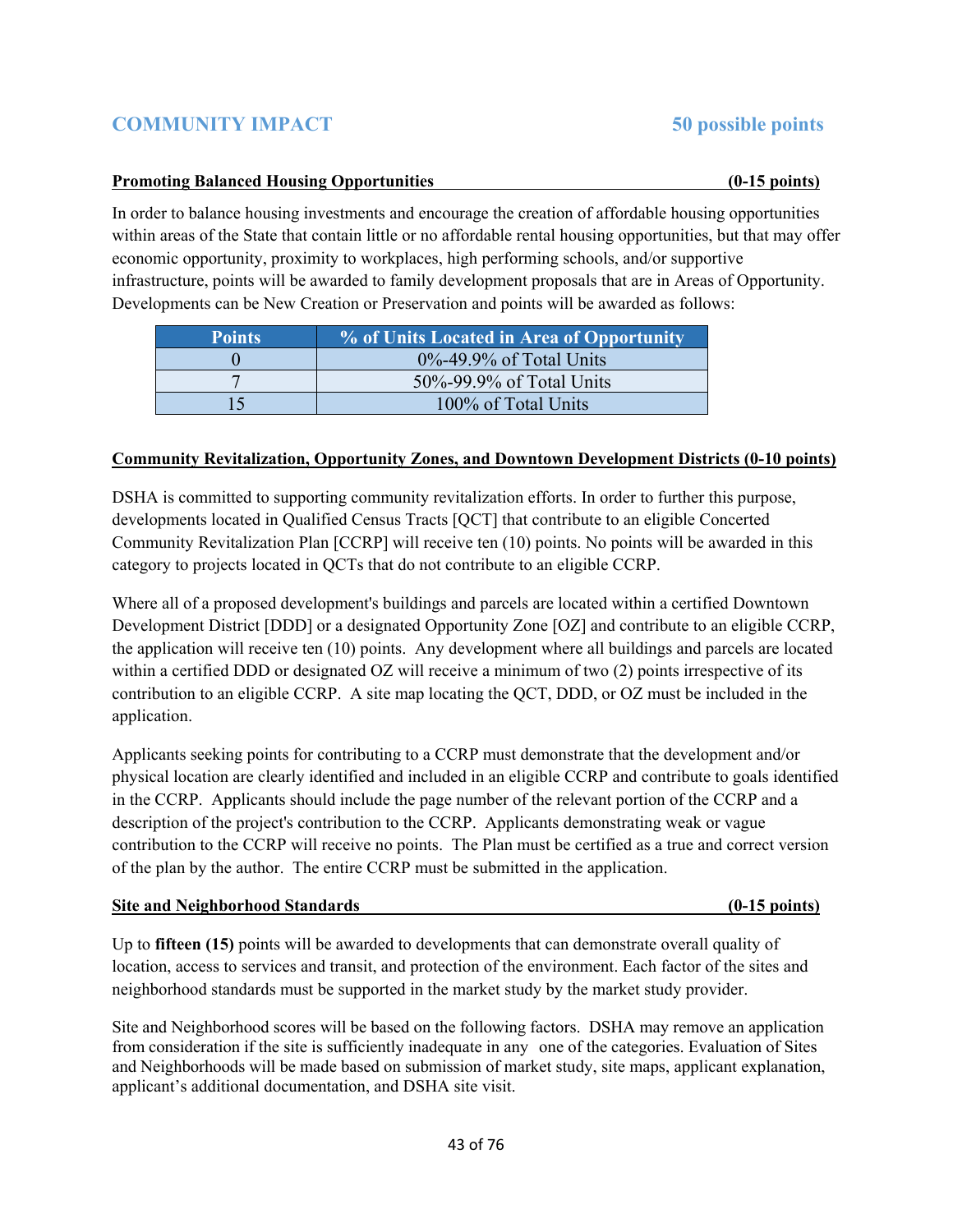## COMMUNITY IMPACT 50 possible points

**Promoting Balanced Housing Opportunities (0-15 points)**

In order to balance housing investments and encourage the creation of affordable housing opportunities within areas of the State that contain little or no affordable rental housing opportunities, but that may offer economic opportunity, proximity to workplaces, high performing schools, and/or supportive infrastructure, points will be awarded to family development proposals that are in Areas of Opportunity. Developments can be New Creation or Preservation and points will be awarded as follows:

| Points | % of Units Located in Area of Opportunity |
|---|---|
| 0 | 0%-49.9% of Total Units |
| 7 | 50%-99.9% of Total Units |
| 15 | 100% of Total Units |

**Community Revitalization, Opportunity Zones, and Downtown Development Districts (0-10 points)**

DSHA is committed to supporting community revitalization efforts. In order to further this purpose, developments located in Qualified Census Tracts [QCT] that contribute to an eligible Concerted Community Revitalization Plan [CCRP] will receive ten (10) points. No points will be awarded in this category to projects located in QCTs that do not contribute to an eligible CCRP.

Where all of a proposed development's buildings and parcels are located within a certified Downtown Development District [DDD] or a designated Opportunity Zone [OZ] and contribute to an eligible CCRP, the application will receive ten (10) points. Any development where all buildings and parcels are located within a certified DDD or designated OZ will receive a minimum of two (2) points irrespective of its contribution to an eligible CCRP. A site map locating the QCT, DDD, or OZ must be included in the application.

Applicants seeking points for contributing to a CCRP must demonstrate that the development and/or physical location are clearly identified and included in an eligible CCRP and contribute to goals identified in the CCRP. Applicants should include the page number of the relevant portion of the CCRP and a description of the project's contribution to the CCRP. Applicants demonstrating weak or vague contribution to the CCRP will receive no points. The Plan must be certified as a true and correct version of the plan by the author. The entire CCRP must be submitted in the application.

**Site and Neighborhood Standards (0-15 points)**

Up to **fifteen (15)** points will be awarded to developments that can demonstrate overall quality of location, access to services and transit, and protection of the environment. Each factor of the sites and neighborhood standards must be supported in the market study by the market study provider.

Site and Neighborhood scores will be based on the following factors. DSHA may remove an application from consideration if the site is sufficiently inadequate in any one of the categories. Evaluation of Sites and Neighborhoods will be made based on submission of market study, site maps, applicant explanation, applicant's additional documentation, and DSHA site visit.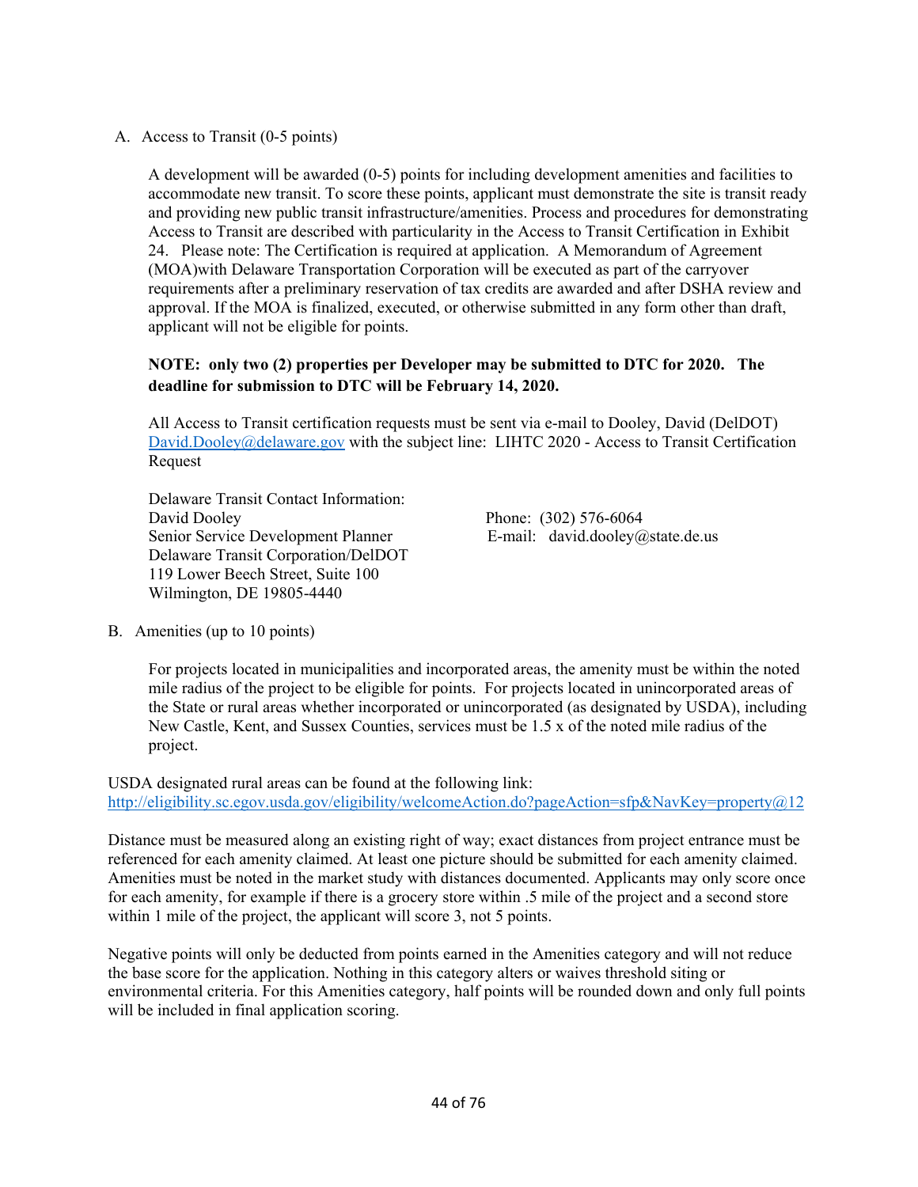A. Access to Transit (0-5 points)

A development will be awarded (0-5) points for including development amenities and facilities to accommodate new transit. To score these points, applicant must demonstrate the site is transit ready and providing new public transit infrastructure/amenities. Process and procedures for demonstrating Access to Transit are described with particularity in the Access to Transit Certification in Exhibit 24. Please note: The Certification is required at application. A Memorandum of Agreement (MOA)with Delaware Transportation Corporation will be executed as part of the carryover requirements after a preliminary reservation of tax credits are awarded and after DSHA review and approval. If the MOA is finalized, executed, or otherwise submitted in any form other than draft, applicant will not be eligible for points.

**NOTE: only two (2) properties per Developer may be submitted to DTC for 2020. The deadline for submission to DTC will be February 14, 2020.**

All Access to Transit certification requests must be sent via e-mail to Dooley, David (DelDOT) David.Dooley@delaware.gov with the subject line: LIHTC 2020 - Access to Transit Certification Request

Delaware Transit Contact Information:
David Dooley
Senior Service Development Planner
Delaware Transit Corporation/DelDOT
119 Lower Beech Street, Suite 100
Wilmington, DE 19805-4440

Phone: (302) 576-6064
E-mail: david.dooley@state.de.us

B. Amenities (up to 10 points)

For projects located in municipalities and incorporated areas, the amenity must be within the noted mile radius of the project to be eligible for points. For projects located in unincorporated areas of the State or rural areas whether incorporated or unincorporated (as designated by USDA), including New Castle, Kent, and Sussex Counties, services must be 1.5 x of the noted mile radius of the project.

USDA designated rural areas can be found at the following link:
http://eligibility.sc.egov.usda.gov/eligibility/welcomeAction.do?pageAction=sfp&NavKey=property@12

Distance must be measured along an existing right of way; exact distances from project entrance must be referenced for each amenity claimed. At least one picture should be submitted for each amenity claimed. Amenities must be noted in the market study with distances documented. Applicants may only score once for each amenity, for example if there is a grocery store within .5 mile of the project and a second store within 1 mile of the project, the applicant will score 3, not 5 points.

Negative points will only be deducted from points earned in the Amenities category and will not reduce the base score for the application. Nothing in this category alters or waives threshold siting or environmental criteria. For this Amenities category, half points will be rounded down and only full points will be included in final application scoring.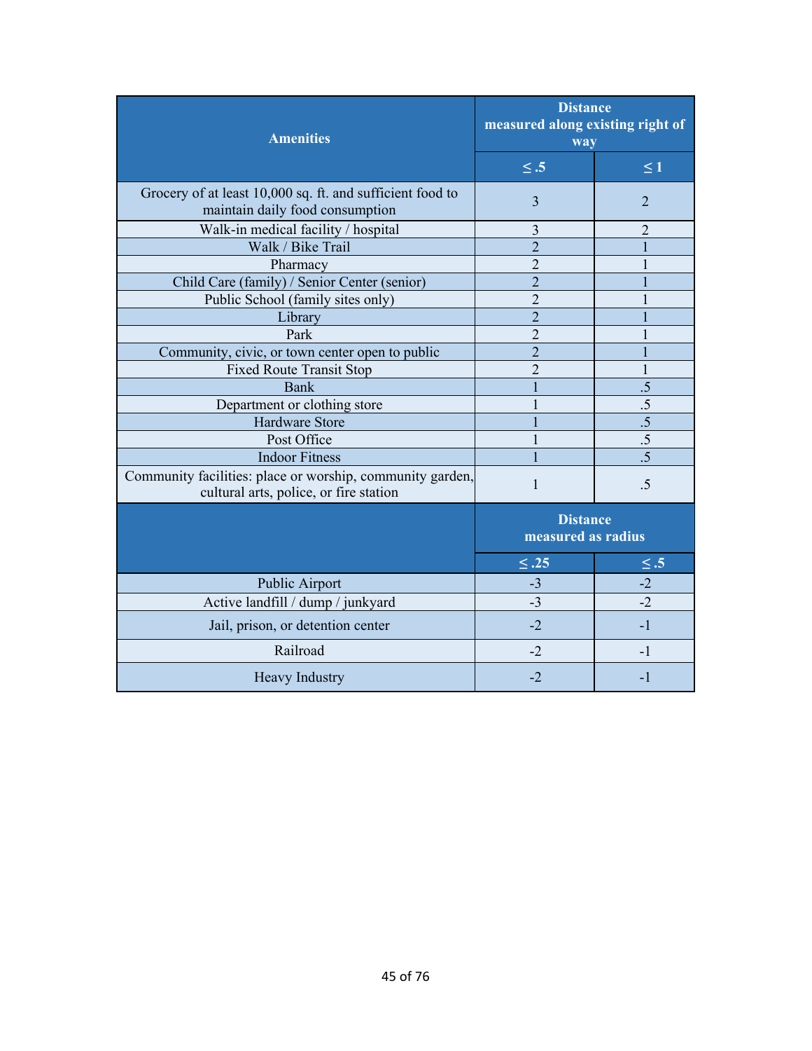| Amenities | Distance measured along existing right of way | |
|---|---|---|
| | ≤ .5 | ≤ 1 |
| Grocery of at least 10,000 sq. ft. and sufficient food to maintain daily food consumption | 3 | 2 |
| Walk-in medical facility / hospital | 3 | 2 |
| Walk / Bike Trail | 2 | 1 |
| Pharmacy | 2 | 1 |
| Child Care (family) / Senior Center (senior) | 2 | 1 |
| Public School (family sites only) | 2 | 1 |
| Library | 2 | 1 |
| Park | 2 | 1 |
| Community, civic, or town center open to public | 2 | 1 |
| Fixed Route Transit Stop | 2 | 1 |
| Bank | 1 | .5 |
| Department or clothing store | 1 | .5 |
| Hardware Store | 1 | .5 |
| Post Office | 1 | .5 |
| Indoor Fitness | 1 | .5 |
| Community facilities: place or worship, community garden, cultural arts, police, or fire station | 1 | .5 |
| | **Distance measured as radius** | |
| | **≤ .25** | **≤ .5** |
| Public Airport | -3 | -2 |
| Active landfill / dump / junkyard | -3 | -2 |
| Jail, prison, or detention center | -2 | -1 |
| Railroad | -2 | -1 |
| Heavy Industry | -2 | -1 |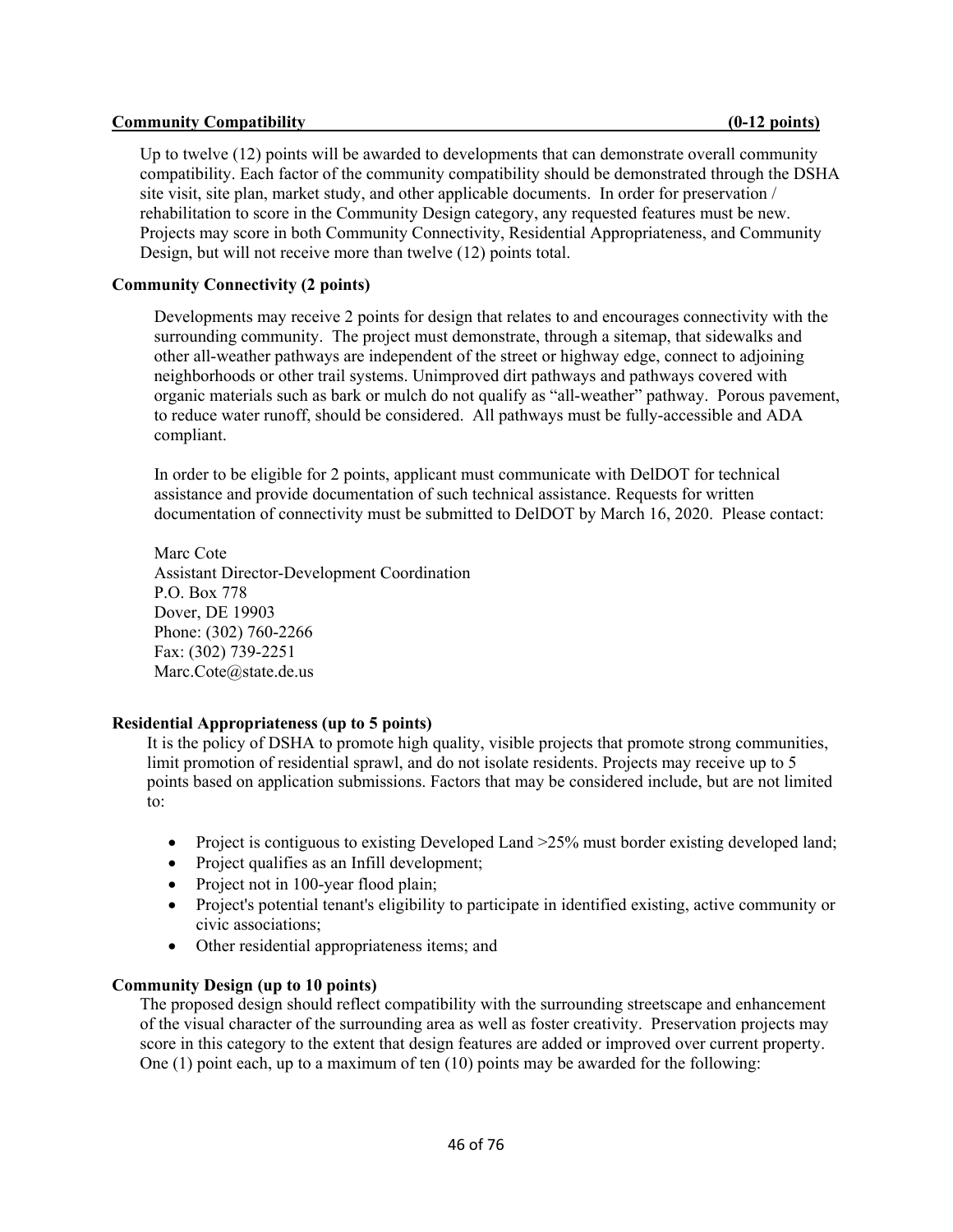**Community Compatibility (0-12 points)**

Up to twelve (12) points will be awarded to developments that can demonstrate overall community compatibility. Each factor of the community compatibility should be demonstrated through the DSHA site visit, site plan, market study, and other applicable documents. In order for preservation / rehabilitation to score in the Community Design category, any requested features must be new. Projects may score in both Community Connectivity, Residential Appropriateness, and Community Design, but will not receive more than twelve (12) points total.

**Community Connectivity (2 points)**

Developments may receive 2 points for design that relates to and encourages connectivity with the surrounding community. The project must demonstrate, through a sitemap, that sidewalks and other all-weather pathways are independent of the street or highway edge, connect to adjoining neighborhoods or other trail systems. Unimproved dirt pathways and pathways covered with organic materials such as bark or mulch do not qualify as "all-weather" pathway. Porous pavement, to reduce water runoff, should be considered. All pathways must be fully-accessible and ADA compliant.

In order to be eligible for 2 points, applicant must communicate with DelDOT for technical assistance and provide documentation of such technical assistance. Requests for written documentation of connectivity must be submitted to DelDOT by March 16, 2020. Please contact:

Marc Cote
Assistant Director-Development Coordination
P.O. Box 778
Dover, DE 19903
Phone: (302) 760-2266
Fax: (302) 739-2251
Marc.Cote@state.de.us

**Residential Appropriateness (up to 5 points)**

It is the policy of DSHA to promote high quality, visible projects that promote strong communities, limit promotion of residential sprawl, and do not isolate residents. Projects may receive up to 5 points based on application submissions. Factors that may be considered include, but are not limited to:

- Project is contiguous to existing Developed Land >25% must border existing developed land;
- Project qualifies as an Infill development;
- Project not in 100-year flood plain;
- Project's potential tenant's eligibility to participate in identified existing, active community or civic associations;
- Other residential appropriateness items; and

**Community Design (up to 10 points)**

The proposed design should reflect compatibility with the surrounding streetscape and enhancement of the visual character of the surrounding area as well as foster creativity. Preservation projects may score in this category to the extent that design features are added or improved over current property. One (1) point each, up to a maximum of ten (10) points may be awarded for the following: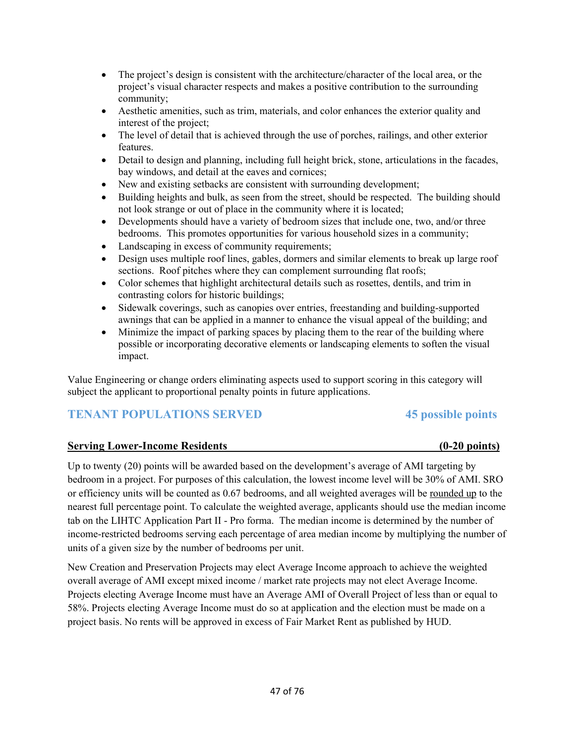- The project's design is consistent with the architecture/character of the local area, or the project's visual character respects and makes a positive contribution to the surrounding community;
- Aesthetic amenities, such as trim, materials, and color enhances the exterior quality and interest of the project;
- The level of detail that is achieved through the use of porches, railings, and other exterior features.
- Detail to design and planning, including full height brick, stone, articulations in the facades, bay windows, and detail at the eaves and cornices;
- New and existing setbacks are consistent with surrounding development;
- Building heights and bulk, as seen from the street, should be respected. The building should not look strange or out of place in the community where it is located;
- Developments should have a variety of bedroom sizes that include one, two, and/or three bedrooms. This promotes opportunities for various household sizes in a community;
- Landscaping in excess of community requirements;
- Design uses multiple roof lines, gables, dormers and similar elements to break up large roof sections. Roof pitches where they can complement surrounding flat roofs;
- Color schemes that highlight architectural details such as rosettes, dentils, and trim in contrasting colors for historic buildings;
- Sidewalk coverings, such as canopies over entries, freestanding and building-supported awnings that can be applied in a manner to enhance the visual appeal of the building; and
- Minimize the impact of parking spaces by placing them to the rear of the building where possible or incorporating decorative elements or landscaping elements to soften the visual impact.

Value Engineering or change orders eliminating aspects used to support scoring in this category will subject the applicant to proportional penalty points in future applications.

## TENANT POPULATIONS SERVED 45 possible points

**Serving Lower-Income Residents (0-20 points)**

Up to twenty (20) points will be awarded based on the development's average of AMI targeting by bedroom in a project. For purposes of this calculation, the lowest income level will be 30% of AMI. SRO or efficiency units will be counted as 0.67 bedrooms, and all weighted averages will be rounded up to the nearest full percentage point. To calculate the weighted average, applicants should use the median income tab on the LIHTC Application Part II - Pro forma. The median income is determined by the number of income-restricted bedrooms serving each percentage of area median income by multiplying the number of units of a given size by the number of bedrooms per unit.

New Creation and Preservation Projects may elect Average Income approach to achieve the weighted overall average of AMI except mixed income / market rate projects may not elect Average Income. Projects electing Average Income must have an Average AMI of Overall Project of less than or equal to 58%. Projects electing Average Income must do so at application and the election must be made on a project basis. No rents will be approved in excess of Fair Market Rent as published by HUD.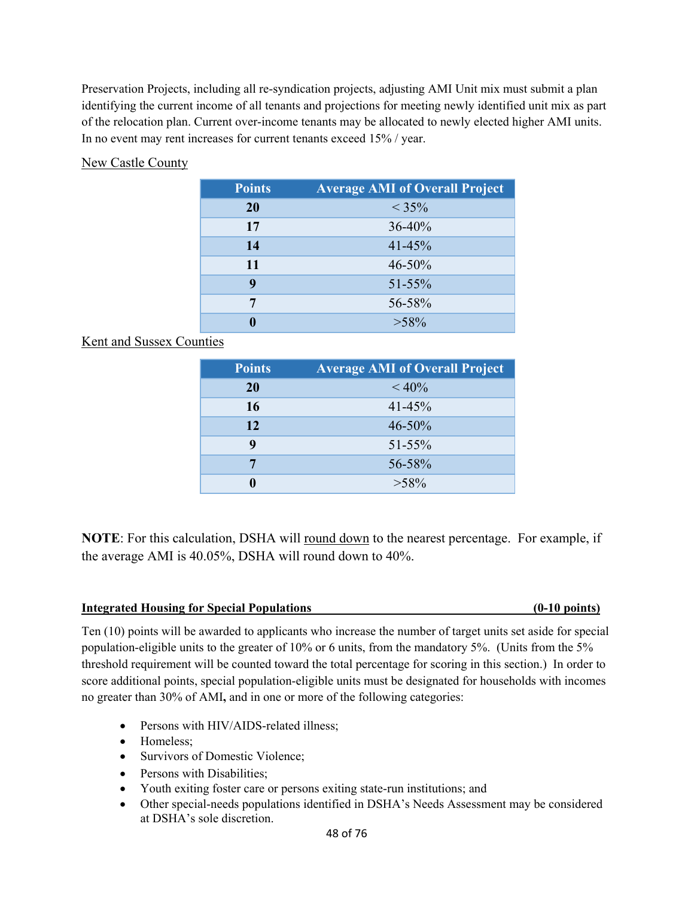Preservation Projects, including all re-syndication projects, adjusting AMI Unit mix must submit a plan identifying the current income of all tenants and projections for meeting newly identified unit mix as part of the relocation plan. Current over-income tenants may be allocated to newly elected higher AMI units. In no event may rent increases for current tenants exceed 15% / year.

<u>New Castle County</u>

| Points | Average AMI of Overall Project |
|---|---|
| 20 | < 35% |
| 17 | 36-40% |
| 14 | 41-45% |
| 11 | 46-50% |
| 9 | 51-55% |
| 7 | 56-58% |
| 0 | >58% |

<u>Kent and Sussex Counties</u>

| Points | Average AMI of Overall Project |
|---|---|
| 20 | < 40% |
| 16 | 41-45% |
| 12 | 46-50% |
| 9 | 51-55% |
| 7 | 56-58% |
| 0 | >58% |

**NOTE**: For this calculation, DSHA will <u>round down</u> to the nearest percentage. For example, if the average AMI is 40.05%, DSHA will round down to 40%.

**Integrated Housing for Special Populations (0-10 points)**

Ten (10) points will be awarded to applicants who increase the number of target units set aside for special population-eligible units to the greater of 10% or 6 units, from the mandatory 5%. (Units from the 5% threshold requirement will be counted toward the total percentage for scoring in this section.) In order to score additional points, special population-eligible units must be designated for households with incomes no greater than 30% of AMI**,** and in one or more of the following categories:

- Persons with HIV/AIDS-related illness;
- Homeless;
- Survivors of Domestic Violence;
- Persons with Disabilities;
- Youth exiting foster care or persons exiting state-run institutions; and
- Other special-needs populations identified in DSHA's Needs Assessment may be considered at DSHA's sole discretion.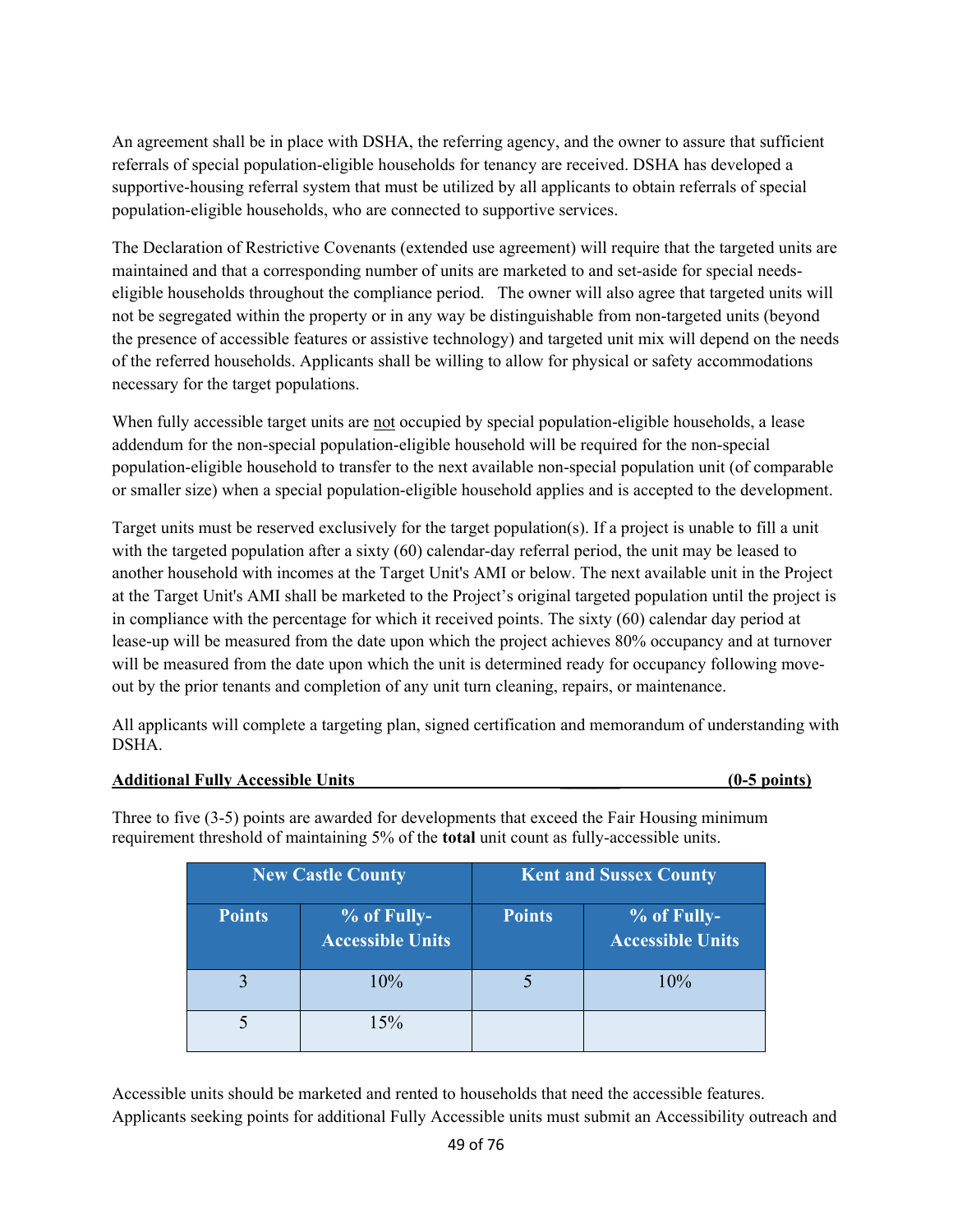An agreement shall be in place with DSHA, the referring agency, and the owner to assure that sufficient referrals of special population-eligible households for tenancy are received. DSHA has developed a supportive-housing referral system that must be utilized by all applicants to obtain referrals of special population-eligible households, who are connected to supportive services.

The Declaration of Restrictive Covenants (extended use agreement) will require that the targeted units are maintained and that a corresponding number of units are marketed to and set-aside for special needs-eligible households throughout the compliance period. The owner will also agree that targeted units will not be segregated within the property or in any way be distinguishable from non-targeted units (beyond the presence of accessible features or assistive technology) and targeted unit mix will depend on the needs of the referred households. Applicants shall be willing to allow for physical or safety accommodations necessary for the target populations.

When fully accessible target units are not occupied by special population-eligible households, a lease addendum for the non-special population-eligible household will be required for the non-special population-eligible household to transfer to the next available non-special population unit (of comparable or smaller size) when a special population-eligible household applies and is accepted to the development.

Target units must be reserved exclusively for the target population(s). If a project is unable to fill a unit with the targeted population after a sixty (60) calendar-day referral period, the unit may be leased to another household with incomes at the Target Unit's AMI or below. The next available unit in the Project at the Target Unit's AMI shall be marketed to the Project's original targeted population until the project is in compliance with the percentage for which it received points. The sixty (60) calendar day period at lease-up will be measured from the date upon which the project achieves 80% occupancy and at turnover will be measured from the date upon which the unit is determined ready for occupancy following move-out by the prior tenants and completion of any unit turn cleaning, repairs, or maintenance.

All applicants will complete a targeting plan, signed certification and memorandum of understanding with DSHA.

**Additional Fully Accessible Units (0-5 points)**

Three to five (3-5) points are awarded for developments that exceed the Fair Housing minimum requirement threshold of maintaining 5% of the **total** unit count as fully-accessible units.

| New Castle County | | Kent and Sussex County | |
|---|---|---|---|
| **Points** | **% of Fully-Accessible Units** | **Points** | **% of Fully-Accessible Units** |
| 3 | 10% | 5 | 10% |
| 5 | 15% | | |

Accessible units should be marketed and rented to households that need the accessible features. Applicants seeking points for additional Fully Accessible units must submit an Accessibility outreach and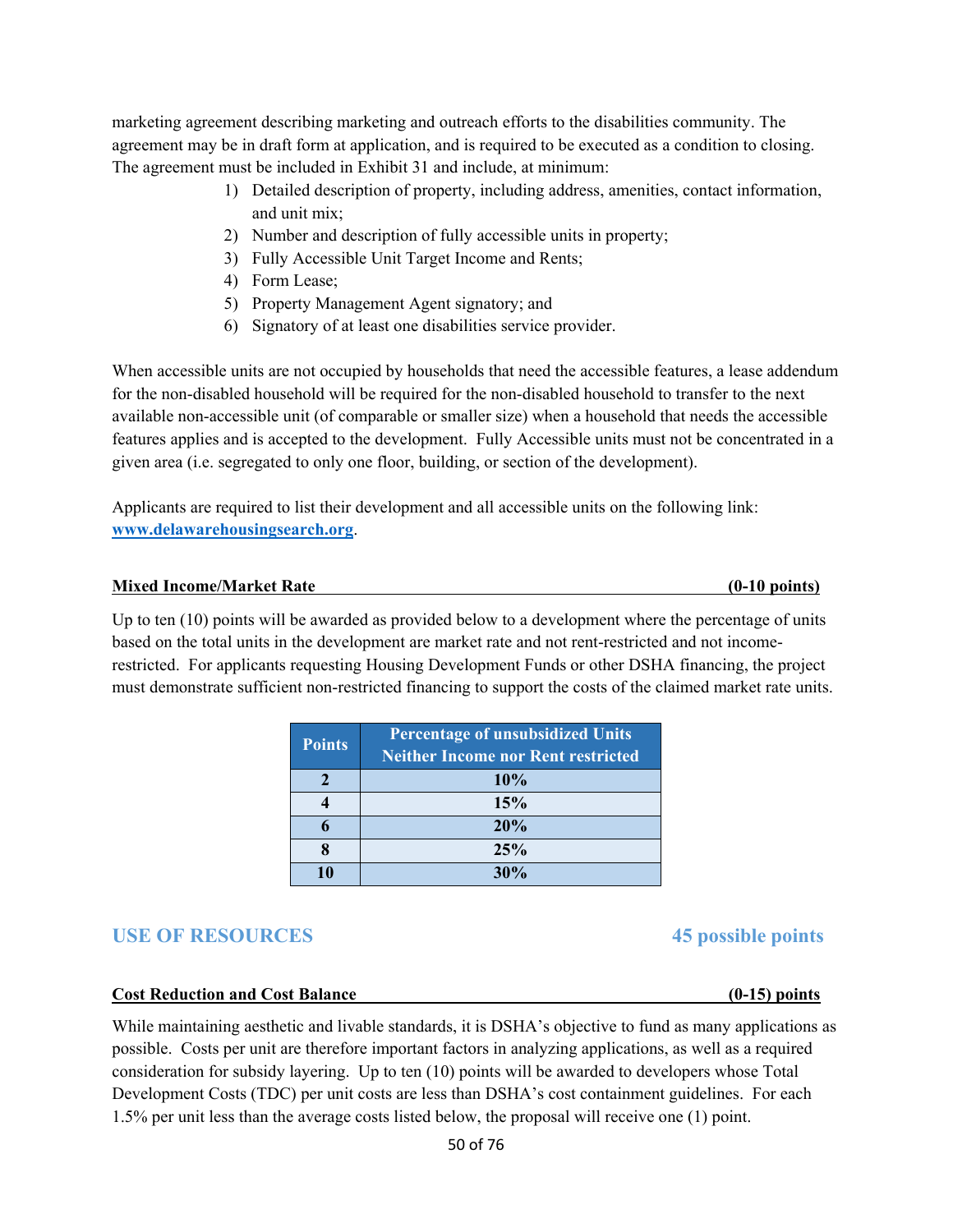marketing agreement describing marketing and outreach efforts to the disabilities community. The agreement may be in draft form at application, and is required to be executed as a condition to closing. The agreement must be included in Exhibit 31 and include, at minimum:

1) Detailed description of property, including address, amenities, contact information, and unit mix;
2) Number and description of fully accessible units in property;
3) Fully Accessible Unit Target Income and Rents;
4) Form Lease;
5) Property Management Agent signatory; and
6) Signatory of at least one disabilities service provider.

When accessible units are not occupied by households that need the accessible features, a lease addendum for the non-disabled household will be required for the non-disabled household to transfer to the next available non-accessible unit (of comparable or smaller size) when a household that needs the accessible features applies and is accepted to the development. Fully Accessible units must not be concentrated in a given area (i.e. segregated to only one floor, building, or section of the development).

Applicants are required to list their development and all accessible units on the following link: **www.delawarehousingsearch.org**.

**Mixed Income/Market Rate (0-10 points)**

Up to ten (10) points will be awarded as provided below to a development where the percentage of units based on the total units in the development are market rate and not rent-restricted and not income-restricted. For applicants requesting Housing Development Funds or other DSHA financing, the project must demonstrate sufficient non-restricted financing to support the costs of the claimed market rate units.

| Points | Percentage of unsubsidized Units Neither Income nor Rent restricted |
|---|---|
| 2 | 10% |
| 4 | 15% |
| 6 | 20% |
| 8 | 25% |
| 10 | 30% |

## USE OF RESOURCES — 45 possible points

**Cost Reduction and Cost Balance (0-15) points**

While maintaining aesthetic and livable standards, it is DSHA's objective to fund as many applications as possible. Costs per unit are therefore important factors in analyzing applications, as well as a required consideration for subsidy layering. Up to ten (10) points will be awarded to developers whose Total Development Costs (TDC) per unit costs are less than DSHA's cost containment guidelines. For each 1.5% per unit less than the average costs listed below, the proposal will receive one (1) point.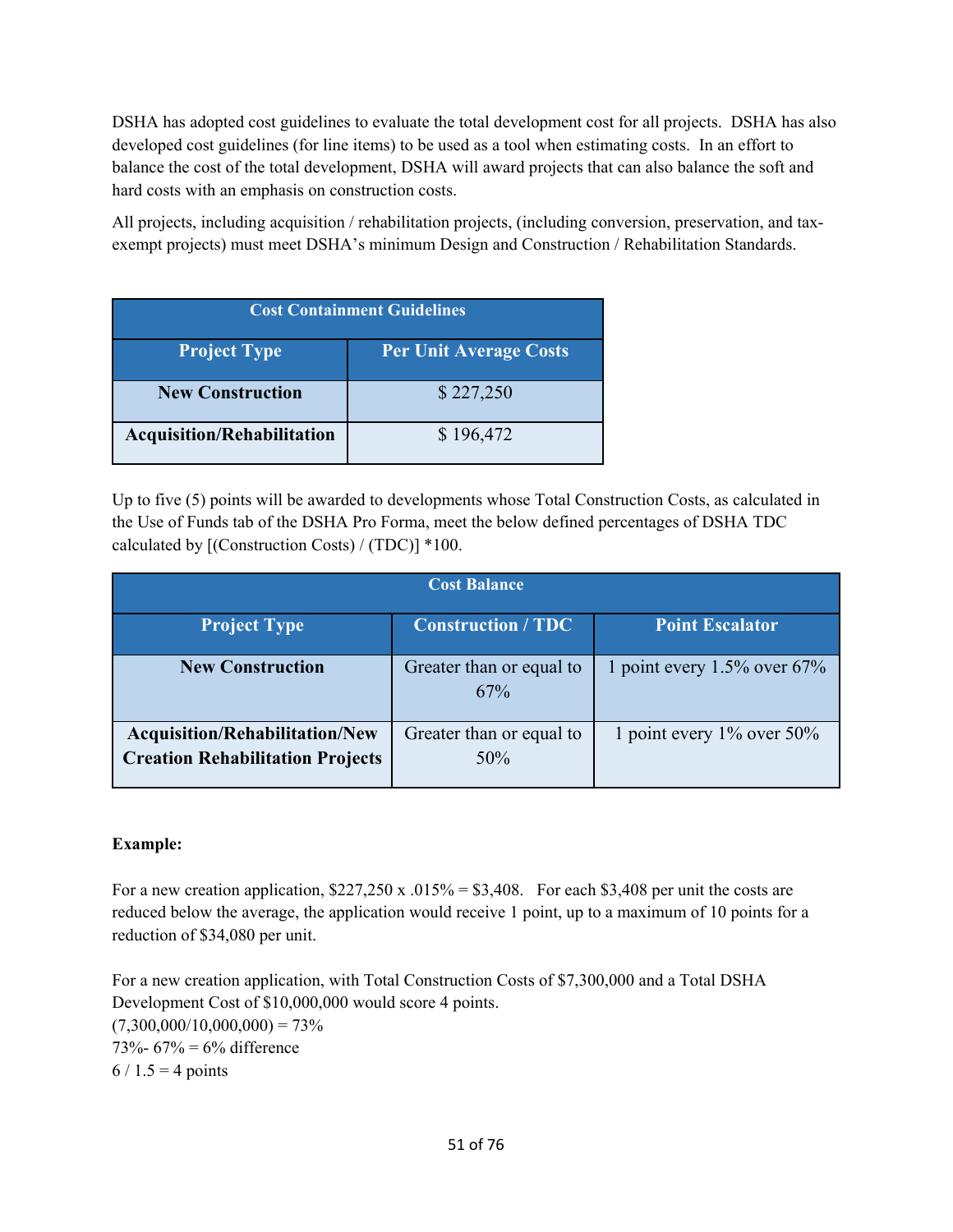DSHA has adopted cost guidelines to evaluate the total development cost for all projects. DSHA has also developed cost guidelines (for line items) to be used as a tool when estimating costs. In an effort to balance the cost of the total development, DSHA will award projects that can also balance the soft and hard costs with an emphasis on construction costs.

All projects, including acquisition / rehabilitation projects, (including conversion, preservation, and tax-exempt projects) must meet DSHA's minimum Design and Construction / Rehabilitation Standards.

| Cost Containment Guidelines | |
|---|---|
| **Project Type** | **Per Unit Average Costs** |
| **New Construction** | $ 227,250 |
| **Acquisition/Rehabilitation** | $ 196,472 |

Up to five (5) points will be awarded to developments whose Total Construction Costs, as calculated in the Use of Funds tab of the DSHA Pro Forma, meet the below defined percentages of DSHA TDC calculated by [(Construction Costs) / (TDC)] *100.

| Cost Balance | | |
|---|---|---|
| **Project Type** | **Construction / TDC** | **Point Escalator** |
| **New Construction** | Greater than or equal to 67% | 1 point every 1.5% over 67% |
| **Acquisition/Rehabilitation/New Creation Rehabilitation Projects** | Greater than or equal to 50% | 1 point every 1% over 50% |

**Example:**

For a new creation application, $227,250 x .015% = $3,408. For each $3,408 per unit the costs are reduced below the average, the application would receive 1 point, up to a maximum of 10 points for a reduction of $34,080 per unit.

For a new creation application, with Total Construction Costs of $7,300,000 and a Total DSHA Development Cost of $10,000,000 would score 4 points.
(7,300,000/10,000,000) = 73%
73%- 67% = 6% difference
6 / 1.5 = 4 points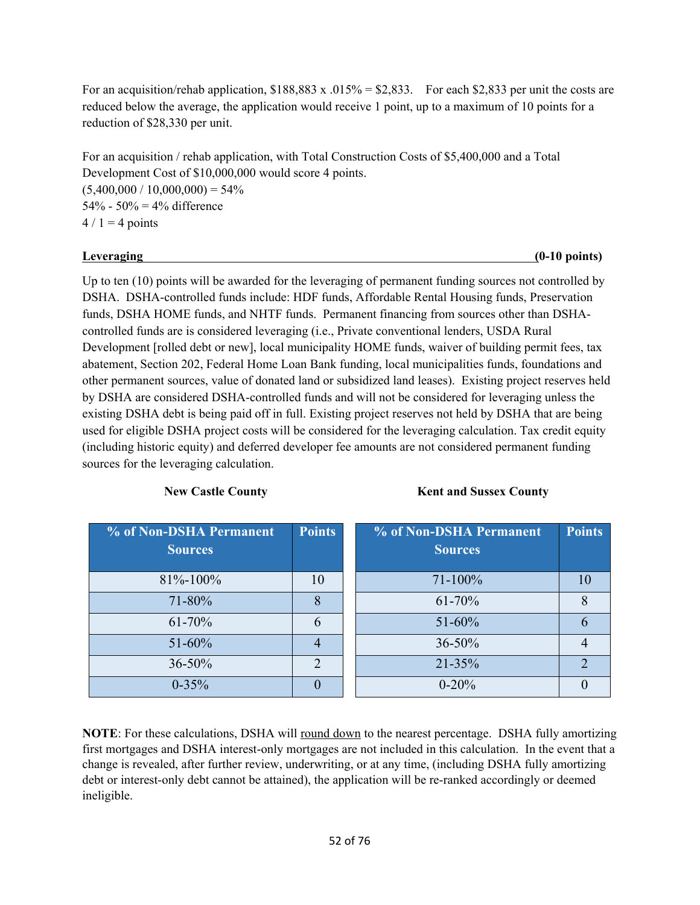For an acquisition/rehab application, \$188,883 x .015% = \$2,833. For each \$2,833 per unit the costs are reduced below the average, the application would receive 1 point, up to a maximum of 10 points for a reduction of \$28,330 per unit.

For an acquisition / rehab application, with Total Construction Costs of \$5,400,000 and a Total Development Cost of \$10,000,000 would score 4 points.
(5,400,000 / 10,000,000) = 54%
54% - 50% = 4% difference
4 / 1 = 4 points

**Leveraging (0-10 points)**

Up to ten (10) points will be awarded for the leveraging of permanent funding sources not controlled by DSHA. DSHA-controlled funds include: HDF funds, Affordable Rental Housing funds, Preservation funds, DSHA HOME funds, and NHTF funds. Permanent financing from sources other than DSHA-controlled funds are is considered leveraging (i.e., Private conventional lenders, USDA Rural Development [rolled debt or new], local municipality HOME funds, waiver of building permit fees, tax abatement, Section 202, Federal Home Loan Bank funding, local municipalities funds, foundations and other permanent sources, value of donated land or subsidized land leases). Existing project reserves held by DSHA are considered DSHA-controlled funds and will not be considered for leveraging unless the existing DSHA debt is being paid off in full. Existing project reserves not held by DSHA that are being used for eligible DSHA project costs will be considered for the leveraging calculation. Tax credit equity (including historic equity) and deferred developer fee amounts are not considered permanent funding sources for the leveraging calculation.

**New Castle County**

| % of Non-DSHA Permanent Sources | Points |
|---|---|
| 81%-100% | 10 |
| 71-80% | 8 |
| 61-70% | 6 |
| 51-60% | 4 |
| 36-50% | 2 |
| 0-35% | 0 |

**Kent and Sussex County**

| % of Non-DSHA Permanent Sources | Points |
|---|---|
| 71-100% | 10 |
| 61-70% | 8 |
| 51-60% | 6 |
| 36-50% | 4 |
| 21-35% | 2 |
| 0-20% | 0 |

**NOTE**: For these calculations, DSHA will round down to the nearest percentage. DSHA fully amortizing first mortgages and DSHA interest-only mortgages are not included in this calculation. In the event that a change is revealed, after further review, underwriting, or at any time, (including DSHA fully amortizing debt or interest-only debt cannot be attained), the application will be re-ranked accordingly or deemed ineligible.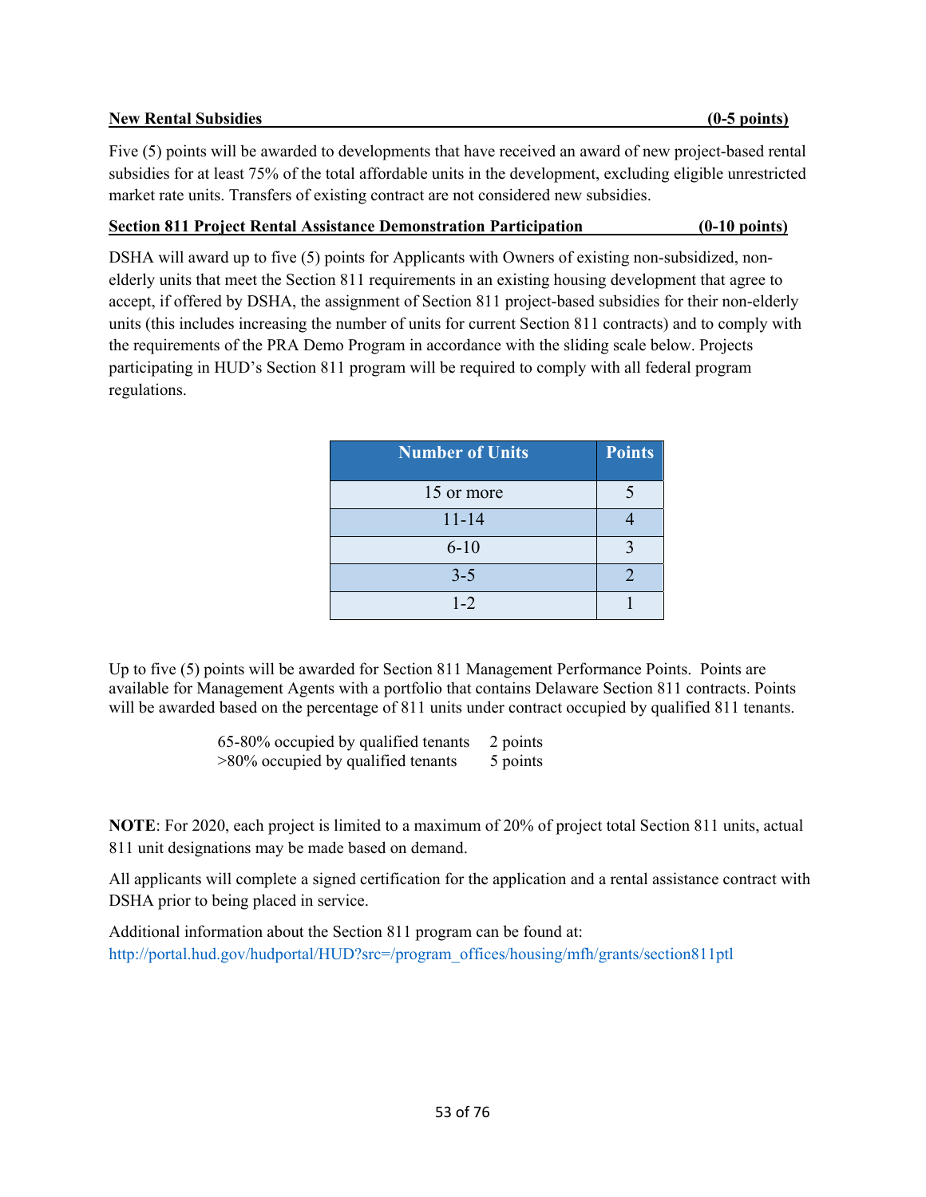**New Rental Subsidies (0-5 points)**

Five (5) points will be awarded to developments that have received an award of new project-based rental subsidies for at least 75% of the total affordable units in the development, excluding eligible unrestricted market rate units. Transfers of existing contract are not considered new subsidies.

**Section 811 Project Rental Assistance Demonstration Participation (0-10 points)**

DSHA will award up to five (5) points for Applicants with Owners of existing non-subsidized, non-elderly units that meet the Section 811 requirements in an existing housing development that agree to accept, if offered by DSHA, the assignment of Section 811 project-based subsidies for their non-elderly units (this includes increasing the number of units for current Section 811 contracts) and to comply with the requirements of the PRA Demo Program in accordance with the sliding scale below. Projects participating in HUD's Section 811 program will be required to comply with all federal program regulations.

| Number of Units | Points |
|---|---|
| 15 or more | 5 |
| 11-14 | 4 |
| 6-10 | 3 |
| 3-5 | 2 |
| 1-2 | 1 |

Up to five (5) points will be awarded for Section 811 Management Performance Points. Points are available for Management Agents with a portfolio that contains Delaware Section 811 contracts. Points will be awarded based on the percentage of 811 units under contract occupied by qualified 811 tenants.

65-80% occupied by qualified tenants 2 points
>80% occupied by qualified tenants 5 points

**NOTE**: For 2020, each project is limited to a maximum of 20% of project total Section 811 units, actual 811 unit designations may be made based on demand.

All applicants will complete a signed certification for the application and a rental assistance contract with DSHA prior to being placed in service.

Additional information about the Section 811 program can be found at:
http://portal.hud.gov/hudportal/HUD?src=/program_offices/housing/mfh/grants/section811ptl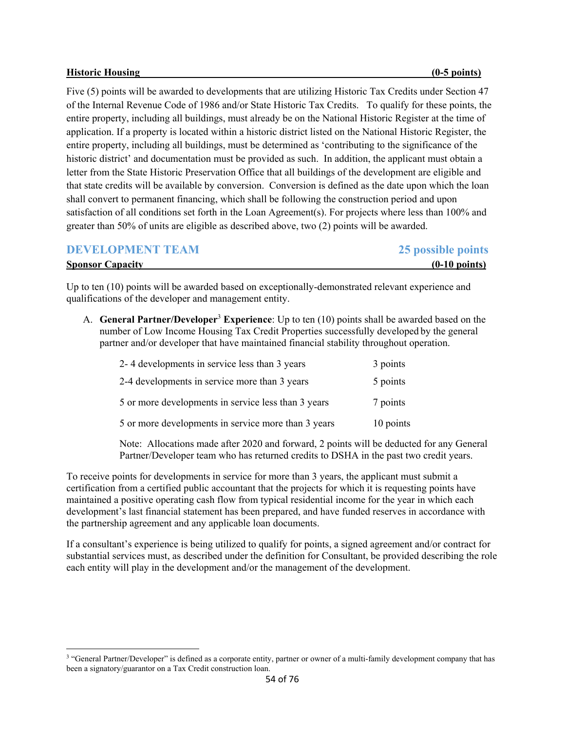**Historic Housing (0-5 points)**

Five (5) points will be awarded to developments that are utilizing Historic Tax Credits under Section 47 of the Internal Revenue Code of 1986 and/or State Historic Tax Credits. To qualify for these points, the entire property, including all buildings, must already be on the National Historic Register at the time of application. If a property is located within a historic district listed on the National Historic Register, the entire property, including all buildings, must be determined as 'contributing to the significance of the historic district' and documentation must be provided as such. In addition, the applicant must obtain a letter from the State Historic Preservation Office that all buildings of the development are eligible and that state credits will be available by conversion. Conversion is defined as the date upon which the loan shall convert to permanent financing, which shall be following the construction period and upon satisfaction of all conditions set forth in the Loan Agreement(s). For projects where less than 100% and greater than 50% of units are eligible as described above, two (2) points will be awarded.

## DEVELOPMENT TEAM — 25 possible points

**Sponsor Capacity (0-10 points)**

Up to ten (10) points will be awarded based on exceptionally-demonstrated relevant experience and qualifications of the developer and management entity.

A. **General Partner/Developer[3] Experience**: Up to ten (10) points shall be awarded based on the number of Low Income Housing Tax Credit Properties successfully developed by the general partner and/or developer that have maintained financial stability throughout operation.

| | |
|---|---|
| 2- 4 developments in service less than 3 years | 3 points |
| 2-4 developments in service more than 3 years | 5 points |
| 5 or more developments in service less than 3 years | 7 points |
| 5 or more developments in service more than 3 years | 10 points |

Note: Allocations made after 2020 and forward, 2 points will be deducted for any General Partner/Developer team who has returned credits to DSHA in the past two credit years.

To receive points for developments in service for more than 3 years, the applicant must submit a certification from a certified public accountant that the projects for which it is requesting points have maintained a positive operating cash flow from typical residential income for the year in which each development's last financial statement has been prepared, and have funded reserves in accordance with the partnership agreement and any applicable loan documents.

If a consultant's experience is being utilized to qualify for points, a signed agreement and/or contract for substantial services must, as described under the definition for Consultant, be provided describing the role each entity will play in the development and/or the management of the development.

[3] "General Partner/Developer" is defined as a corporate entity, partner or owner of a multi-family development company that has been a signatory/guarantor on a Tax Credit construction loan.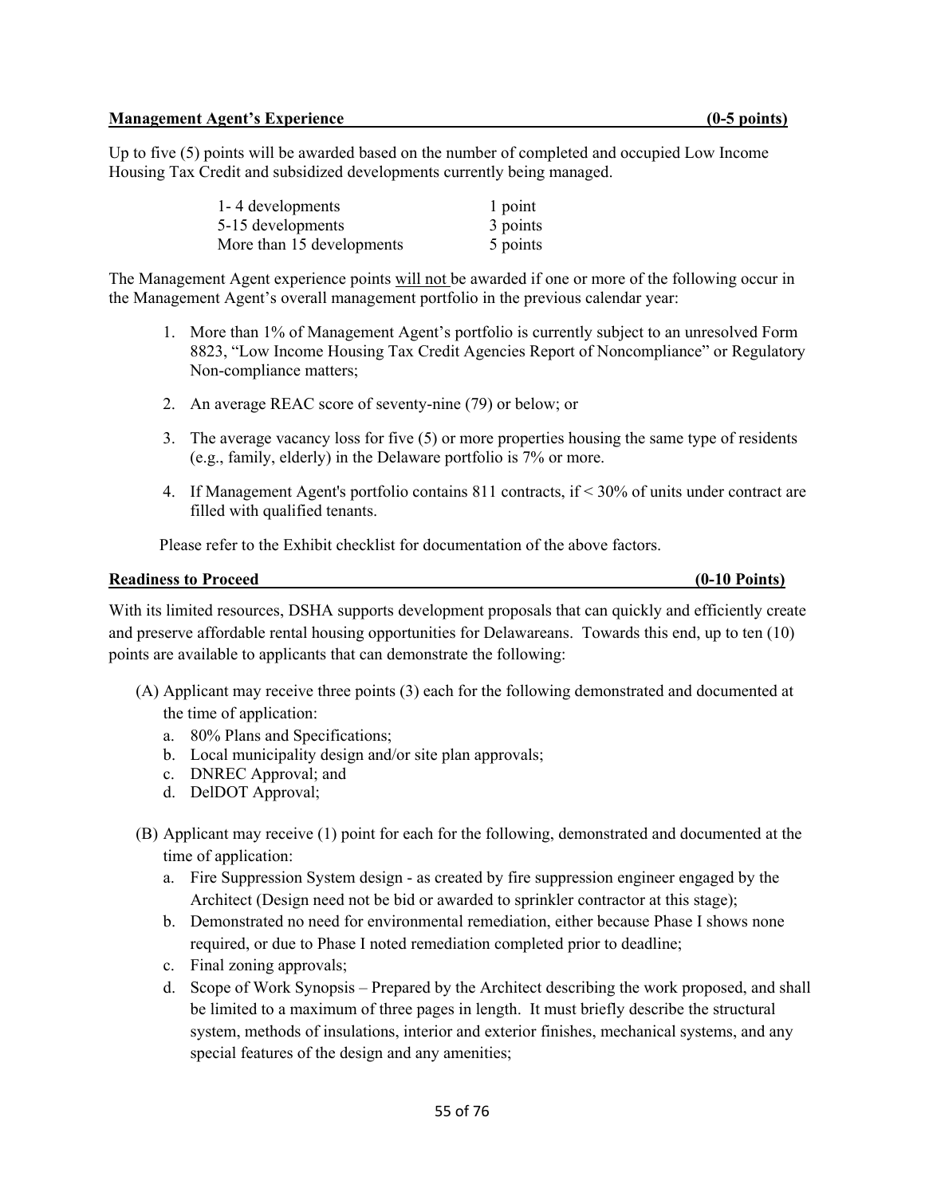**Management Agent's Experience (0-5 points)**

Up to five (5) points will be awarded based on the number of completed and occupied Low Income Housing Tax Credit and subsidized developments currently being managed.

| | |
|---|---|
| 1- 4 developments | 1 point |
| 5-15 developments | 3 points |
| More than 15 developments | 5 points |

The Management Agent experience points will not be awarded if one or more of the following occur in the Management Agent's overall management portfolio in the previous calendar year:

1. More than 1% of Management Agent's portfolio is currently subject to an unresolved Form 8823, "Low Income Housing Tax Credit Agencies Report of Noncompliance" or Regulatory Non-compliance matters;
2. An average REAC score of seventy-nine (79) or below; or
3. The average vacancy loss for five (5) or more properties housing the same type of residents (e.g., family, elderly) in the Delaware portfolio is 7% or more.
4. If Management Agent's portfolio contains 811 contracts, if < 30% of units under contract are filled with qualified tenants.

Please refer to the Exhibit checklist for documentation of the above factors.

**Readiness to Proceed (0-10 Points)**

With its limited resources, DSHA supports development proposals that can quickly and efficiently create and preserve affordable rental housing opportunities for Delawareans. Towards this end, up to ten (10) points are available to applicants that can demonstrate the following:

(A) Applicant may receive three points (3) each for the following demonstrated and documented at the time of application:
   a. 80% Plans and Specifications;
   b. Local municipality design and/or site plan approvals;
   c. DNREC Approval; and
   d. DelDOT Approval;

(B) Applicant may receive (1) point for each for the following, demonstrated and documented at the time of application:
   a. Fire Suppression System design - as created by fire suppression engineer engaged by the Architect (Design need not be bid or awarded to sprinkler contractor at this stage);
   b. Demonstrated no need for environmental remediation, either because Phase I shows none required, or due to Phase I noted remediation completed prior to deadline;
   c. Final zoning approvals;
   d. Scope of Work Synopsis – Prepared by the Architect describing the work proposed, and shall be limited to a maximum of three pages in length. It must briefly describe the structural system, methods of insulations, interior and exterior finishes, mechanical systems, and any special features of the design and any amenities;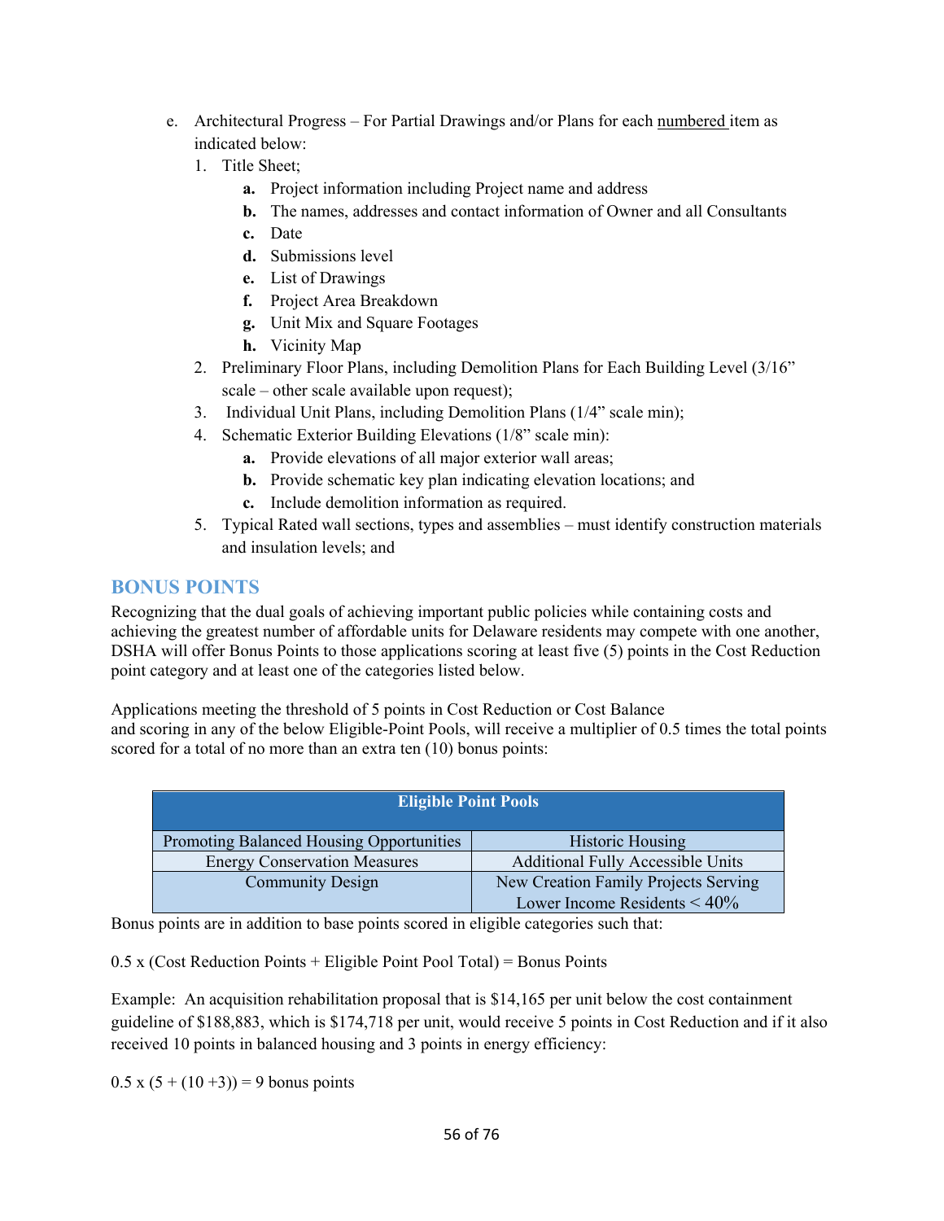e. Architectural Progress – For Partial Drawings and/or Plans for each numbered item as indicated below:
   1. Title Sheet;
      - **a.** Project information including Project name and address
      - **b.** The names, addresses and contact information of Owner and all Consultants
      - **c.** Date
      - **d.** Submissions level
      - **e.** List of Drawings
      - **f.** Project Area Breakdown
      - **g.** Unit Mix and Square Footages
      - **h.** Vicinity Map
   2. Preliminary Floor Plans, including Demolition Plans for Each Building Level (3/16" scale – other scale available upon request);
   3. Individual Unit Plans, including Demolition Plans (1/4" scale min);
   4. Schematic Exterior Building Elevations (1/8" scale min):
      - **a.** Provide elevations of all major exterior wall areas;
      - **b.** Provide schematic key plan indicating elevation locations; and
      - **c.** Include demolition information as required.
   5. Typical Rated wall sections, types and assemblies – must identify construction materials and insulation levels; and

## BONUS POINTS

Recognizing that the dual goals of achieving important public policies while containing costs and achieving the greatest number of affordable units for Delaware residents may compete with one another, DSHA will offer Bonus Points to those applications scoring at least five (5) points in the Cost Reduction point category and at least one of the categories listed below.

Applications meeting the threshold of 5 points in Cost Reduction or Cost Balance and scoring in any of the below Eligible-Point Pools, will receive a multiplier of 0.5 times the total points scored for a total of no more than an extra ten (10) bonus points:

| Eligible Point Pools | |
|---|---|
| Promoting Balanced Housing Opportunities | Historic Housing |
| Energy Conservation Measures | Additional Fully Accessible Units |
| Community Design | New Creation Family Projects Serving Lower Income Residents < 40% |

Bonus points are in addition to base points scored in eligible categories such that:

0.5 x (Cost Reduction Points + Eligible Point Pool Total) = Bonus Points

Example: An acquisition rehabilitation proposal that is $14,165 per unit below the cost containment guideline of $188,883, which is $174,718 per unit, would receive 5 points in Cost Reduction and if it also received 10 points in balanced housing and 3 points in energy efficiency:

0.5 x (5 + (10 +3)) = 9 bonus points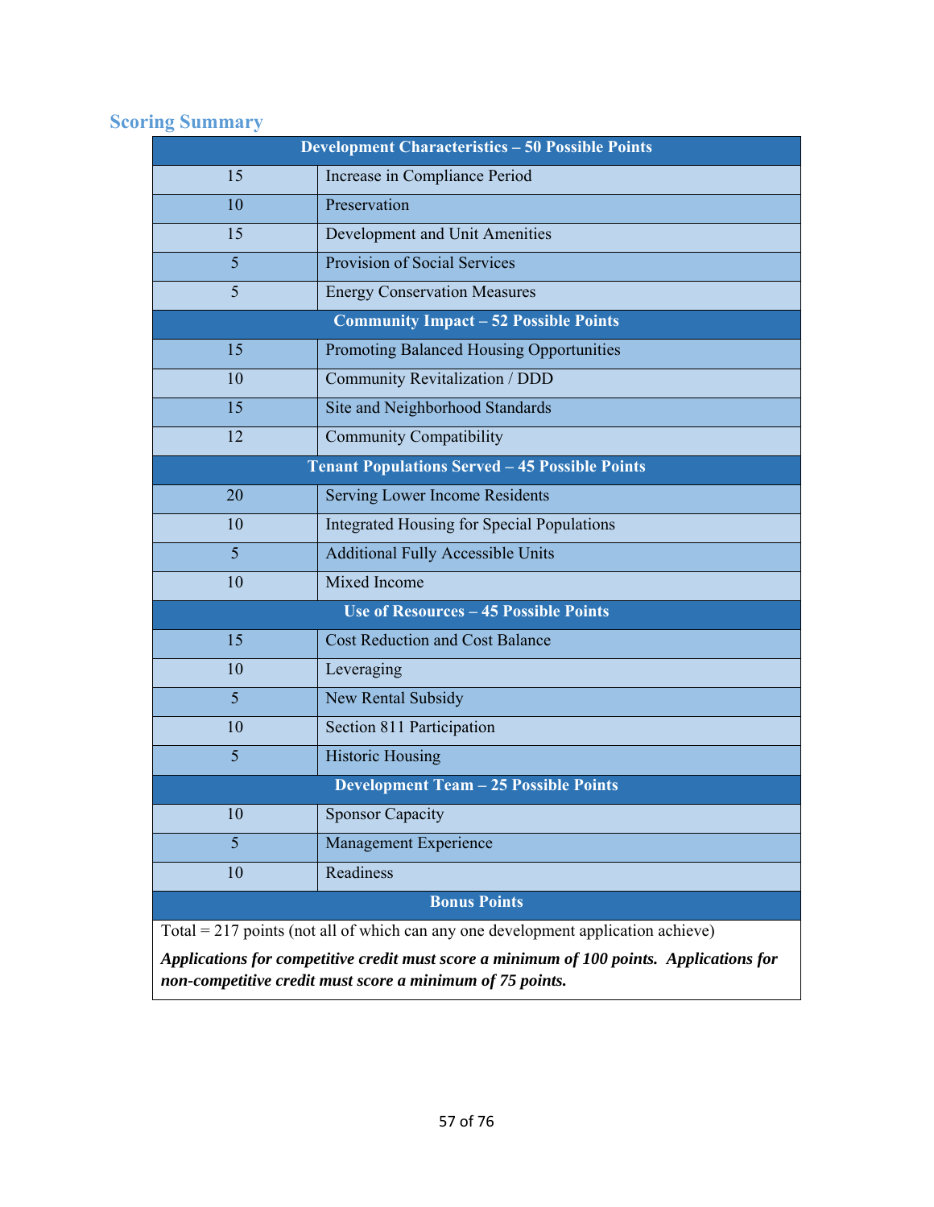## Scoring Summary

| Points | Category |
|---|---|
| **Development Characteristics – 50 Possible Points** | |
| 15 | Increase in Compliance Period |
| 10 | Preservation |
| 15 | Development and Unit Amenities |
| 5 | Provision of Social Services |
| 5 | Energy Conservation Measures |
| **Community Impact – 52 Possible Points** | |
| 15 | Promoting Balanced Housing Opportunities |
| 10 | Community Revitalization / DDD |
| 15 | Site and Neighborhood Standards |
| 12 | Community Compatibility |
| **Tenant Populations Served – 45 Possible Points** | |
| 20 | Serving Lower Income Residents |
| 10 | Integrated Housing for Special Populations |
| 5 | Additional Fully Accessible Units |
| 10 | Mixed Income |
| **Use of Resources – 45 Possible Points** | |
| 15 | Cost Reduction and Cost Balance |
| 10 | Leveraging |
| 5 | New Rental Subsidy |
| 10 | Section 811 Participation |
| 5 | Historic Housing |
| **Development Team – 25 Possible Points** | |
| 10 | Sponsor Capacity |
| 5 | Management Experience |
| 10 | Readiness |
| **Bonus Points** | |

Total = 217 points (not all of which can any one development application achieve)

***Applications for competitive credit must score a minimum of 100 points. Applications for non-competitive credit must score a minimum of 75 points.***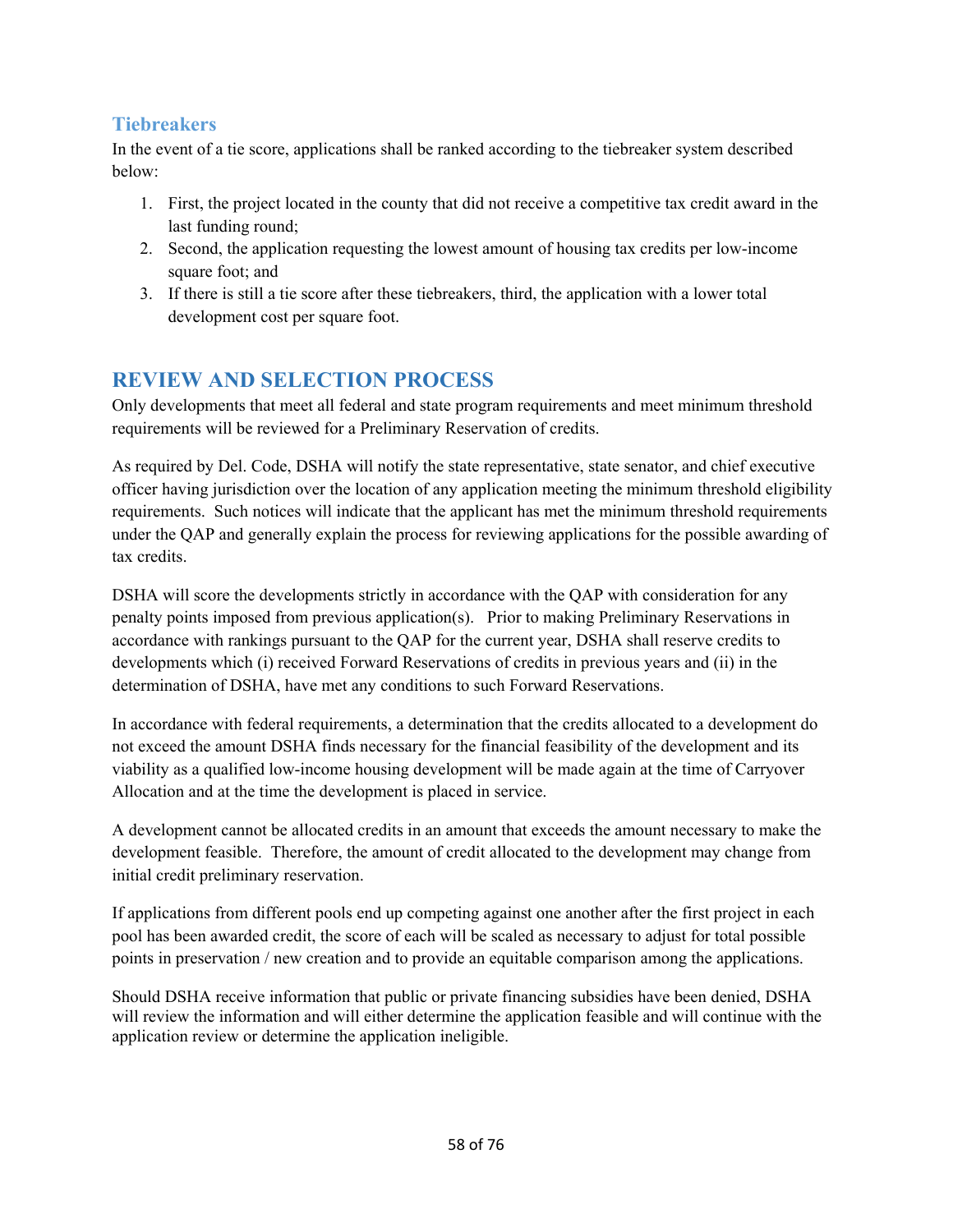### Tiebreakers

In the event of a tie score, applications shall be ranked according to the tiebreaker system described below:

1. First, the project located in the county that did not receive a competitive tax credit award in the last funding round;
2. Second, the application requesting the lowest amount of housing tax credits per low-income square foot; and
3. If there is still a tie score after these tiebreakers, third, the application with a lower total development cost per square foot.

## REVIEW AND SELECTION PROCESS

Only developments that meet all federal and state program requirements and meet minimum threshold requirements will be reviewed for a Preliminary Reservation of credits.

As required by Del. Code, DSHA will notify the state representative, state senator, and chief executive officer having jurisdiction over the location of any application meeting the minimum threshold eligibility requirements. Such notices will indicate that the applicant has met the minimum threshold requirements under the QAP and generally explain the process for reviewing applications for the possible awarding of tax credits.

DSHA will score the developments strictly in accordance with the QAP with consideration for any penalty points imposed from previous application(s). Prior to making Preliminary Reservations in accordance with rankings pursuant to the QAP for the current year, DSHA shall reserve credits to developments which (i) received Forward Reservations of credits in previous years and (ii) in the determination of DSHA, have met any conditions to such Forward Reservations.

In accordance with federal requirements, a determination that the credits allocated to a development do not exceed the amount DSHA finds necessary for the financial feasibility of the development and its viability as a qualified low-income housing development will be made again at the time of Carryover Allocation and at the time the development is placed in service.

A development cannot be allocated credits in an amount that exceeds the amount necessary to make the development feasible. Therefore, the amount of credit allocated to the development may change from initial credit preliminary reservation.

If applications from different pools end up competing against one another after the first project in each pool has been awarded credit, the score of each will be scaled as necessary to adjust for total possible points in preservation / new creation and to provide an equitable comparison among the applications.

Should DSHA receive information that public or private financing subsidies have been denied, DSHA will review the information and will either determine the application feasible and will continue with the application review or determine the application ineligible.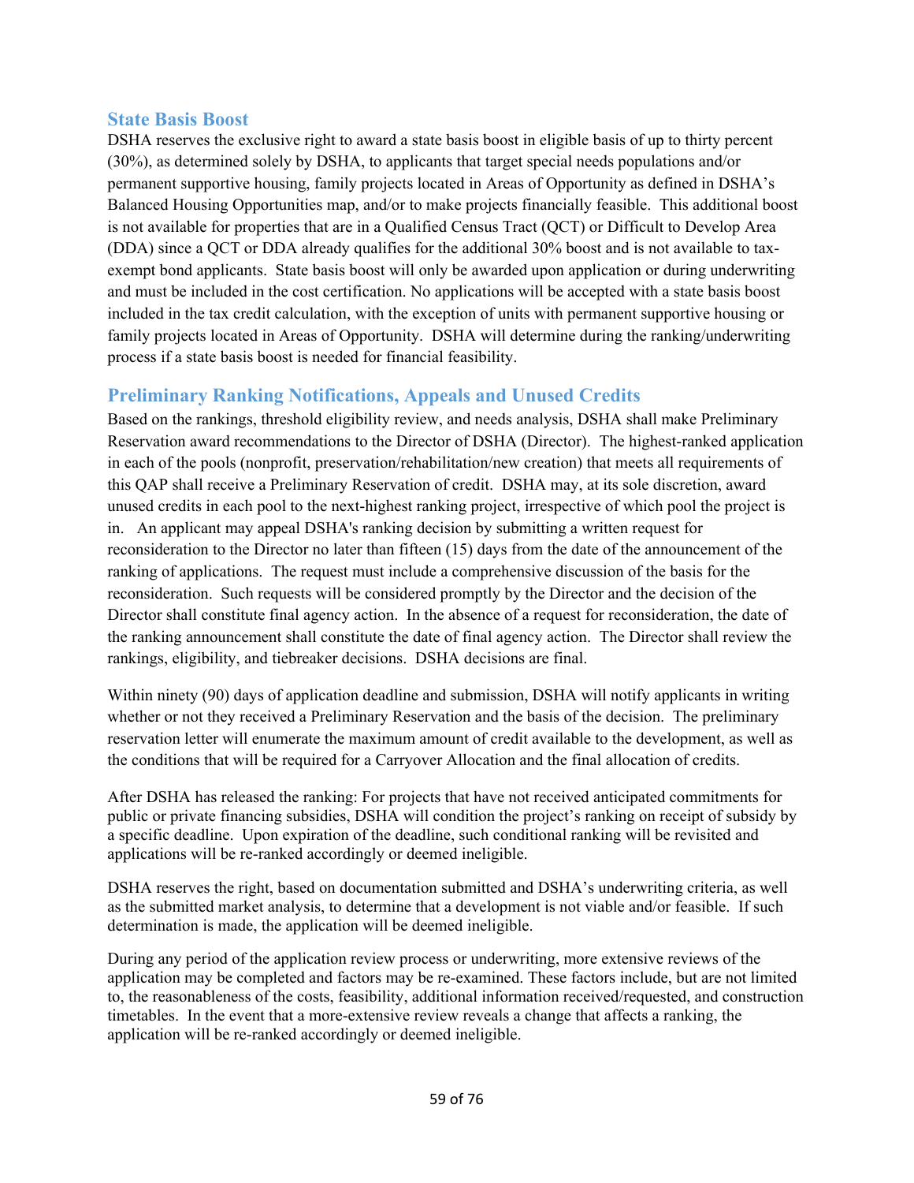## State Basis Boost

DSHA reserves the exclusive right to award a state basis boost in eligible basis of up to thirty percent (30%), as determined solely by DSHA, to applicants that target special needs populations and/or permanent supportive housing, family projects located in Areas of Opportunity as defined in DSHA's Balanced Housing Opportunities map, and/or to make projects financially feasible. This additional boost is not available for properties that are in a Qualified Census Tract (QCT) or Difficult to Develop Area (DDA) since a QCT or DDA already qualifies for the additional 30% boost and is not available to tax-exempt bond applicants. State basis boost will only be awarded upon application or during underwriting and must be included in the cost certification. No applications will be accepted with a state basis boost included in the tax credit calculation, with the exception of units with permanent supportive housing or family projects located in Areas of Opportunity. DSHA will determine during the ranking/underwriting process if a state basis boost is needed for financial feasibility.

## Preliminary Ranking Notifications, Appeals and Unused Credits

Based on the rankings, threshold eligibility review, and needs analysis, DSHA shall make Preliminary Reservation award recommendations to the Director of DSHA (Director). The highest-ranked application in each of the pools (nonprofit, preservation/rehabilitation/new creation) that meets all requirements of this QAP shall receive a Preliminary Reservation of credit. DSHA may, at its sole discretion, award unused credits in each pool to the next-highest ranking project, irrespective of which pool the project is in. An applicant may appeal DSHA's ranking decision by submitting a written request for reconsideration to the Director no later than fifteen (15) days from the date of the announcement of the ranking of applications. The request must include a comprehensive discussion of the basis for the reconsideration. Such requests will be considered promptly by the Director and the decision of the Director shall constitute final agency action. In the absence of a request for reconsideration, the date of the ranking announcement shall constitute the date of final agency action. The Director shall review the rankings, eligibility, and tiebreaker decisions. DSHA decisions are final.

Within ninety (90) days of application deadline and submission, DSHA will notify applicants in writing whether or not they received a Preliminary Reservation and the basis of the decision. The preliminary reservation letter will enumerate the maximum amount of credit available to the development, as well as the conditions that will be required for a Carryover Allocation and the final allocation of credits.

After DSHA has released the ranking: For projects that have not received anticipated commitments for public or private financing subsidies, DSHA will condition the project's ranking on receipt of subsidy by a specific deadline. Upon expiration of the deadline, such conditional ranking will be revisited and applications will be re-ranked accordingly or deemed ineligible.

DSHA reserves the right, based on documentation submitted and DSHA's underwriting criteria, as well as the submitted market analysis, to determine that a development is not viable and/or feasible. If such determination is made, the application will be deemed ineligible.

During any period of the application review process or underwriting, more extensive reviews of the application may be completed and factors may be re-examined. These factors include, but are not limited to, the reasonableness of the costs, feasibility, additional information received/requested, and construction timetables. In the event that a more-extensive review reveals a change that affects a ranking, the application will be re-ranked accordingly or deemed ineligible.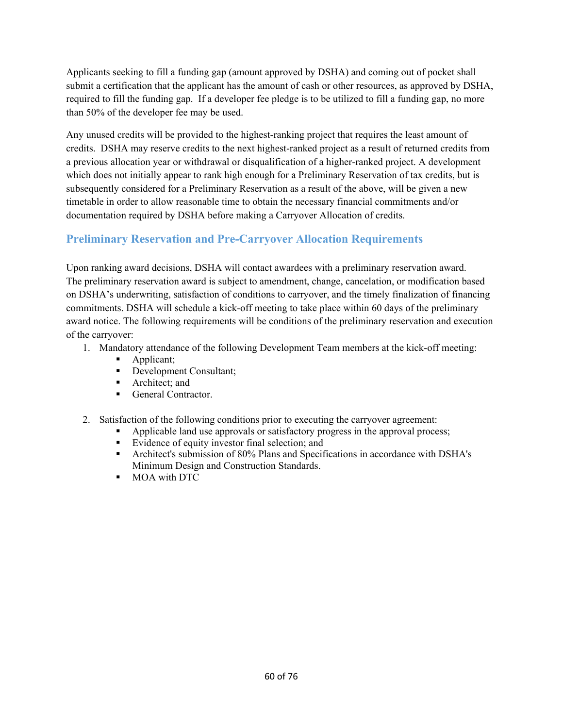Applicants seeking to fill a funding gap (amount approved by DSHA) and coming out of pocket shall submit a certification that the applicant has the amount of cash or other resources, as approved by DSHA, required to fill the funding gap. If a developer fee pledge is to be utilized to fill a funding gap, no more than 50% of the developer fee may be used.

Any unused credits will be provided to the highest-ranking project that requires the least amount of credits. DSHA may reserve credits to the next highest-ranked project as a result of returned credits from a previous allocation year or withdrawal or disqualification of a higher-ranked project. A development which does not initially appear to rank high enough for a Preliminary Reservation of tax credits, but is subsequently considered for a Preliminary Reservation as a result of the above, will be given a new timetable in order to allow reasonable time to obtain the necessary financial commitments and/or documentation required by DSHA before making a Carryover Allocation of credits.

## Preliminary Reservation and Pre-Carryover Allocation Requirements

Upon ranking award decisions, DSHA will contact awardees with a preliminary reservation award. The preliminary reservation award is subject to amendment, change, cancelation, or modification based on DSHA's underwriting, satisfaction of conditions to carryover, and the timely finalization of financing commitments. DSHA will schedule a kick-off meeting to take place within 60 days of the preliminary award notice. The following requirements will be conditions of the preliminary reservation and execution of the carryover:

1. Mandatory attendance of the following Development Team members at the kick-off meeting:
   - Applicant;
   - Development Consultant;
   - Architect; and
   - General Contractor.

2. Satisfaction of the following conditions prior to executing the carryover agreement:
   - Applicable land use approvals or satisfactory progress in the approval process;
   - Evidence of equity investor final selection; and
   - Architect's submission of 80% Plans and Specifications in accordance with DSHA's Minimum Design and Construction Standards.
   - MOA with DTC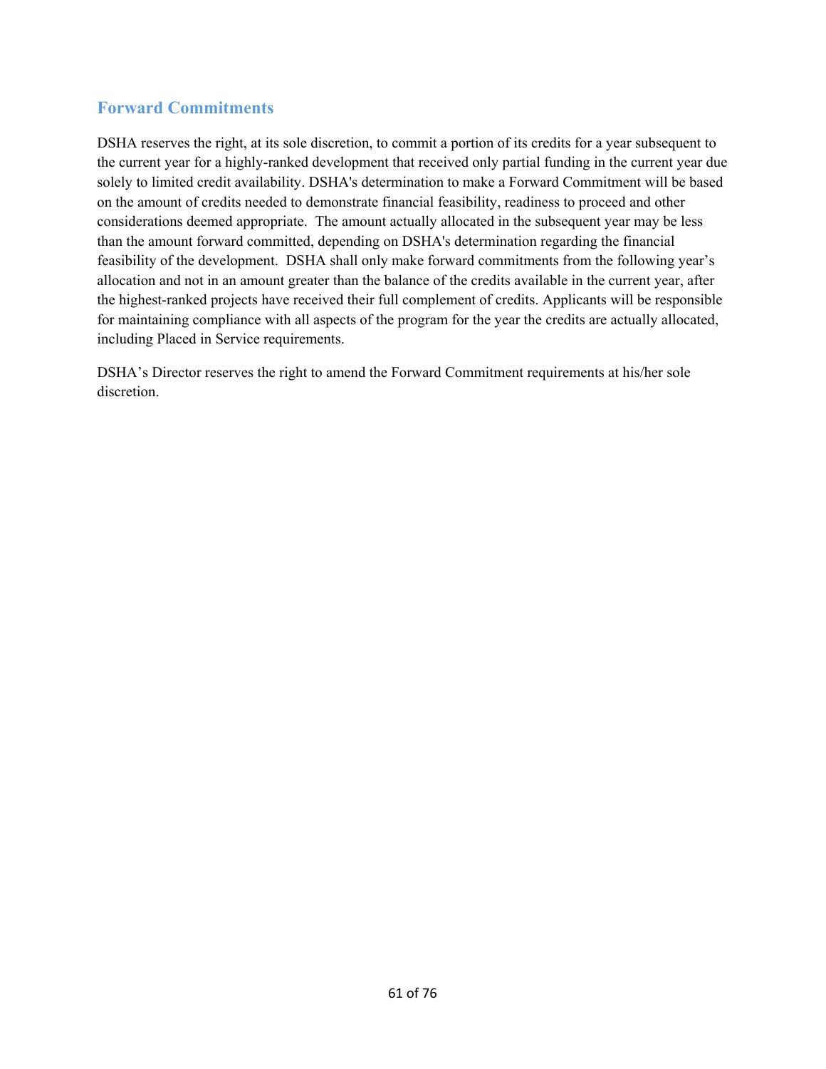## Forward Commitments

DSHA reserves the right, at its sole discretion, to commit a portion of its credits for a year subsequent to the current year for a highly-ranked development that received only partial funding in the current year due solely to limited credit availability. DSHA's determination to make a Forward Commitment will be based on the amount of credits needed to demonstrate financial feasibility, readiness to proceed and other considerations deemed appropriate. The amount actually allocated in the subsequent year may be less than the amount forward committed, depending on DSHA's determination regarding the financial feasibility of the development. DSHA shall only make forward commitments from the following year's allocation and not in an amount greater than the balance of the credits available in the current year, after the highest-ranked projects have received their full complement of credits. Applicants will be responsible for maintaining compliance with all aspects of the program for the year the credits are actually allocated, including Placed in Service requirements.

DSHA's Director reserves the right to amend the Forward Commitment requirements at his/her sole discretion.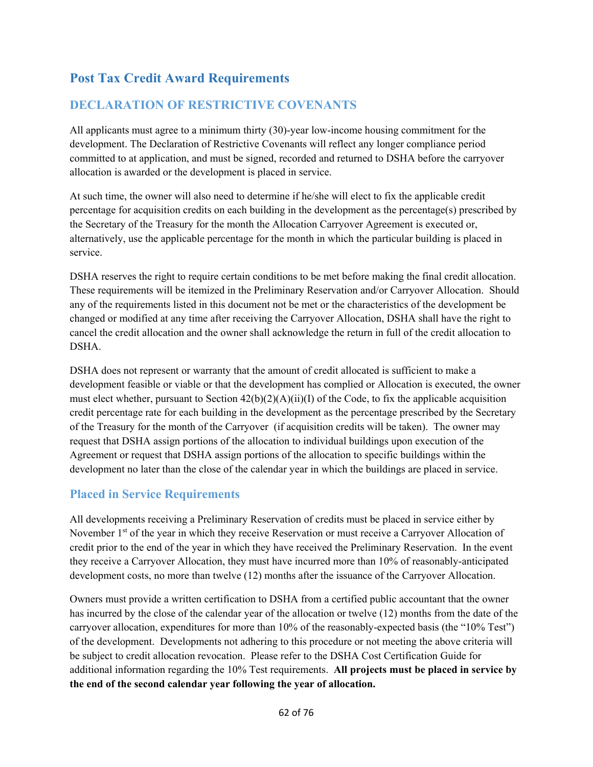# Post Tax Credit Award Requirements

## DECLARATION OF RESTRICTIVE COVENANTS

All applicants must agree to a minimum thirty (30)-year low-income housing commitment for the development. The Declaration of Restrictive Covenants will reflect any longer compliance period committed to at application, and must be signed, recorded and returned to DSHA before the carryover allocation is awarded or the development is placed in service.

At such time, the owner will also need to determine if he/she will elect to fix the applicable credit percentage for acquisition credits on each building in the development as the percentage(s) prescribed by the Secretary of the Treasury for the month the Allocation Carryover Agreement is executed or, alternatively, use the applicable percentage for the month in which the particular building is placed in service.

DSHA reserves the right to require certain conditions to be met before making the final credit allocation. These requirements will be itemized in the Preliminary Reservation and/or Carryover Allocation. Should any of the requirements listed in this document not be met or the characteristics of the development be changed or modified at any time after receiving the Carryover Allocation, DSHA shall have the right to cancel the credit allocation and the owner shall acknowledge the return in full of the credit allocation to DSHA.

DSHA does not represent or warranty that the amount of credit allocated is sufficient to make a development feasible or viable or that the development has complied or Allocation is executed, the owner must elect whether, pursuant to Section 42(b)(2)(A)(ii)(I) of the Code, to fix the applicable acquisition credit percentage rate for each building in the development as the percentage prescribed by the Secretary of the Treasury for the month of the Carryover (if acquisition credits will be taken). The owner may request that DSHA assign portions of the allocation to individual buildings upon execution of the Agreement or request that DSHA assign portions of the allocation to specific buildings within the development no later than the close of the calendar year in which the buildings are placed in service.

## Placed in Service Requirements

All developments receiving a Preliminary Reservation of credits must be placed in service either by November 1st of the year in which they receive Reservation or must receive a Carryover Allocation of credit prior to the end of the year in which they have received the Preliminary Reservation. In the event they receive a Carryover Allocation, they must have incurred more than 10% of reasonably-anticipated development costs, no more than twelve (12) months after the issuance of the Carryover Allocation.

Owners must provide a written certification to DSHA from a certified public accountant that the owner has incurred by the close of the calendar year of the allocation or twelve (12) months from the date of the carryover allocation, expenditures for more than 10% of the reasonably-expected basis (the "10% Test") of the development. Developments not adhering to this procedure or not meeting the above criteria will be subject to credit allocation revocation. Please refer to the DSHA Cost Certification Guide for additional information regarding the 10% Test requirements. **All projects must be placed in service by the end of the second calendar year following the year of allocation.**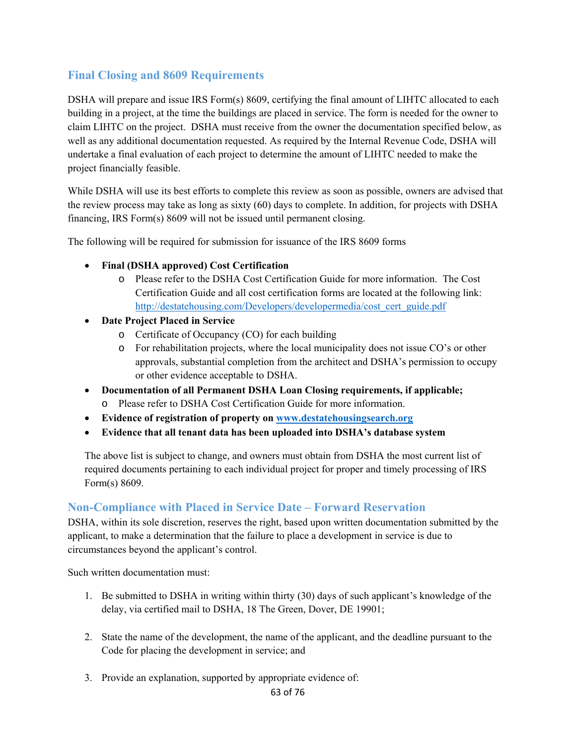## Final Closing and 8609 Requirements

DSHA will prepare and issue IRS Form(s) 8609, certifying the final amount of LIHTC allocated to each building in a project, at the time the buildings are placed in service. The form is needed for the owner to claim LIHTC on the project. DSHA must receive from the owner the documentation specified below, as well as any additional documentation requested. As required by the Internal Revenue Code, DSHA will undertake a final evaluation of each project to determine the amount of LIHTC needed to make the project financially feasible.

While DSHA will use its best efforts to complete this review as soon as possible, owners are advised that the review process may take as long as sixty (60) days to complete. In addition, for projects with DSHA financing, IRS Form(s) 8609 will not be issued until permanent closing.

The following will be required for submission for issuance of the IRS 8609 forms

- **Final (DSHA approved) Cost Certification**
  - Please refer to the DSHA Cost Certification Guide for more information. The Cost Certification Guide and all cost certification forms are located at the following link: [http://destatehousing.com/Developers/developermedia/cost_cert_guide.pdf](http://destatehousing.com/Developers/developermedia/cost_cert_guide.pdf)
- **Date Project Placed in Service**
  - Certificate of Occupancy (CO) for each building
  - For rehabilitation projects, where the local municipality does not issue CO's or other approvals, substantial completion from the architect and DSHA's permission to occupy or other evidence acceptable to DSHA.
- **Documentation of all Permanent DSHA Loan Closing requirements, if applicable;**
  - Please refer to DSHA Cost Certification Guide for more information.
- **Evidence of registration of property on [www.destatehousingsearch.org](http://www.destatehousingsearch.org)**
- **Evidence that all tenant data has been uploaded into DSHA's database system**

The above list is subject to change, and owners must obtain from DSHA the most current list of required documents pertaining to each individual project for proper and timely processing of IRS Form(s) 8609.

## Non-Compliance with Placed in Service Date – Forward Reservation

DSHA, within its sole discretion, reserves the right, based upon written documentation submitted by the applicant, to make a determination that the failure to place a development in service is due to circumstances beyond the applicant's control.

Such written documentation must:

1. Be submitted to DSHA in writing within thirty (30) days of such applicant's knowledge of the delay, via certified mail to DSHA, 18 The Green, Dover, DE 19901;

2. State the name of the development, the name of the applicant, and the deadline pursuant to the Code for placing the development in service; and

3. Provide an explanation, supported by appropriate evidence of: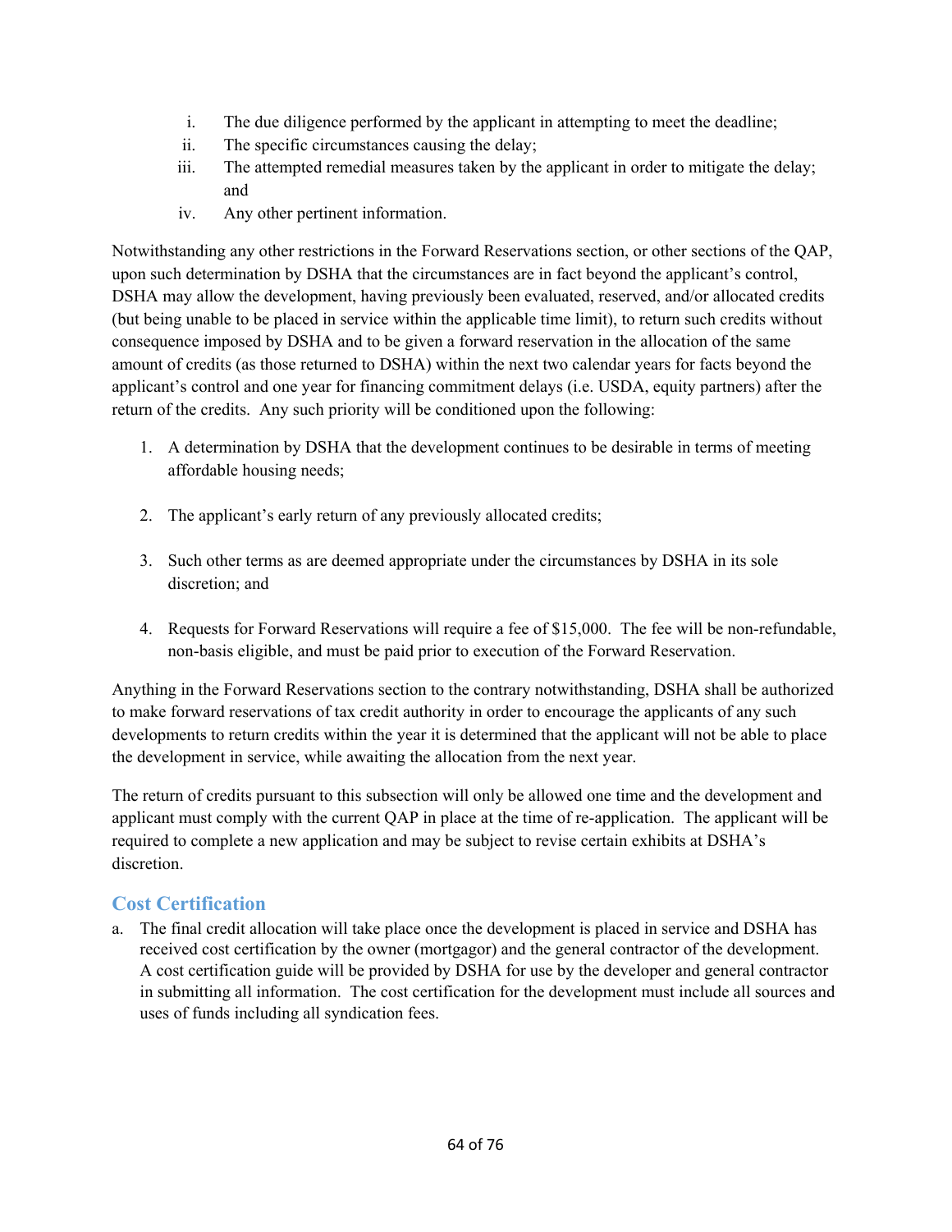i. The due diligence performed by the applicant in attempting to meet the deadline;
ii. The specific circumstances causing the delay;
iii. The attempted remedial measures taken by the applicant in order to mitigate the delay; and
iv. Any other pertinent information.

Notwithstanding any other restrictions in the Forward Reservations section, or other sections of the QAP, upon such determination by DSHA that the circumstances are in fact beyond the applicant's control, DSHA may allow the development, having previously been evaluated, reserved, and/or allocated credits (but being unable to be placed in service within the applicable time limit), to return such credits without consequence imposed by DSHA and to be given a forward reservation in the allocation of the same amount of credits (as those returned to DSHA) within the next two calendar years for facts beyond the applicant's control and one year for financing commitment delays (i.e. USDA, equity partners) after the return of the credits. Any such priority will be conditioned upon the following:

1. A determination by DSHA that the development continues to be desirable in terms of meeting affordable housing needs;

2. The applicant's early return of any previously allocated credits;

3. Such other terms as are deemed appropriate under the circumstances by DSHA in its sole discretion; and

4. Requests for Forward Reservations will require a fee of $15,000. The fee will be non-refundable, non-basis eligible, and must be paid prior to execution of the Forward Reservation.

Anything in the Forward Reservations section to the contrary notwithstanding, DSHA shall be authorized to make forward reservations of tax credit authority in order to encourage the applicants of any such developments to return credits within the year it is determined that the applicant will not be able to place the development in service, while awaiting the allocation from the next year.

The return of credits pursuant to this subsection will only be allowed one time and the development and applicant must comply with the current QAP in place at the time of re-application. The applicant will be required to complete a new application and may be subject to revise certain exhibits at DSHA's discretion.

## Cost Certification

a. The final credit allocation will take place once the development is placed in service and DSHA has received cost certification by the owner (mortgagor) and the general contractor of the development. A cost certification guide will be provided by DSHA for use by the developer and general contractor in submitting all information. The cost certification for the development must include all sources and uses of funds including all syndication fees.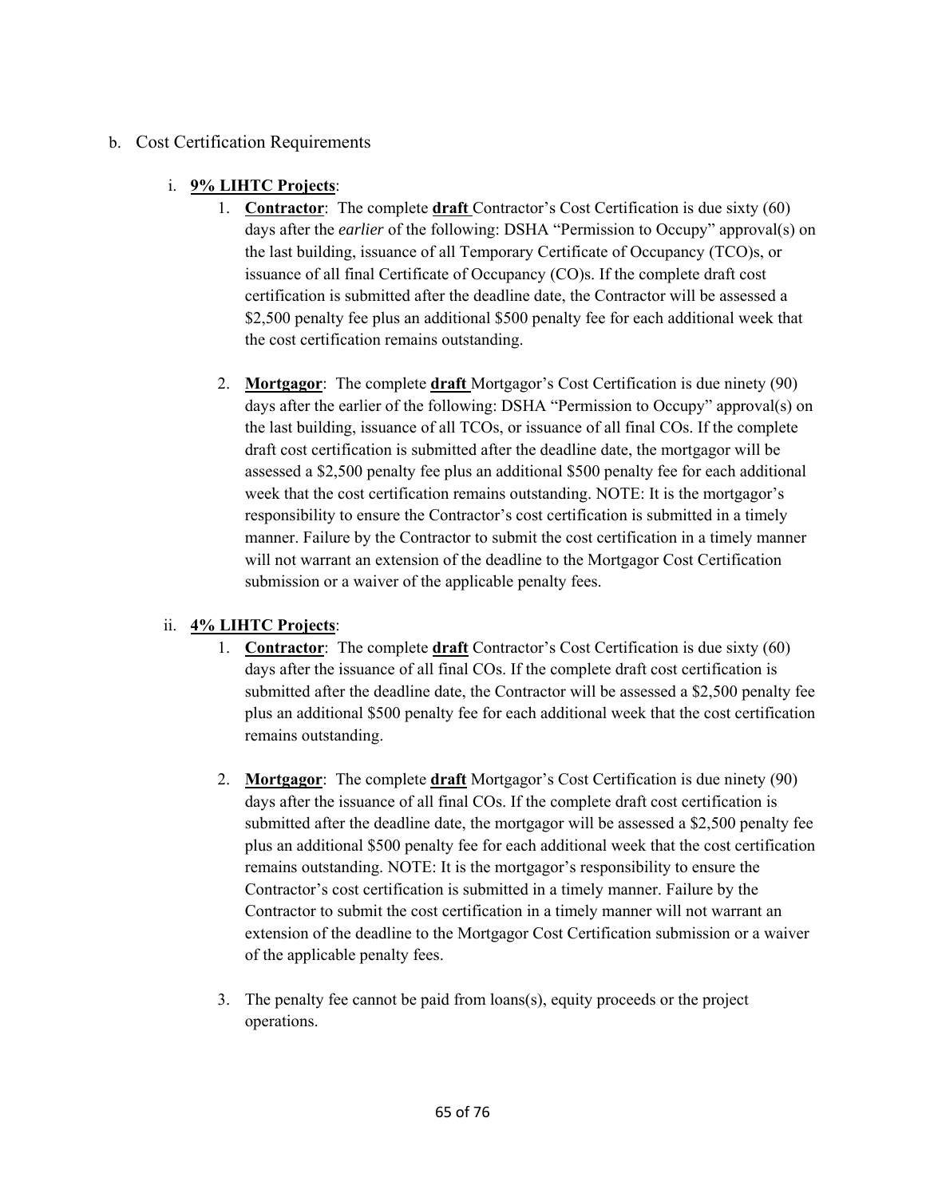b. Cost Certification Requirements

i. **9% LIHTC Projects**:

1. **Contractor**: The complete **draft** Contractor's Cost Certification is due sixty (60) days after the *earlier* of the following: DSHA "Permission to Occupy" approval(s) on the last building, issuance of all Temporary Certificate of Occupancy (TCO)s, or issuance of all final Certificate of Occupancy (CO)s. If the complete draft cost certification is submitted after the deadline date, the Contractor will be assessed a $2,500 penalty fee plus an additional $500 penalty fee for each additional week that the cost certification remains outstanding.

2. **Mortgagor**: The complete **draft** Mortgagor's Cost Certification is due ninety (90) days after the earlier of the following: DSHA "Permission to Occupy" approval(s) on the last building, issuance of all TCOs, or issuance of all final COs. If the complete draft cost certification is submitted after the deadline date, the mortgagor will be assessed a $2,500 penalty fee plus an additional $500 penalty fee for each additional week that the cost certification remains outstanding. NOTE: It is the mortgagor's responsibility to ensure the Contractor's cost certification is submitted in a timely manner. Failure by the Contractor to submit the cost certification in a timely manner will not warrant an extension of the deadline to the Mortgagor Cost Certification submission or a waiver of the applicable penalty fees.

ii. **4% LIHTC Projects**:

1. **Contractor**: The complete **draft** Contractor's Cost Certification is due sixty (60) days after the issuance of all final COs. If the complete draft cost certification is submitted after the deadline date, the Contractor will be assessed a $2,500 penalty fee plus an additional $500 penalty fee for each additional week that the cost certification remains outstanding.

2. **Mortgagor**: The complete **draft** Mortgagor's Cost Certification is due ninety (90) days after the issuance of all final COs. If the complete draft cost certification is submitted after the deadline date, the mortgagor will be assessed a $2,500 penalty fee plus an additional $500 penalty fee for each additional week that the cost certification remains outstanding. NOTE: It is the mortgagor's responsibility to ensure the Contractor's cost certification is submitted in a timely manner. Failure by the Contractor to submit the cost certification in a timely manner will not warrant an extension of the deadline to the Mortgagor Cost Certification submission or a waiver of the applicable penalty fees.

3. The penalty fee cannot be paid from loans(s), equity proceeds or the project operations.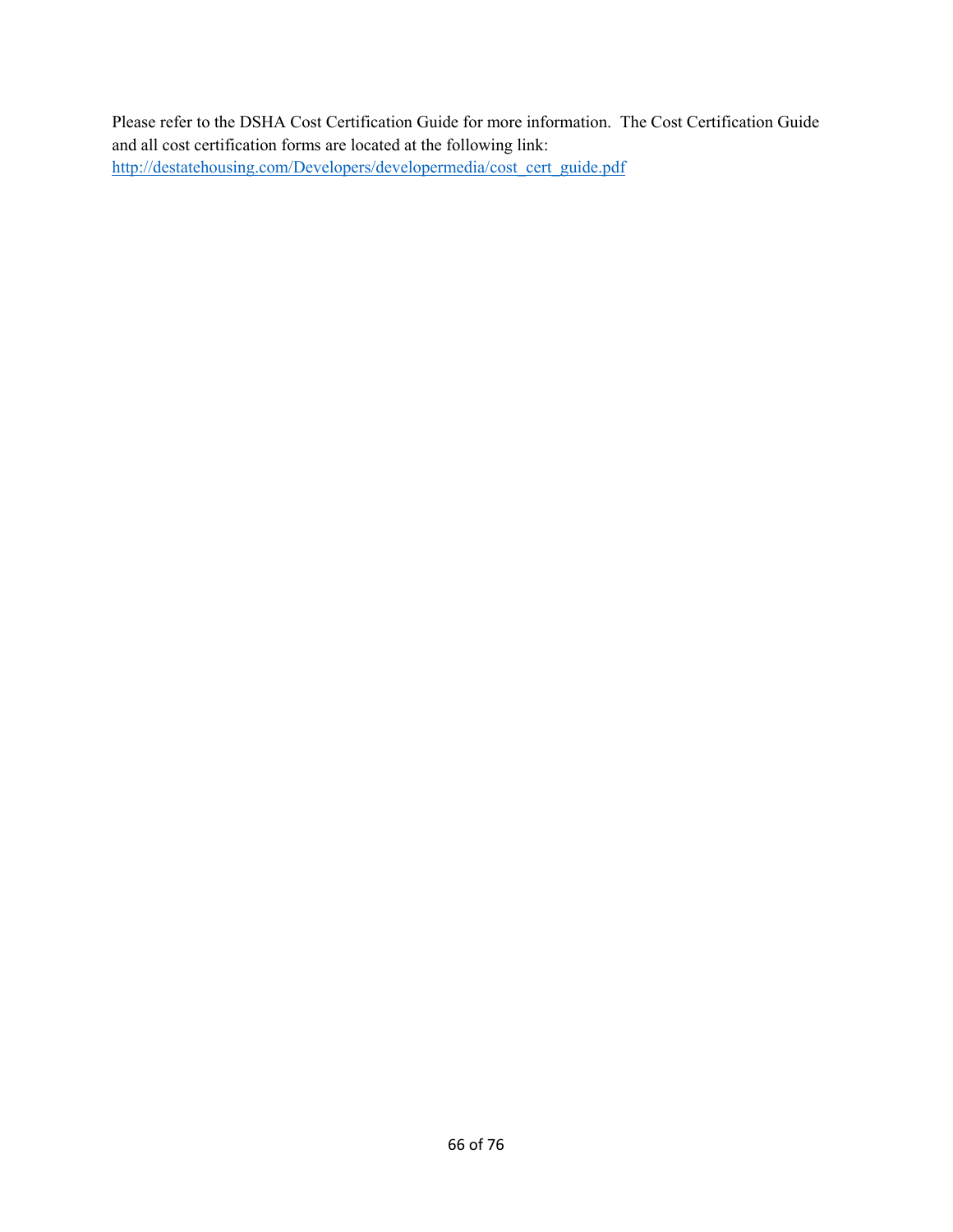Please refer to the DSHA Cost Certification Guide for more information. The Cost Certification Guide and all cost certification forms are located at the following link:
[http://destatehousing.com/Developers/developermedia/cost_cert_guide.pdf](http://destatehousing.com/Developers/developermedia/cost_cert_guide.pdf)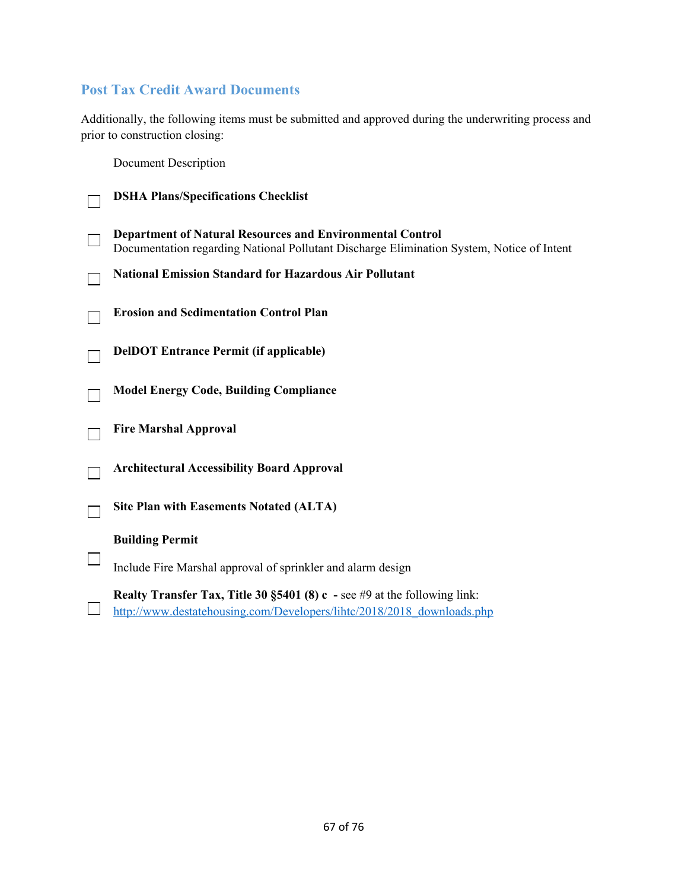## Post Tax Credit Award Documents

Additionally, the following items must be submitted and approved during the underwriting process and prior to construction closing:

Document Description

- ☐ **DSHA Plans/Specifications Checklist**
- ☐ **Department of Natural Resources and Environmental Control**
  Documentation regarding National Pollutant Discharge Elimination System, Notice of Intent
- ☐ **National Emission Standard for Hazardous Air Pollutant**
- ☐ **Erosion and Sedimentation Control Plan**
- ☐ **DelDOT Entrance Permit (if applicable)**
- ☐ **Model Energy Code, Building Compliance**
- ☐ **Fire Marshal Approval**
- ☐ **Architectural Accessibility Board Approval**
- ☐ **Site Plan with Easements Notated (ALTA)**
- ☐ **Building Permit**
  Include Fire Marshal approval of sprinkler and alarm design
- ☐ **Realty Transfer Tax, Title 30 §5401 (8) c -** see #9 at the following link:
  http://www.destatehousing.com/Developers/lihtc/2018/2018_downloads.php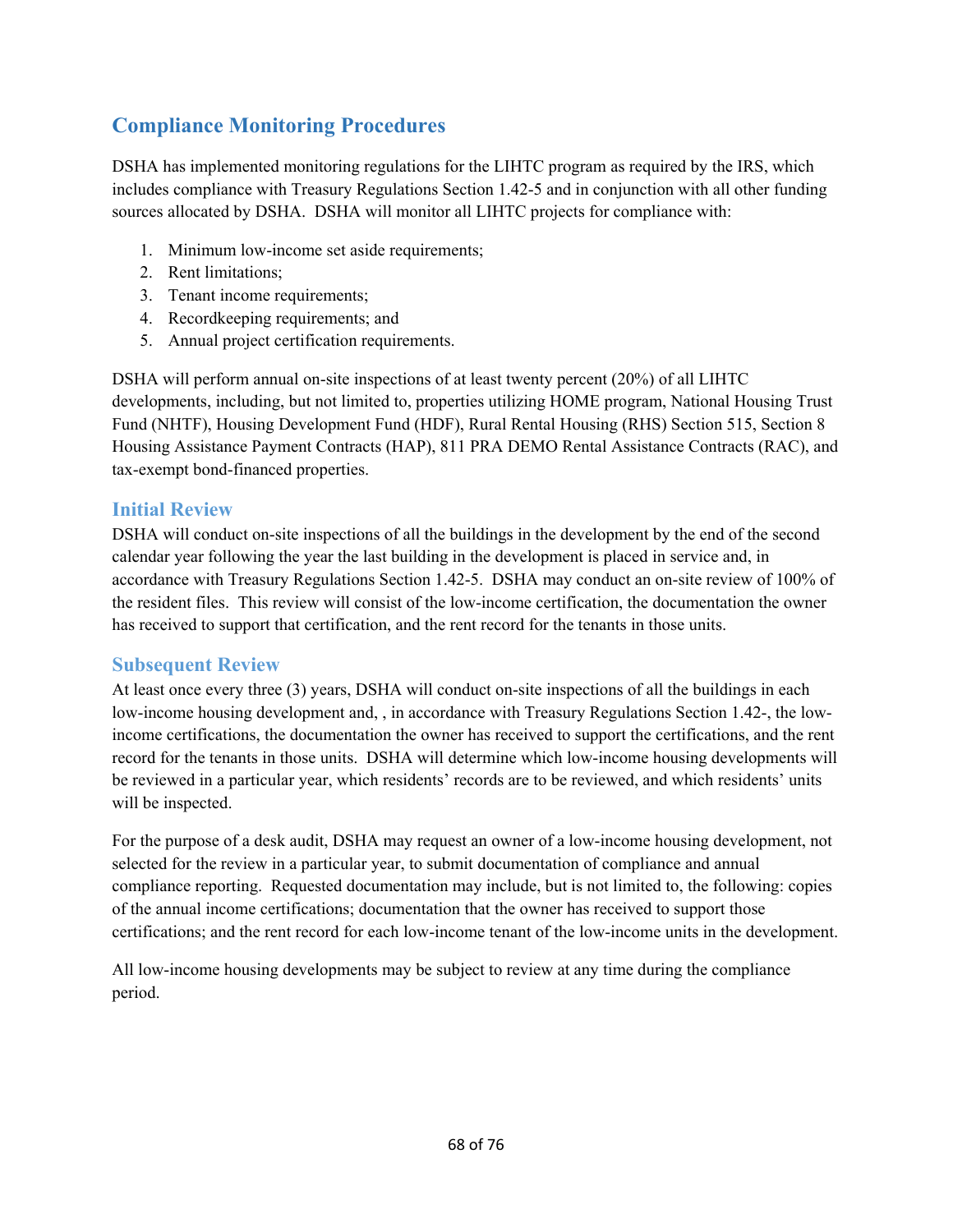## Compliance Monitoring Procedures

DSHA has implemented monitoring regulations for the LIHTC program as required by the IRS, which includes compliance with Treasury Regulations Section 1.42-5 and in conjunction with all other funding sources allocated by DSHA. DSHA will monitor all LIHTC projects for compliance with:

1. Minimum low-income set aside requirements;
2. Rent limitations;
3. Tenant income requirements;
4. Recordkeeping requirements; and
5. Annual project certification requirements.

DSHA will perform annual on-site inspections of at least twenty percent (20%) of all LIHTC developments, including, but not limited to, properties utilizing HOME program, National Housing Trust Fund (NHTF), Housing Development Fund (HDF), Rural Rental Housing (RHS) Section 515, Section 8 Housing Assistance Payment Contracts (HAP), 811 PRA DEMO Rental Assistance Contracts (RAC), and tax-exempt bond-financed properties.

### Initial Review

DSHA will conduct on-site inspections of all the buildings in the development by the end of the second calendar year following the year the last building in the development is placed in service and, in accordance with Treasury Regulations Section 1.42-5. DSHA may conduct an on-site review of 100% of the resident files. This review will consist of the low-income certification, the documentation the owner has received to support that certification, and the rent record for the tenants in those units.

### Subsequent Review

At least once every three (3) years, DSHA will conduct on-site inspections of all the buildings in each low-income housing development and, , in accordance with Treasury Regulations Section 1.42-, the low-income certifications, the documentation the owner has received to support the certifications, and the rent record for the tenants in those units. DSHA will determine which low-income housing developments will be reviewed in a particular year, which residents' records are to be reviewed, and which residents' units will be inspected.

For the purpose of a desk audit, DSHA may request an owner of a low-income housing development, not selected for the review in a particular year, to submit documentation of compliance and annual compliance reporting. Requested documentation may include, but is not limited to, the following: copies of the annual income certifications; documentation that the owner has received to support those certifications; and the rent record for each low-income tenant of the low-income units in the development.

All low-income housing developments may be subject to review at any time during the compliance period.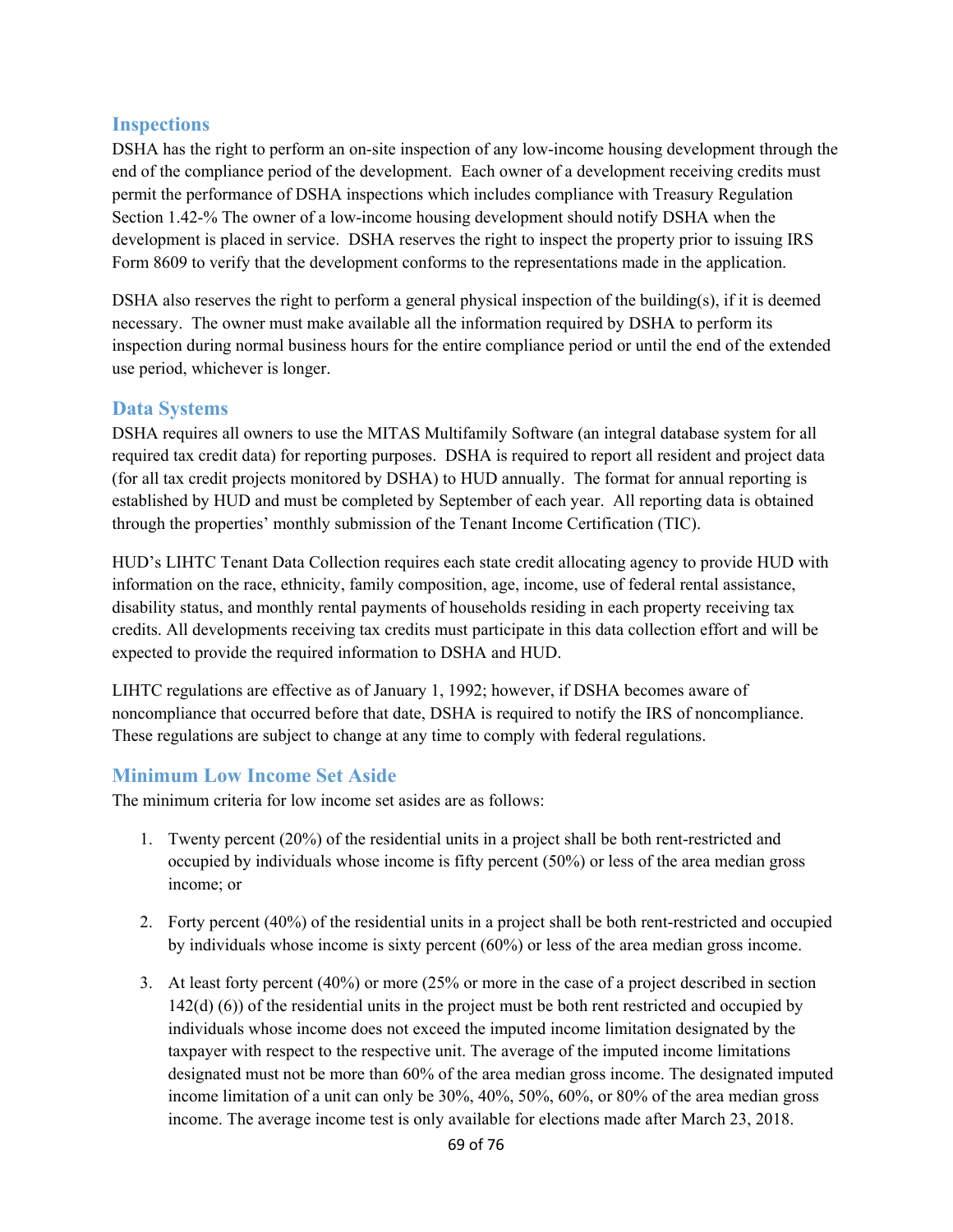## Inspections

DSHA has the right to perform an on-site inspection of any low-income housing development through the end of the compliance period of the development. Each owner of a development receiving credits must permit the performance of DSHA inspections which includes compliance with Treasury Regulation Section 1.42-% The owner of a low-income housing development should notify DSHA when the development is placed in service. DSHA reserves the right to inspect the property prior to issuing IRS Form 8609 to verify that the development conforms to the representations made in the application.

DSHA also reserves the right to perform a general physical inspection of the building(s), if it is deemed necessary. The owner must make available all the information required by DSHA to perform its inspection during normal business hours for the entire compliance period or until the end of the extended use period, whichever is longer.

## Data Systems

DSHA requires all owners to use the MITAS Multifamily Software (an integral database system for all required tax credit data) for reporting purposes. DSHA is required to report all resident and project data (for all tax credit projects monitored by DSHA) to HUD annually. The format for annual reporting is established by HUD and must be completed by September of each year. All reporting data is obtained through the properties' monthly submission of the Tenant Income Certification (TIC).

HUD's LIHTC Tenant Data Collection requires each state credit allocating agency to provide HUD with information on the race, ethnicity, family composition, age, income, use of federal rental assistance, disability status, and monthly rental payments of households residing in each property receiving tax credits. All developments receiving tax credits must participate in this data collection effort and will be expected to provide the required information to DSHA and HUD.

LIHTC regulations are effective as of January 1, 1992; however, if DSHA becomes aware of noncompliance that occurred before that date, DSHA is required to notify the IRS of noncompliance. These regulations are subject to change at any time to comply with federal regulations.

## Minimum Low Income Set Aside

The minimum criteria for low income set asides are as follows:

1. Twenty percent (20%) of the residential units in a project shall be both rent-restricted and occupied by individuals whose income is fifty percent (50%) or less of the area median gross income; or

2. Forty percent (40%) of the residential units in a project shall be both rent-restricted and occupied by individuals whose income is sixty percent (60%) or less of the area median gross income.

3. At least forty percent (40%) or more (25% or more in the case of a project described in section 142(d) (6)) of the residential units in the project must be both rent restricted and occupied by individuals whose income does not exceed the imputed income limitation designated by the taxpayer with respect to the respective unit. The average of the imputed income limitations designated must not be more than 60% of the area median gross income. The designated imputed income limitation of a unit can only be 30%, 40%, 50%, 60%, or 80% of the area median gross income. The average income test is only available for elections made after March 23, 2018.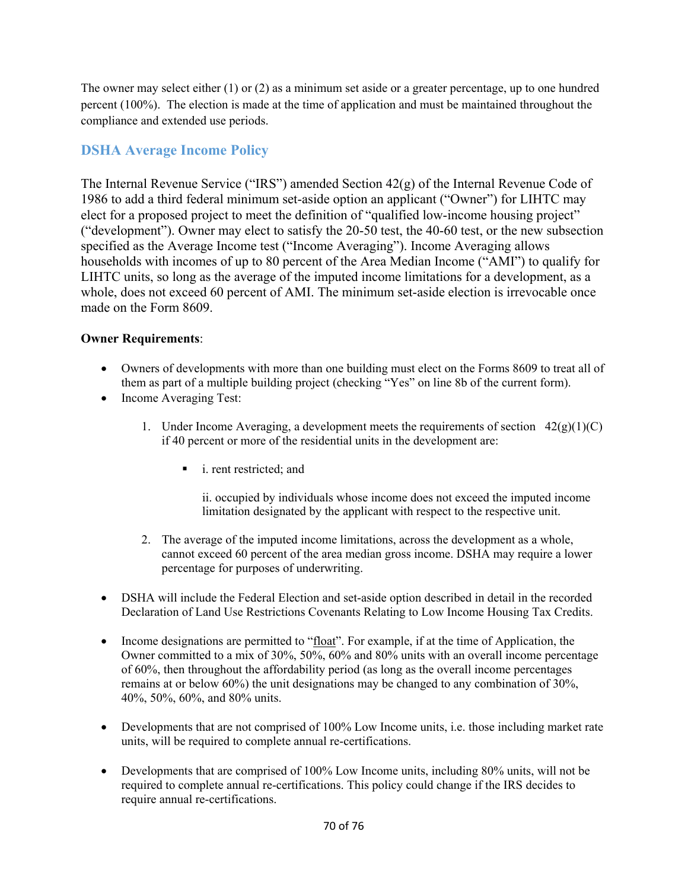The owner may select either (1) or (2) as a minimum set aside or a greater percentage, up to one hundred percent (100%). The election is made at the time of application and must be maintained throughout the compliance and extended use periods.

## DSHA Average Income Policy

The Internal Revenue Service ("IRS") amended Section 42(g) of the Internal Revenue Code of 1986 to add a third federal minimum set-aside option an applicant ("Owner") for LIHTC may elect for a proposed project to meet the definition of "qualified low-income housing project" ("development"). Owner may elect to satisfy the 20-50 test, the 40-60 test, or the new subsection specified as the Average Income test ("Income Averaging"). Income Averaging allows households with incomes of up to 80 percent of the Area Median Income ("AMI") to qualify for LIHTC units, so long as the average of the imputed income limitations for a development, as a whole, does not exceed 60 percent of AMI. The minimum set-aside election is irrevocable once made on the Form 8609.

**Owner Requirements**:

- Owners of developments with more than one building must elect on the Forms 8609 to treat all of them as part of a multiple building project (checking "Yes" on line 8b of the current form).
- Income Averaging Test:
  1. Under Income Averaging, a development meets the requirements of section 42(g)(1)(C) if 40 percent or more of the residential units in the development are:
     - i. rent restricted; and

       ii. occupied by individuals whose income does not exceed the imputed income limitation designated by the applicant with respect to the respective unit.
  2. The average of the imputed income limitations, across the development as a whole, cannot exceed 60 percent of the area median gross income. DSHA may require a lower percentage for purposes of underwriting.

- DSHA will include the Federal Election and set-aside option described in detail in the recorded Declaration of Land Use Restrictions Covenants Relating to Low Income Housing Tax Credits.

- Income designations are permitted to "float". For example, if at the time of Application, the Owner committed to a mix of 30%, 50%, 60% and 80% units with an overall income percentage of 60%, then throughout the affordability period (as long as the overall income percentages remains at or below 60%) the unit designations may be changed to any combination of 30%, 40%, 50%, 60%, and 80% units.

- Developments that are not comprised of 100% Low Income units, i.e. those including market rate units, will be required to complete annual re-certifications.

- Developments that are comprised of 100% Low Income units, including 80% units, will not be required to complete annual re-certifications. This policy could change if the IRS decides to require annual re-certifications.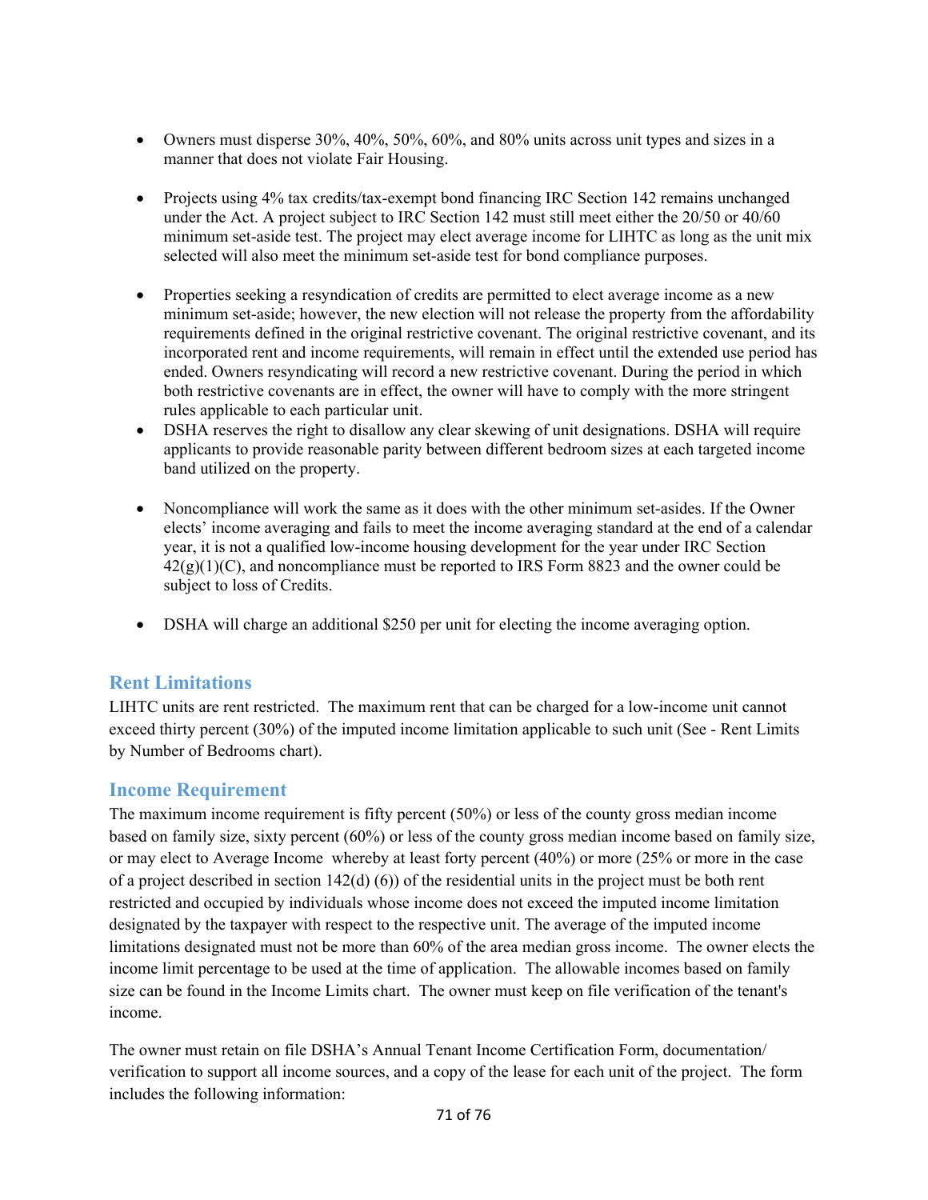- Owners must disperse 30%, 40%, 50%, 60%, and 80% units across unit types and sizes in a manner that does not violate Fair Housing.

- Projects using 4% tax credits/tax-exempt bond financing IRC Section 142 remains unchanged under the Act. A project subject to IRC Section 142 must still meet either the 20/50 or 40/60 minimum set-aside test. The project may elect average income for LIHTC as long as the unit mix selected will also meet the minimum set-aside test for bond compliance purposes.

- Properties seeking a resyndication of credits are permitted to elect average income as a new minimum set-aside; however, the new election will not release the property from the affordability requirements defined in the original restrictive covenant. The original restrictive covenant, and its incorporated rent and income requirements, will remain in effect until the extended use period has ended. Owners resyndicating will record a new restrictive covenant. During the period in which both restrictive covenants are in effect, the owner will have to comply with the more stringent rules applicable to each particular unit.
- DSHA reserves the right to disallow any clear skewing of unit designations. DSHA will require applicants to provide reasonable parity between different bedroom sizes at each targeted income band utilized on the property.

- Noncompliance will work the same as it does with the other minimum set-asides. If the Owner elects' income averaging and fails to meet the income averaging standard at the end of a calendar year, it is not a qualified low-income housing development for the year under IRC Section 42(g)(1)(C), and noncompliance must be reported to IRS Form 8823 and the owner could be subject to loss of Credits.

- DSHA will charge an additional $250 per unit for electing the income averaging option.

## Rent Limitations

LIHTC units are rent restricted. The maximum rent that can be charged for a low-income unit cannot exceed thirty percent (30%) of the imputed income limitation applicable to such unit (See - Rent Limits by Number of Bedrooms chart).

## Income Requirement

The maximum income requirement is fifty percent (50%) or less of the county gross median income based on family size, sixty percent (60%) or less of the county gross median income based on family size, or may elect to Average Income whereby at least forty percent (40%) or more (25% or more in the case of a project described in section 142(d) (6)) of the residential units in the project must be both rent restricted and occupied by individuals whose income does not exceed the imputed income limitation designated by the taxpayer with respect to the respective unit. The average of the imputed income limitations designated must not be more than 60% of the area median gross income. The owner elects the income limit percentage to be used at the time of application. The allowable incomes based on family size can be found in the Income Limits chart. The owner must keep on file verification of the tenant's income.

The owner must retain on file DSHA's Annual Tenant Income Certification Form, documentation/ verification to support all income sources, and a copy of the lease for each unit of the project. The form includes the following information: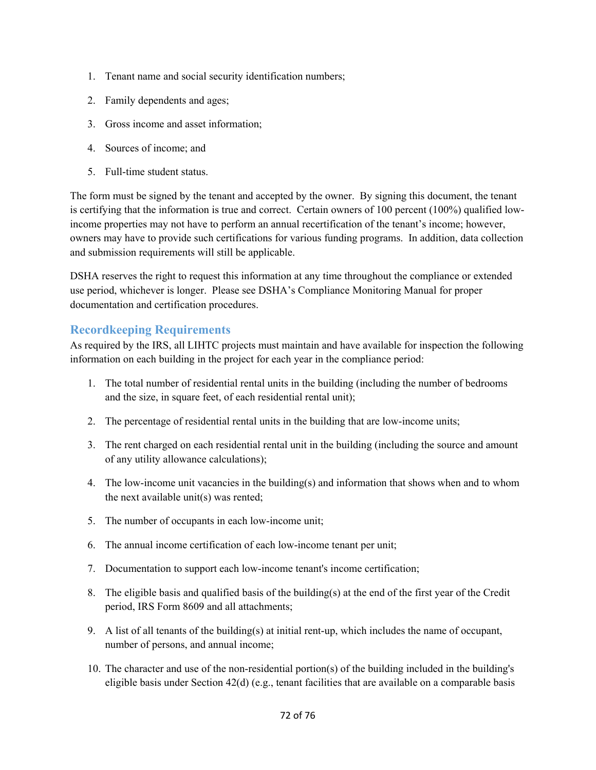1. Tenant name and social security identification numbers;
2. Family dependents and ages;
3. Gross income and asset information;
4. Sources of income; and
5. Full-time student status.

The form must be signed by the tenant and accepted by the owner. By signing this document, the tenant is certifying that the information is true and correct. Certain owners of 100 percent (100%) qualified low-income properties may not have to perform an annual recertification of the tenant's income; however, owners may have to provide such certifications for various funding programs. In addition, data collection and submission requirements will still be applicable.

DSHA reserves the right to request this information at any time throughout the compliance or extended use period, whichever is longer. Please see DSHA's Compliance Monitoring Manual for proper documentation and certification procedures.

## Recordkeeping Requirements

As required by the IRS, all LIHTC projects must maintain and have available for inspection the following information on each building in the project for each year in the compliance period:

1. The total number of residential rental units in the building (including the number of bedrooms and the size, in square feet, of each residential rental unit);
2. The percentage of residential rental units in the building that are low-income units;
3. The rent charged on each residential rental unit in the building (including the source and amount of any utility allowance calculations);
4. The low-income unit vacancies in the building(s) and information that shows when and to whom the next available unit(s) was rented;
5. The number of occupants in each low-income unit;
6. The annual income certification of each low-income tenant per unit;
7. Documentation to support each low-income tenant's income certification;
8. The eligible basis and qualified basis of the building(s) at the end of the first year of the Credit period, IRS Form 8609 and all attachments;
9. A list of all tenants of the building(s) at initial rent-up, which includes the name of occupant, number of persons, and annual income;
10. The character and use of the non-residential portion(s) of the building included in the building's eligible basis under Section 42(d) (e.g., tenant facilities that are available on a comparable basis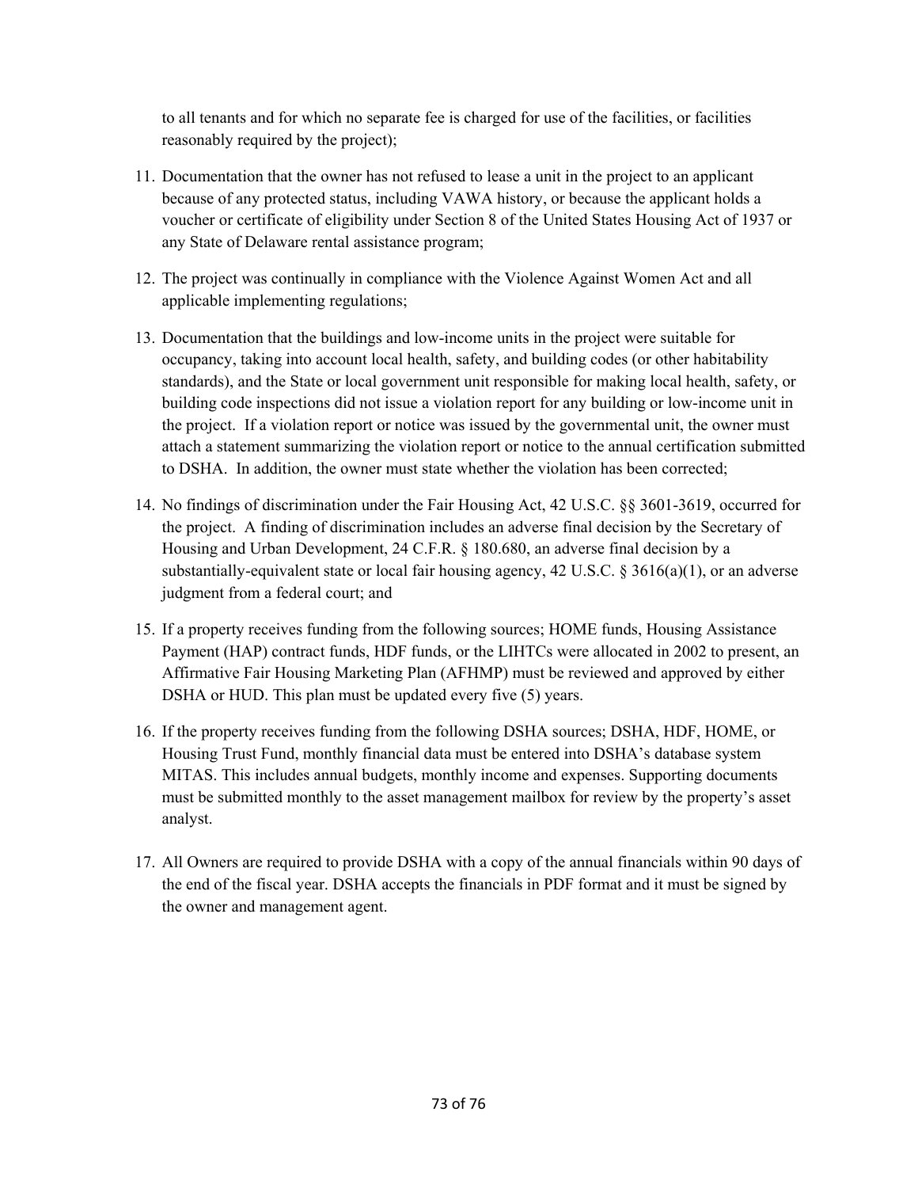to all tenants and for which no separate fee is charged for use of the facilities, or facilities reasonably required by the project);

11. Documentation that the owner has not refused to lease a unit in the project to an applicant because of any protected status, including VAWA history, or because the applicant holds a voucher or certificate of eligibility under Section 8 of the United States Housing Act of 1937 or any State of Delaware rental assistance program;

12. The project was continually in compliance with the Violence Against Women Act and all applicable implementing regulations;

13. Documentation that the buildings and low-income units in the project were suitable for occupancy, taking into account local health, safety, and building codes (or other habitability standards), and the State or local government unit responsible for making local health, safety, or building code inspections did not issue a violation report for any building or low-income unit in the project. If a violation report or notice was issued by the governmental unit, the owner must attach a statement summarizing the violation report or notice to the annual certification submitted to DSHA. In addition, the owner must state whether the violation has been corrected;

14. No findings of discrimination under the Fair Housing Act, 42 U.S.C. §§ 3601-3619, occurred for the project. A finding of discrimination includes an adverse final decision by the Secretary of Housing and Urban Development, 24 C.F.R. § 180.680, an adverse final decision by a substantially-equivalent state or local fair housing agency, 42 U.S.C. § 3616(a)(1), or an adverse judgment from a federal court; and

15. If a property receives funding from the following sources; HOME funds, Housing Assistance Payment (HAP) contract funds, HDF funds, or the LIHTCs were allocated in 2002 to present, an Affirmative Fair Housing Marketing Plan (AFHMP) must be reviewed and approved by either DSHA or HUD. This plan must be updated every five (5) years.

16. If the property receives funding from the following DSHA sources; DSHA, HDF, HOME, or Housing Trust Fund, monthly financial data must be entered into DSHA's database system MITAS. This includes annual budgets, monthly income and expenses. Supporting documents must be submitted monthly to the asset management mailbox for review by the property's asset analyst.

17. All Owners are required to provide DSHA with a copy of the annual financials within 90 days of the end of the fiscal year. DSHA accepts the financials in PDF format and it must be signed by the owner and management agent.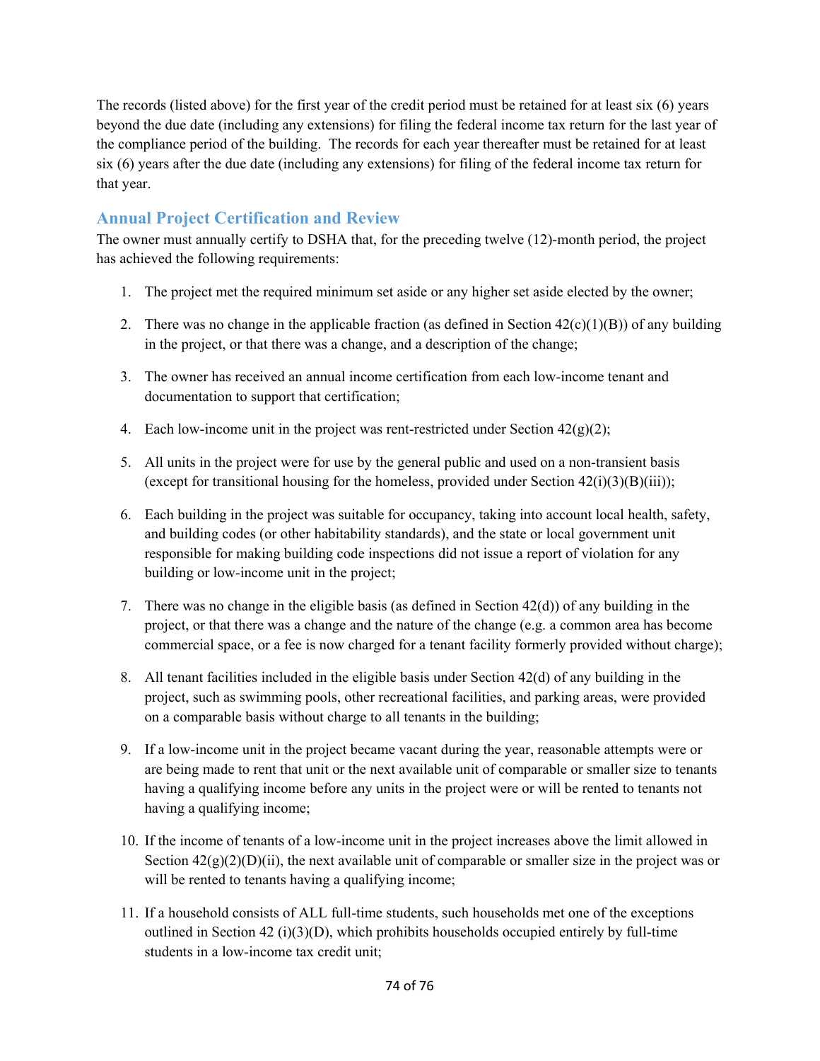The records (listed above) for the first year of the credit period must be retained for at least six (6) years beyond the due date (including any extensions) for filing the federal income tax return for the last year of the compliance period of the building. The records for each year thereafter must be retained for at least six (6) years after the due date (including any extensions) for filing of the federal income tax return for that year.

## Annual Project Certification and Review

The owner must annually certify to DSHA that, for the preceding twelve (12)-month period, the project has achieved the following requirements:

1. The project met the required minimum set aside or any higher set aside elected by the owner;

2. There was no change in the applicable fraction (as defined in Section 42(c)(1)(B)) of any building in the project, or that there was a change, and a description of the change;

3. The owner has received an annual income certification from each low-income tenant and documentation to support that certification;

4. Each low-income unit in the project was rent-restricted under Section 42(g)(2);

5. All units in the project were for use by the general public and used on a non-transient basis (except for transitional housing for the homeless, provided under Section 42(i)(3)(B)(iii));

6. Each building in the project was suitable for occupancy, taking into account local health, safety, and building codes (or other habitability standards), and the state or local government unit responsible for making building code inspections did not issue a report of violation for any building or low-income unit in the project;

7. There was no change in the eligible basis (as defined in Section 42(d)) of any building in the project, or that there was a change and the nature of the change (e.g. a common area has become commercial space, or a fee is now charged for a tenant facility formerly provided without charge);

8. All tenant facilities included in the eligible basis under Section 42(d) of any building in the project, such as swimming pools, other recreational facilities, and parking areas, were provided on a comparable basis without charge to all tenants in the building;

9. If a low-income unit in the project became vacant during the year, reasonable attempts were or are being made to rent that unit or the next available unit of comparable or smaller size to tenants having a qualifying income before any units in the project were or will be rented to tenants not having a qualifying income;

10. If the income of tenants of a low-income unit in the project increases above the limit allowed in Section 42(g)(2)(D)(ii), the next available unit of comparable or smaller size in the project was or will be rented to tenants having a qualifying income;

11. If a household consists of ALL full-time students, such households met one of the exceptions outlined in Section 42 (i)(3)(D), which prohibits households occupied entirely by full-time students in a low-income tax credit unit;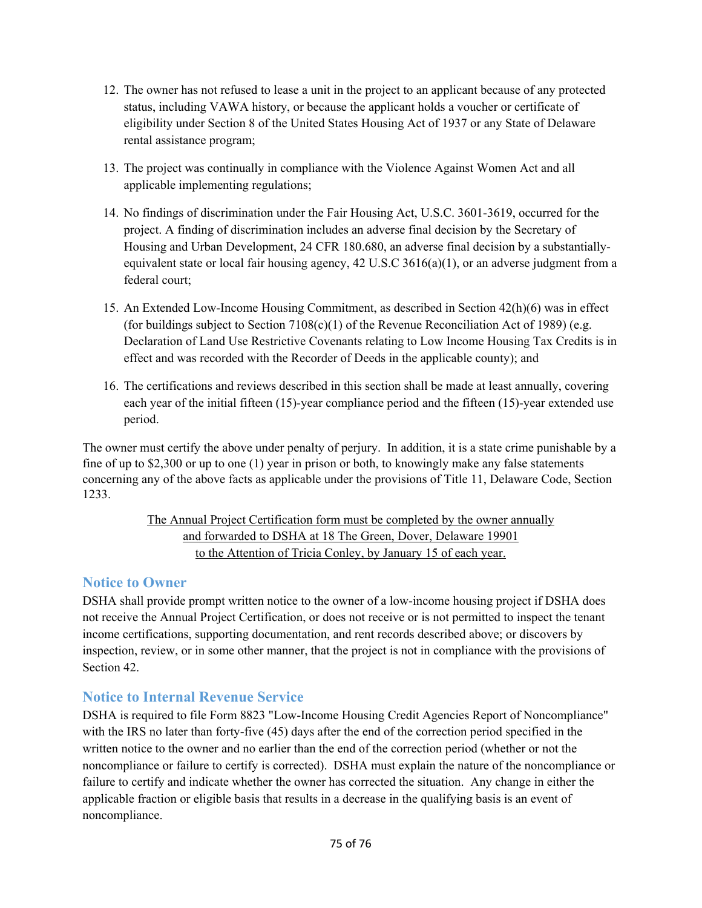12. The owner has not refused to lease a unit in the project to an applicant because of any protected status, including VAWA history, or because the applicant holds a voucher or certificate of eligibility under Section 8 of the United States Housing Act of 1937 or any State of Delaware rental assistance program;

13. The project was continually in compliance with the Violence Against Women Act and all applicable implementing regulations;

14. No findings of discrimination under the Fair Housing Act, U.S.C. 3601-3619, occurred for the project. A finding of discrimination includes an adverse final decision by the Secretary of Housing and Urban Development, 24 CFR 180.680, an adverse final decision by a substantially-equivalent state or local fair housing agency, 42 U.S.C 3616(a)(1), or an adverse judgment from a federal court;

15. An Extended Low-Income Housing Commitment, as described in Section 42(h)(6) was in effect (for buildings subject to Section 7108(c)(1) of the Revenue Reconciliation Act of 1989) (e.g. Declaration of Land Use Restrictive Covenants relating to Low Income Housing Tax Credits is in effect and was recorded with the Recorder of Deeds in the applicable county); and

16. The certifications and reviews described in this section shall be made at least annually, covering each year of the initial fifteen (15)-year compliance period and the fifteen (15)-year extended use period.

The owner must certify the above under penalty of perjury. In addition, it is a state crime punishable by a fine of up to $2,300 or up to one (1) year in prison or both, to knowingly make any false statements concerning any of the above facts as applicable under the provisions of Title 11, Delaware Code, Section 1233.

<u>The Annual Project Certification form must be completed by the owner annually and forwarded to DSHA at 18 The Green, Dover, Delaware 19901 to the Attention of Tricia Conley, by January 15 of each year.</u>

## Notice to Owner

DSHA shall provide prompt written notice to the owner of a low-income housing project if DSHA does not receive the Annual Project Certification, or does not receive or is not permitted to inspect the tenant income certifications, supporting documentation, and rent records described above; or discovers by inspection, review, or in some other manner, that the project is not in compliance with the provisions of Section 42.

## Notice to Internal Revenue Service

DSHA is required to file Form 8823 "Low-Income Housing Credit Agencies Report of Noncompliance" with the IRS no later than forty-five (45) days after the end of the correction period specified in the written notice to the owner and no earlier than the end of the correction period (whether or not the noncompliance or failure to certify is corrected). DSHA must explain the nature of the noncompliance or failure to certify and indicate whether the owner has corrected the situation. Any change in either the applicable fraction or eligible basis that results in a decrease in the qualifying basis is an event of noncompliance.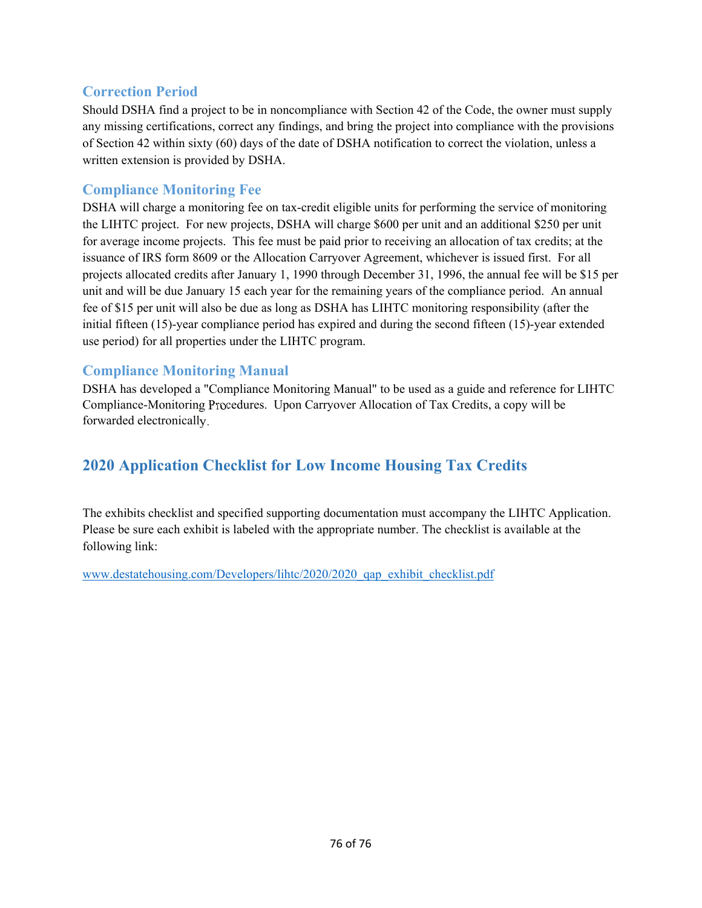### Correction Period

Should DSHA find a project to be in noncompliance with Section 42 of the Code, the owner must supply any missing certifications, correct any findings, and bring the project into compliance with the provisions of Section 42 within sixty (60) days of the date of DSHA notification to correct the violation, unless a written extension is provided by DSHA.

### Compliance Monitoring Fee

DSHA will charge a monitoring fee on tax-credit eligible units for performing the service of monitoring the LIHTC project. For new projects, DSHA will charge $600 per unit and an additional $250 per unit for average income projects. This fee must be paid prior to receiving an allocation of tax credits; at the issuance of IRS form 8609 or the Allocation Carryover Agreement, whichever is issued first. For all projects allocated credits after January 1, 1990 through December 31, 1996, the annual fee will be $15 per unit and will be due January 15 each year for the remaining years of the compliance period. An annual fee of $15 per unit will also be due as long as DSHA has LIHTC monitoring responsibility (after the initial fifteen (15)-year compliance period has expired and during the second fifteen (15)-year extended use period) for all properties under the LIHTC program.

### Compliance Monitoring Manual

DSHA has developed a "Compliance Monitoring Manual" to be used as a guide and reference for LIHTC Compliance-Monitoring Procedures. Upon Carryover Allocation of Tax Credits, a copy will be forwarded electronically.

## 2020 Application Checklist for Low Income Housing Tax Credits

The exhibits checklist and specified supporting documentation must accompany the LIHTC Application. Please be sure each exhibit is labeled with the appropriate number. The checklist is available at the following link:

www.destatehousing.com/Developers/lihtc/2020/2020_qap_exhibit_checklist.pdf